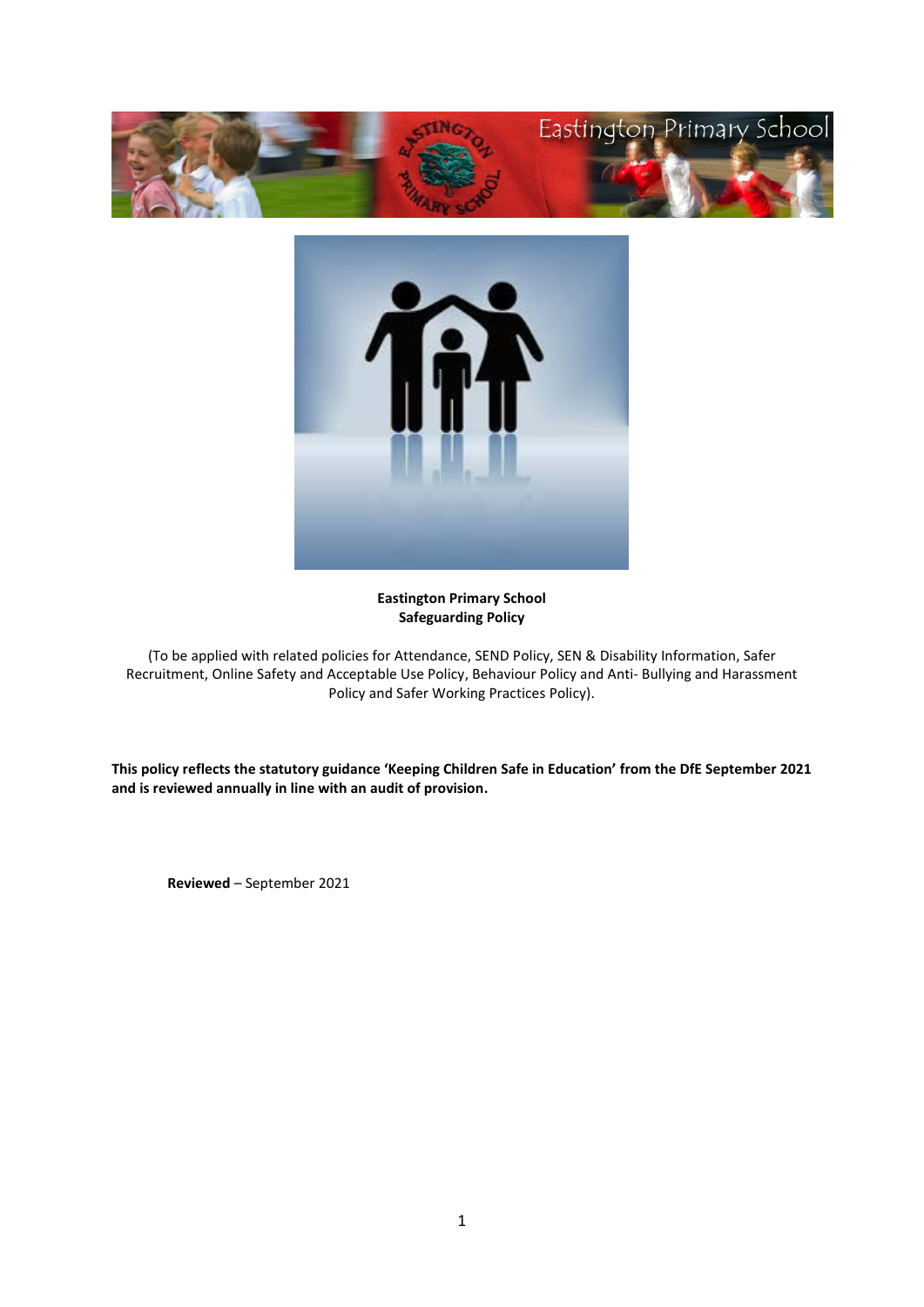**Eastington Primary School**
**Safeguarding Policy**

(To be applied with related policies for Attendance, SEND Policy, SEN & Disability Information, Safer Recruitment, Online Safety and Acceptable Use Policy, Behaviour Policy and Anti- Bullying and Harassment Policy and Safer Working Practices Policy).

**This policy reflects the statutory guidance 'Keeping Children Safe in Education' from the DfE September 2021 and is reviewed annually in line with an audit of provision.**

**Reviewed** – September 2021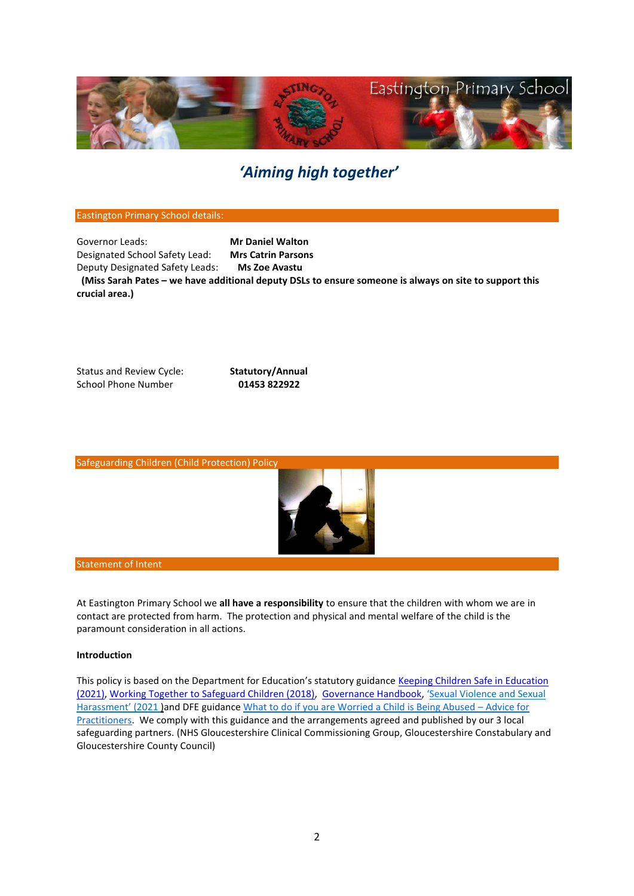*'Aiming high together'*

## Eastington Primary School details:

Governor Leads: **Mr Daniel Walton**
Designated School Safety Lead: **Mrs Catrin Parsons**
Deputy Designated Safety Leads: **Ms Zoe Avastu**
**(Miss Sarah Pates – we have additional deputy DSLs to ensure someone is always on site to support this crucial area.)**

Status and Review Cycle: **Statutory/Annual**
School Phone Number **01453 822922**

## Safeguarding Children (Child Protection) Policy

## Statement of Intent

At Eastington Primary School we **all have a responsibility** to ensure that the children with whom we are in contact are protected from harm. The protection and physical and mental welfare of the child is the paramount consideration in all actions.

**Introduction**

This policy is based on the Department for Education's statutory guidance Keeping Children Safe in Education (2021), Working Together to Safeguard Children (2018), Governance Handbook, 'Sexual Violence and Sexual Harassment' (2021 )and DFE guidance What to do if you are Worried a Child is Being Abused – Advice for Practitioners. We comply with this guidance and the arrangements agreed and published by our 3 local safeguarding partners. (NHS Gloucestershire Clinical Commissioning Group, Gloucestershire Constabulary and Gloucestershire County Council)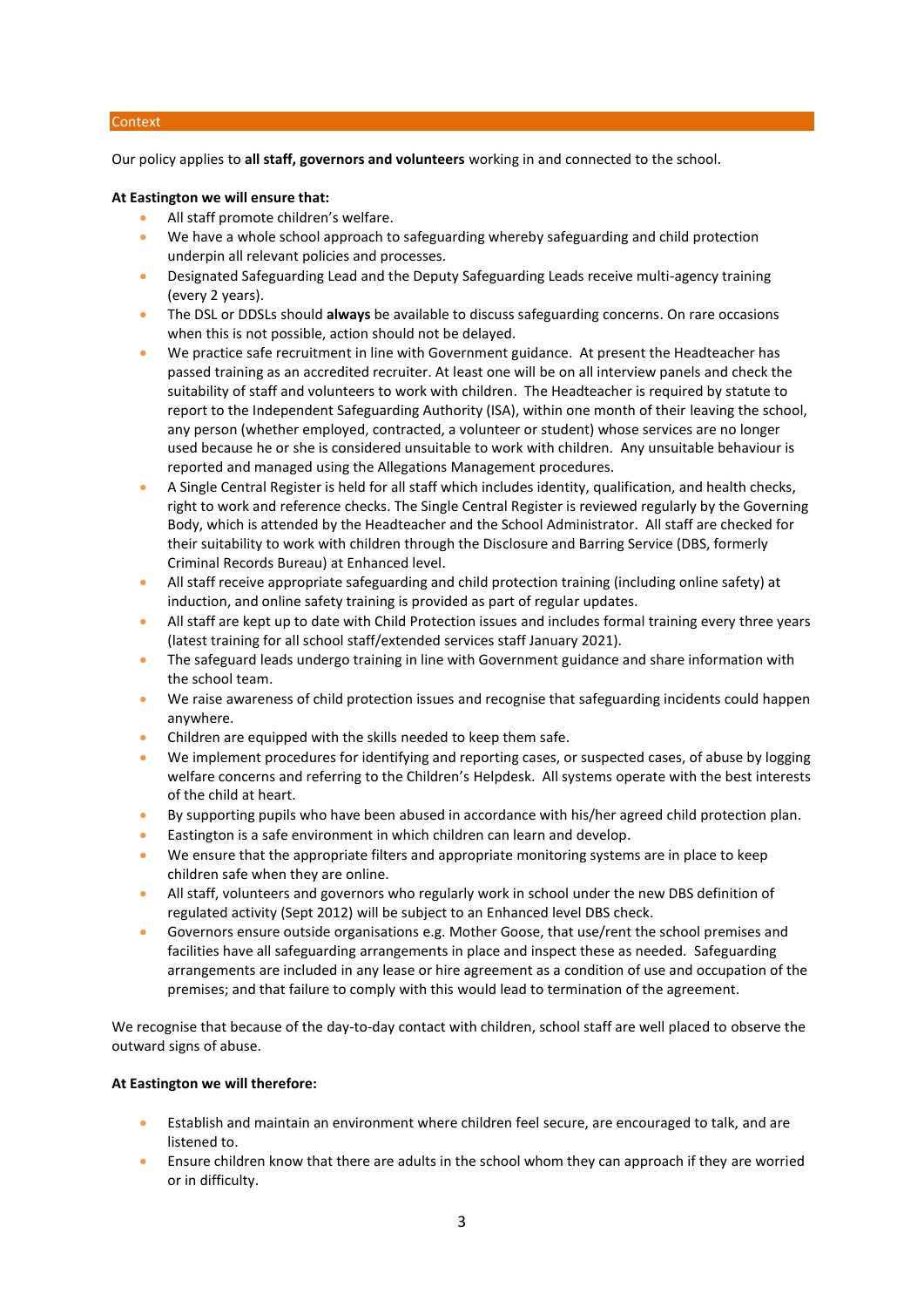## Context

Our policy applies to **all staff, governors and volunteers** working in and connected to the school.

**At Eastington we will ensure that:**

- All staff promote children's welfare.
- We have a whole school approach to safeguarding whereby safeguarding and child protection underpin all relevant policies and processes.
- Designated Safeguarding Lead and the Deputy Safeguarding Leads receive multi-agency training (every 2 years).
- The DSL or DDSLs should **always** be available to discuss safeguarding concerns. On rare occasions when this is not possible, action should not be delayed.
- We practice safe recruitment in line with Government guidance. At present the Headteacher has passed training as an accredited recruiter. At least one will be on all interview panels and check the suitability of staff and volunteers to work with children. The Headteacher is required by statute to report to the Independent Safeguarding Authority (ISA), within one month of their leaving the school, any person (whether employed, contracted, a volunteer or student) whose services are no longer used because he or she is considered unsuitable to work with children. Any unsuitable behaviour is reported and managed using the Allegations Management procedures.
- A Single Central Register is held for all staff which includes identity, qualification, and health checks, right to work and reference checks. The Single Central Register is reviewed regularly by the Governing Body, which is attended by the Headteacher and the School Administrator. All staff are checked for their suitability to work with children through the Disclosure and Barring Service (DBS, formerly Criminal Records Bureau) at Enhanced level.
- All staff receive appropriate safeguarding and child protection training (including online safety) at induction, and online safety training is provided as part of regular updates.
- All staff are kept up to date with Child Protection issues and includes formal training every three years (latest training for all school staff/extended services staff January 2021).
- The safeguard leads undergo training in line with Government guidance and share information with the school team.
- We raise awareness of child protection issues and recognise that safeguarding incidents could happen anywhere.
- Children are equipped with the skills needed to keep them safe.
- We implement procedures for identifying and reporting cases, or suspected cases, of abuse by logging welfare concerns and referring to the Children's Helpdesk. All systems operate with the best interests of the child at heart.
- By supporting pupils who have been abused in accordance with his/her agreed child protection plan.
- Eastington is a safe environment in which children can learn and develop.
- We ensure that the appropriate filters and appropriate monitoring systems are in place to keep children safe when they are online.
- All staff, volunteers and governors who regularly work in school under the new DBS definition of regulated activity (Sept 2012) will be subject to an Enhanced level DBS check.
- Governors ensure outside organisations e.g. Mother Goose, that use/rent the school premises and facilities have all safeguarding arrangements in place and inspect these as needed. Safeguarding arrangements are included in any lease or hire agreement as a condition of use and occupation of the premises; and that failure to comply with this would lead to termination of the agreement.

We recognise that because of the day-to-day contact with children, school staff are well placed to observe the outward signs of abuse.

**At Eastington we will therefore:**

- Establish and maintain an environment where children feel secure, are encouraged to talk, and are listened to.
- Ensure children know that there are adults in the school whom they can approach if they are worried or in difficulty.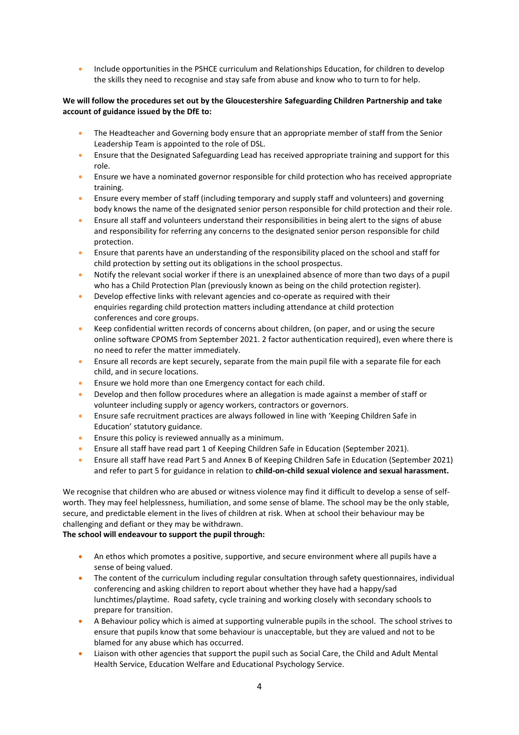- Include opportunities in the PSHCE curriculum and Relationships Education, for children to develop the skills they need to recognise and stay safe from abuse and know who to turn to for help.

**We will follow the procedures set out by the Gloucestershire Safeguarding Children Partnership and take account of guidance issued by the DfE to:**

- The Headteacher and Governing body ensure that an appropriate member of staff from the Senior Leadership Team is appointed to the role of DSL.
- Ensure that the Designated Safeguarding Lead has received appropriate training and support for this role.
- Ensure we have a nominated governor responsible for child protection who has received appropriate training.
- Ensure every member of staff (including temporary and supply staff and volunteers) and governing body knows the name of the designated senior person responsible for child protection and their role.
- Ensure all staff and volunteers understand their responsibilities in being alert to the signs of abuse and responsibility for referring any concerns to the designated senior person responsible for child protection.
- Ensure that parents have an understanding of the responsibility placed on the school and staff for child protection by setting out its obligations in the school prospectus.
- Notify the relevant social worker if there is an unexplained absence of more than two days of a pupil who has a Child Protection Plan (previously known as being on the child protection register).
- Develop effective links with relevant agencies and co-operate as required with their enquiries regarding child protection matters including attendance at child protection conferences and core groups.
- Keep confidential written records of concerns about children, (on paper, and or using the secure online software CPOMS from September 2021. 2 factor authentication required), even where there is no need to refer the matter immediately.
- Ensure all records are kept securely, separate from the main pupil file with a separate file for each child, and in secure locations.
- Ensure we hold more than one Emergency contact for each child.
- Develop and then follow procedures where an allegation is made against a member of staff or volunteer including supply or agency workers, contractors or governors.
- Ensure safe recruitment practices are always followed in line with 'Keeping Children Safe in Education' statutory guidance.
- Ensure this policy is reviewed annually as a minimum.
- Ensure all staff have read part 1 of Keeping Children Safe in Education (September 2021).
- Ensure all staff have read Part 5 and Annex B of Keeping Children Safe in Education (September 2021) and refer to part 5 for guidance in relation to **child-on-child sexual violence and sexual harassment.**

We recognise that children who are abused or witness violence may find it difficult to develop a sense of self-worth. They may feel helplessness, humiliation, and some sense of blame. The school may be the only stable, secure, and predictable element in the lives of children at risk. When at school their behaviour may be challenging and defiant or they may be withdrawn.

**The school will endeavour to support the pupil through:**

- An ethos which promotes a positive, supportive, and secure environment where all pupils have a sense of being valued.
- The content of the curriculum including regular consultation through safety questionnaires, individual conferencing and asking children to report about whether they have had a happy/sad lunchtimes/playtime. Road safety, cycle training and working closely with secondary schools to prepare for transition.
- A Behaviour policy which is aimed at supporting vulnerable pupils in the school. The school strives to ensure that pupils know that some behaviour is unacceptable, but they are valued and not to be blamed for any abuse which has occurred.
- Liaison with other agencies that support the pupil such as Social Care, the Child and Adult Mental Health Service, Education Welfare and Educational Psychology Service.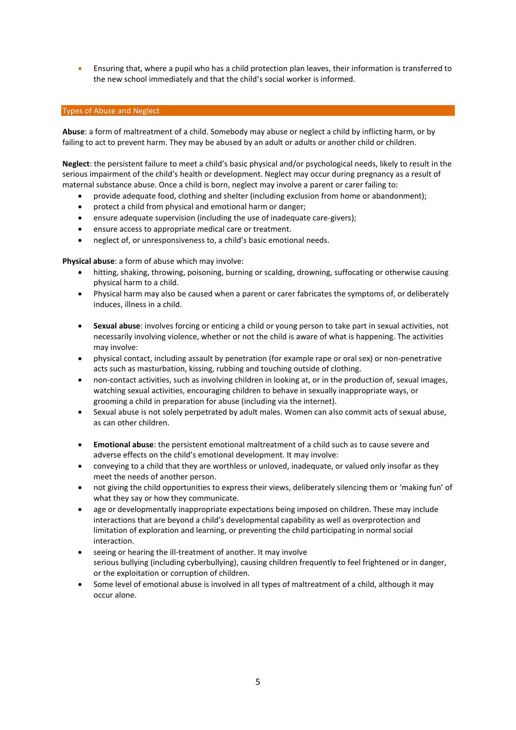- Ensuring that, where a pupil who has a child protection plan leaves, their information is transferred to the new school immediately and that the child's social worker is informed.

## Types of Abuse and Neglect

**Abuse**: a form of maltreatment of a child. Somebody may abuse or neglect a child by inflicting harm, or by failing to act to prevent harm. They may be abused by an adult or adults or another child or children.

**Neglect**: the persistent failure to meet a child's basic physical and/or psychological needs, likely to result in the serious impairment of the child's health or development. Neglect may occur during pregnancy as a result of maternal substance abuse. Once a child is born, neglect may involve a parent or carer failing to:

- provide adequate food, clothing and shelter (including exclusion from home or abandonment);
- protect a child from physical and emotional harm or danger;
- ensure adequate supervision (including the use of inadequate care-givers);
- ensure access to appropriate medical care or treatment.
- neglect of, or unresponsiveness to, a child's basic emotional needs.

**Physical abuse**: a form of abuse which may involve:

- hitting, shaking, throwing, poisoning, burning or scalding, drowning, suffocating or otherwise causing physical harm to a child.
- Physical harm may also be caused when a parent or carer fabricates the symptoms of, or deliberately induces, illness in a child.

- **Sexual abuse**: involves forcing or enticing a child or young person to take part in sexual activities, not necessarily involving violence, whether or not the child is aware of what is happening. The activities may involve:
- physical contact, including assault by penetration (for example rape or oral sex) or non-penetrative acts such as masturbation, kissing, rubbing and touching outside of clothing.
- non-contact activities, such as involving children in looking at, or in the production of, sexual images, watching sexual activities, encouraging children to behave in sexually inappropriate ways, or grooming a child in preparation for abuse (including via the internet).
- Sexual abuse is not solely perpetrated by adult males. Women can also commit acts of sexual abuse, as can other children.

- **Emotional abuse**: the persistent emotional maltreatment of a child such as to cause severe and adverse effects on the child's emotional development. It may involve:
- conveying to a child that they are worthless or unloved, inadequate, or valued only insofar as they meet the needs of another person.
- not giving the child opportunities to express their views, deliberately silencing them or 'making fun' of what they say or how they communicate.
- age or developmentally inappropriate expectations being imposed on children. These may include interactions that are beyond a child's developmental capability as well as overprotection and limitation of exploration and learning, or preventing the child participating in normal social interaction.
- seeing or hearing the ill-treatment of another. It may involve serious bullying (including cyberbullying), causing children frequently to feel frightened or in danger, or the exploitation or corruption of children.
- Some level of emotional abuse is involved in all types of maltreatment of a child, although it may occur alone.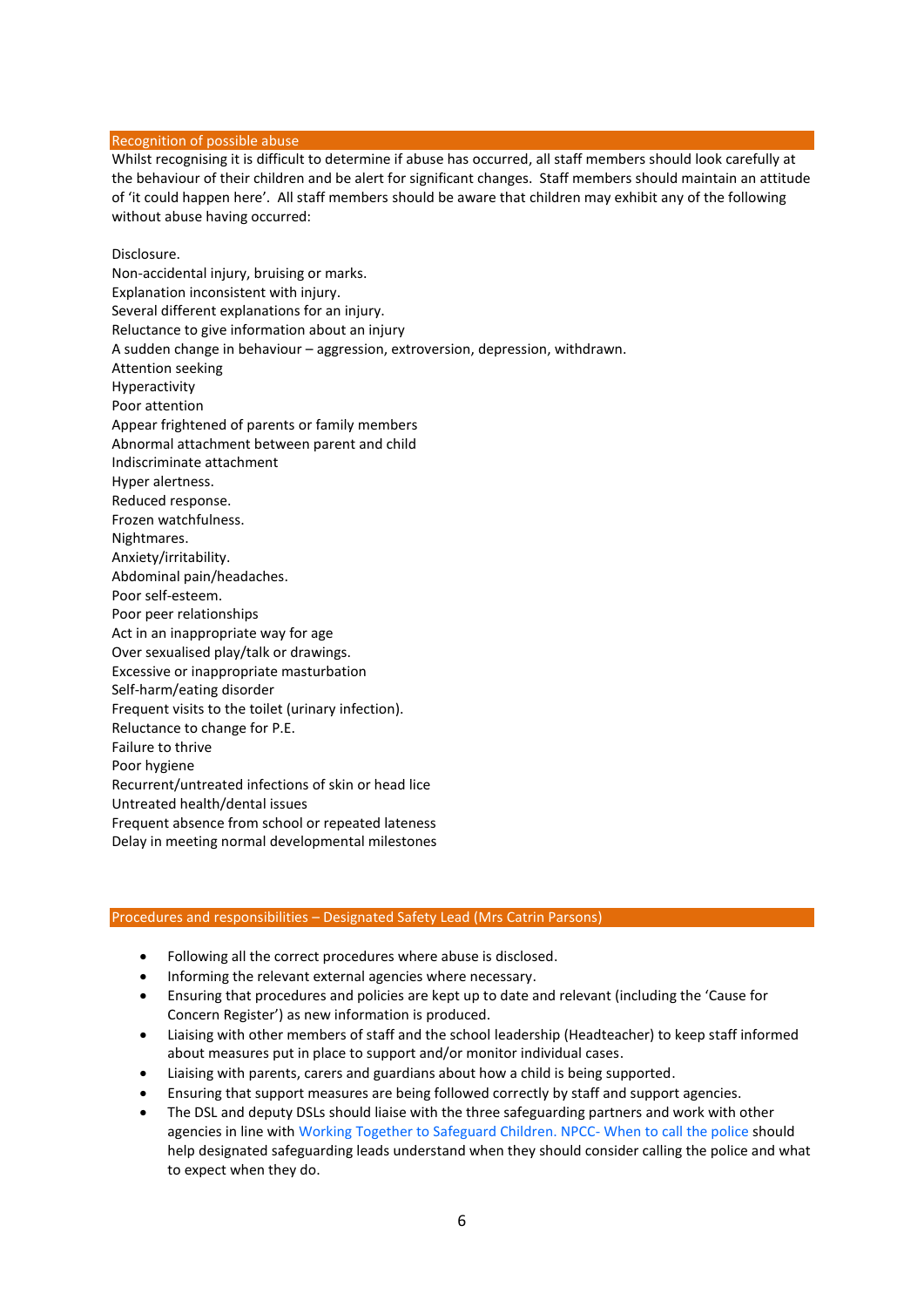## Recognition of possible abuse

Whilst recognising it is difficult to determine if abuse has occurred, all staff members should look carefully at the behaviour of their children and be alert for significant changes. Staff members should maintain an attitude of 'it could happen here'. All staff members should be aware that children may exhibit any of the following without abuse having occurred:

Disclosure.
Non-accidental injury, bruising or marks.
Explanation inconsistent with injury.
Several different explanations for an injury.
Reluctance to give information about an injury
A sudden change in behaviour – aggression, extroversion, depression, withdrawn.
Attention seeking
Hyperactivity
Poor attention
Appear frightened of parents or family members
Abnormal attachment between parent and child
Indiscriminate attachment
Hyper alertness.
Reduced response.
Frozen watchfulness.
Nightmares.
Anxiety/irritability.
Abdominal pain/headaches.
Poor self-esteem.
Poor peer relationships
Act in an inappropriate way for age
Over sexualised play/talk or drawings.
Excessive or inappropriate masturbation
Self-harm/eating disorder
Frequent visits to the toilet (urinary infection).
Reluctance to change for P.E.
Failure to thrive
Poor hygiene
Recurrent/untreated infections of skin or head lice
Untreated health/dental issues
Frequent absence from school or repeated lateness
Delay in meeting normal developmental milestones

## Procedures and responsibilities – Designated Safety Lead (Mrs Catrin Parsons)

- Following all the correct procedures where abuse is disclosed.
- Informing the relevant external agencies where necessary.
- Ensuring that procedures and policies are kept up to date and relevant (including the 'Cause for Concern Register') as new information is produced.
- Liaising with other members of staff and the school leadership (Headteacher) to keep staff informed about measures put in place to support and/or monitor individual cases.
- Liaising with parents, carers and guardians about how a child is being supported.
- Ensuring that support measures are being followed correctly by staff and support agencies.
- The DSL and deputy DSLs should liaise with the three safeguarding partners and work with other agencies in line with Working Together to Safeguard Children. NPCC- When to call the police should help designated safeguarding leads understand when they should consider calling the police and what to expect when they do.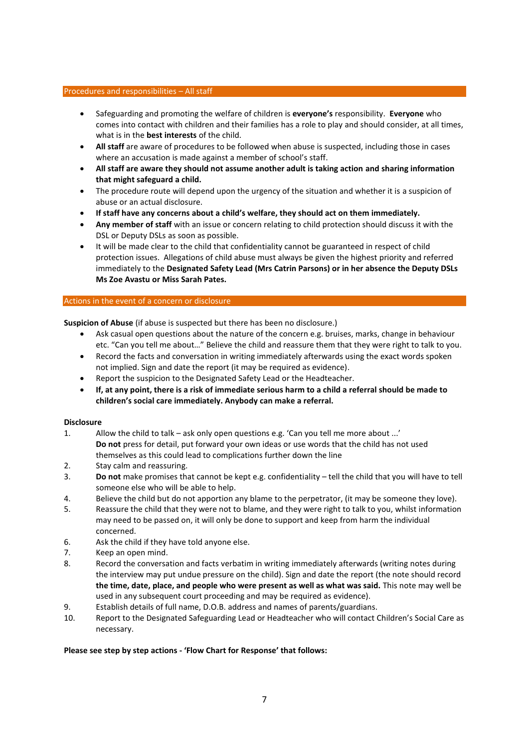## Procedures and responsibilities – All staff

- Safeguarding and promoting the welfare of children is **everyone's** responsibility. **Everyone** who comes into contact with children and their families has a role to play and should consider, at all times, what is in the **best interests** of the child.
- **All staff** are aware of procedures to be followed when abuse is suspected, including those in cases where an accusation is made against a member of school's staff.
- **All staff are aware they should not assume another adult is taking action and sharing information that might safeguard a child.**
- The procedure route will depend upon the urgency of the situation and whether it is a suspicion of abuse or an actual disclosure.
- **If staff have any concerns about a child's welfare, they should act on them immediately.**
- **Any member of staff** with an issue or concern relating to child protection should discuss it with the DSL or Deputy DSLs as soon as possible.
- It will be made clear to the child that confidentiality cannot be guaranteed in respect of child protection issues. Allegations of child abuse must always be given the highest priority and referred immediately to the **Designated Safety Lead (Mrs Catrin Parsons) or in her absence the Deputy DSLs Ms Zoe Avastu or Miss Sarah Pates.**

## Actions in the event of a concern or disclosure

**Suspicion of Abuse** (if abuse is suspected but there has been no disclosure.)

- Ask casual open questions about the nature of the concern e.g. bruises, marks, change in behaviour etc. "Can you tell me about…" Believe the child and reassure them that they were right to talk to you.
- Record the facts and conversation in writing immediately afterwards using the exact words spoken not implied. Sign and date the report (it may be required as evidence).
- Report the suspicion to the Designated Safety Lead or the Headteacher.
- **If, at any point, there is a risk of immediate serious harm to a child a referral should be made to children's social care immediately. Anybody can make a referral.**

**Disclosure**

1. Allow the child to talk – ask only open questions e.g. 'Can you tell me more about ...' **Do not** press for detail, put forward your own ideas or use words that the child has not used themselves as this could lead to complications further down the line
2. Stay calm and reassuring.
3. **Do not** make promises that cannot be kept e.g. confidentiality – tell the child that you will have to tell someone else who will be able to help.
4. Believe the child but do not apportion any blame to the perpetrator, (it may be someone they love).
5. Reassure the child that they were not to blame, and they were right to talk to you, whilst information may need to be passed on, it will only be done to support and keep from harm the individual concerned.
6. Ask the child if they have told anyone else.
7. Keep an open mind.
8. Record the conversation and facts verbatim in writing immediately afterwards (writing notes during the interview may put undue pressure on the child). Sign and date the report (the note should record **the time, date, place, and people who were present as well as what was said.** This note may well be used in any subsequent court proceeding and may be required as evidence).
9. Establish details of full name, D.O.B. address and names of parents/guardians.
10. Report to the Designated Safeguarding Lead or Headteacher who will contact Children's Social Care as necessary.

**Please see step by step actions - 'Flow Chart for Response' that follows:**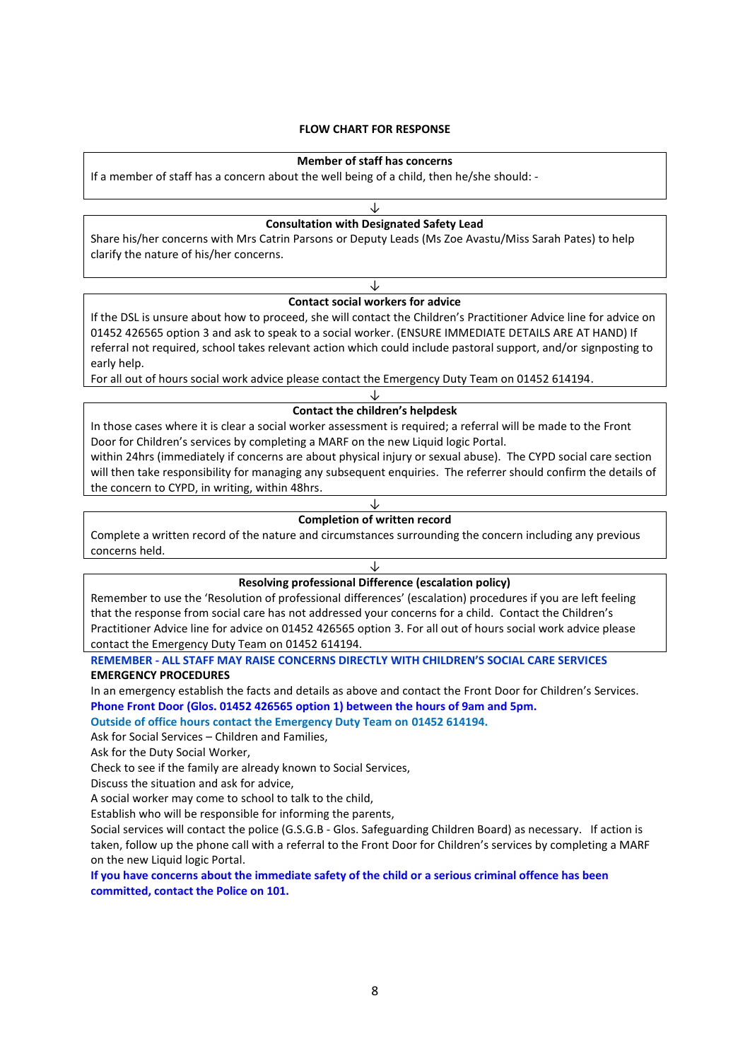**FLOW CHART FOR RESPONSE**

**Member of staff has concerns**

If a member of staff has a concern about the well being of a child, then he/she should: -

↓

**Consultation with Designated Safety Lead**

Share his/her concerns with Mrs Catrin Parsons or Deputy Leads (Ms Zoe Avastu/Miss Sarah Pates) to help clarify the nature of his/her concerns.

↓

**Contact social workers for advice**

If the DSL is unsure about how to proceed, she will contact the Children's Practitioner Advice line for advice on 01452 426565 option 3 and ask to speak to a social worker. (ENSURE IMMEDIATE DETAILS ARE AT HAND) If referral not required, school takes relevant action which could include pastoral support, and/or signposting to early help.

For all out of hours social work advice please contact the Emergency Duty Team on 01452 614194.

↓

**Contact the children's helpdesk**

In those cases where it is clear a social worker assessment is required; a referral will be made to the Front Door for Children's services by completing a MARF on the new Liquid logic Portal.

within 24hrs (immediately if concerns are about physical injury or sexual abuse). The CYPD social care section will then take responsibility for managing any subsequent enquiries. The referrer should confirm the details of the concern to CYPD, in writing, within 48hrs.

↓

**Completion of written record**

Complete a written record of the nature and circumstances surrounding the concern including any previous concerns held.

↓

**Resolving professional Difference (escalation policy)**

Remember to use the 'Resolution of professional differences' (escalation) procedures if you are left feeling that the response from social care has not addressed your concerns for a child. Contact the Children's Practitioner Advice line for advice on 01452 426565 option 3. For all out of hours social work advice please contact the Emergency Duty Team on 01452 614194.

**REMEMBER - ALL STAFF MAY RAISE CONCERNS DIRECTLY WITH CHILDREN'S SOCIAL CARE SERVICES**

**EMERGENCY PROCEDURES**

In an emergency establish the facts and details as above and contact the Front Door for Children's Services.

**Phone Front Door (Glos. 01452 426565 option 1) between the hours of 9am and 5pm.**

**Outside of office hours contact the Emergency Duty Team on 01452 614194.**

Ask for Social Services – Children and Families,

Ask for the Duty Social Worker,

Check to see if the family are already known to Social Services,

Discuss the situation and ask for advice,

A social worker may come to school to talk to the child,

Establish who will be responsible for informing the parents,

Social services will contact the police (G.S.G.B - Glos. Safeguarding Children Board) as necessary. If action is taken, follow up the phone call with a referral to the Front Door for Children's services by completing a MARF on the new Liquid logic Portal.

**If you have concerns about the immediate safety of the child or a serious criminal offence has been committed, contact the Police on 101.**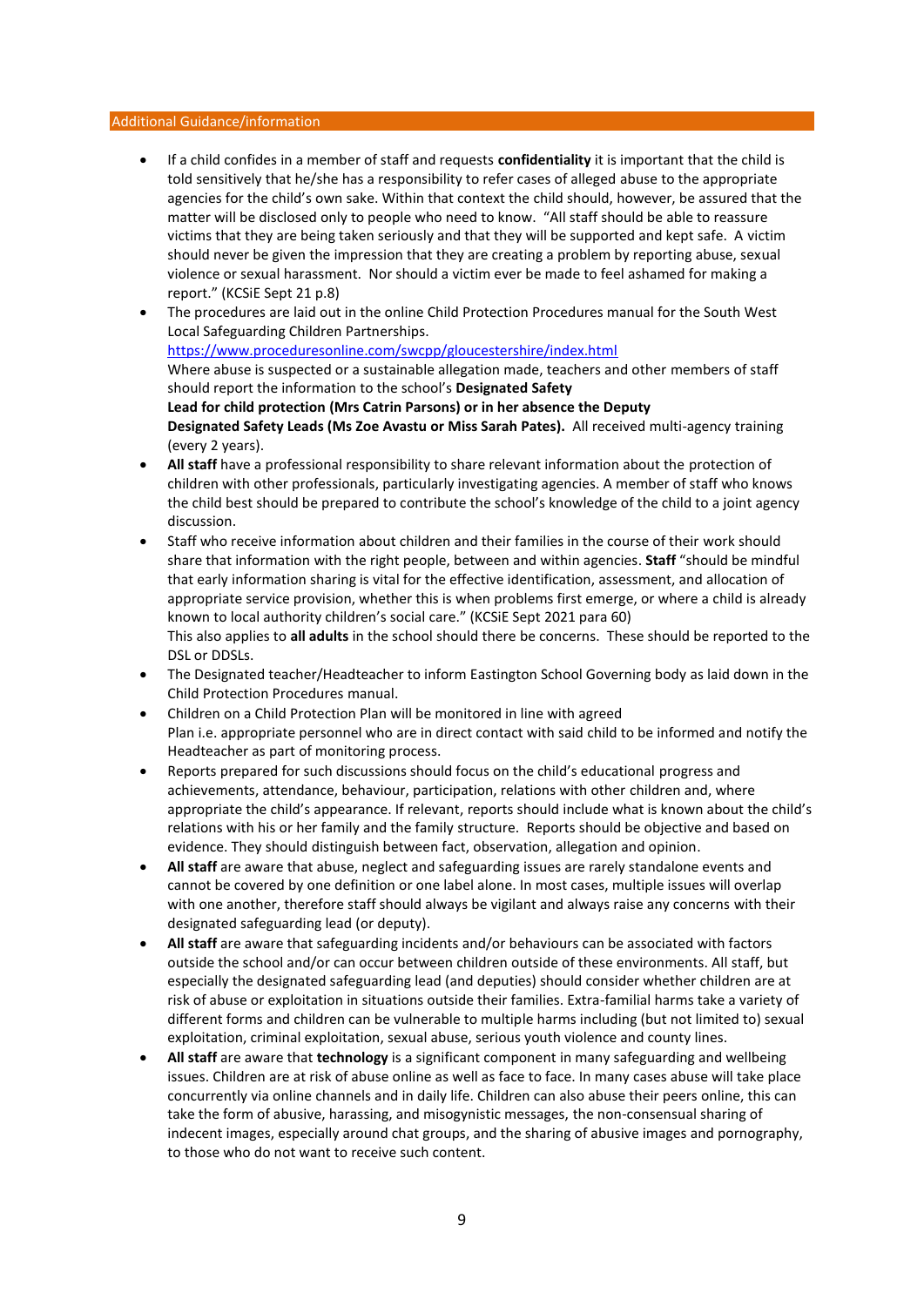## Additional Guidance/information

- If a child confides in a member of staff and requests **confidentiality** it is important that the child is told sensitively that he/she has a responsibility to refer cases of alleged abuse to the appropriate agencies for the child's own sake. Within that context the child should, however, be assured that the matter will be disclosed only to people who need to know. "All staff should be able to reassure victims that they are being taken seriously and that they will be supported and kept safe. A victim should never be given the impression that they are creating a problem by reporting abuse, sexual violence or sexual harassment. Nor should a victim ever be made to feel ashamed for making a report." (KCSiE Sept 21 p.8)
- The procedures are laid out in the online Child Protection Procedures manual for the South West Local Safeguarding Children Partnerships.
  https://www.proceduresonline.com/swcpp/gloucestershire/index.html
  Where abuse is suspected or a sustainable allegation made, teachers and other members of staff should report the information to the school's **Designated Safety Lead for child protection (Mrs Catrin Parsons) or in her absence the Deputy Designated Safety Leads (Ms Zoe Avastu or Miss Sarah Pates).** All received multi-agency training (every 2 years).
- **All staff** have a professional responsibility to share relevant information about the protection of children with other professionals, particularly investigating agencies. A member of staff who knows the child best should be prepared to contribute the school's knowledge of the child to a joint agency discussion.
- Staff who receive information about children and their families in the course of their work should share that information with the right people, between and within agencies. **Staff** "should be mindful that early information sharing is vital for the effective identification, assessment, and allocation of appropriate service provision, whether this is when problems first emerge, or where a child is already known to local authority children's social care." (KCSiE Sept 2021 para 60)
  This also applies to **all adults** in the school should there be concerns. These should be reported to the DSL or DDSLs.
- The Designated teacher/Headteacher to inform Eastington School Governing body as laid down in the Child Protection Procedures manual.
- Children on a Child Protection Plan will be monitored in line with agreed Plan i.e. appropriate personnel who are in direct contact with said child to be informed and notify the Headteacher as part of monitoring process.
- Reports prepared for such discussions should focus on the child's educational progress and achievements, attendance, behaviour, participation, relations with other children and, where appropriate the child's appearance. If relevant, reports should include what is known about the child's relations with his or her family and the family structure. Reports should be objective and based on evidence. They should distinguish between fact, observation, allegation and opinion.
- **All staff** are aware that abuse, neglect and safeguarding issues are rarely standalone events and cannot be covered by one definition or one label alone. In most cases, multiple issues will overlap with one another, therefore staff should always be vigilant and always raise any concerns with their designated safeguarding lead (or deputy).
- **All staff** are aware that safeguarding incidents and/or behaviours can be associated with factors outside the school and/or can occur between children outside of these environments. All staff, but especially the designated safeguarding lead (and deputies) should consider whether children are at risk of abuse or exploitation in situations outside their families. Extra-familial harms take a variety of different forms and children can be vulnerable to multiple harms including (but not limited to) sexual exploitation, criminal exploitation, sexual abuse, serious youth violence and county lines.
- **All staff** are aware that **technology** is a significant component in many safeguarding and wellbeing issues. Children are at risk of abuse online as well as face to face. In many cases abuse will take place concurrently via online channels and in daily life. Children can also abuse their peers online, this can take the form of abusive, harassing, and misogynistic messages, the non-consensual sharing of indecent images, especially around chat groups, and the sharing of abusive images and pornography, to those who do not want to receive such content.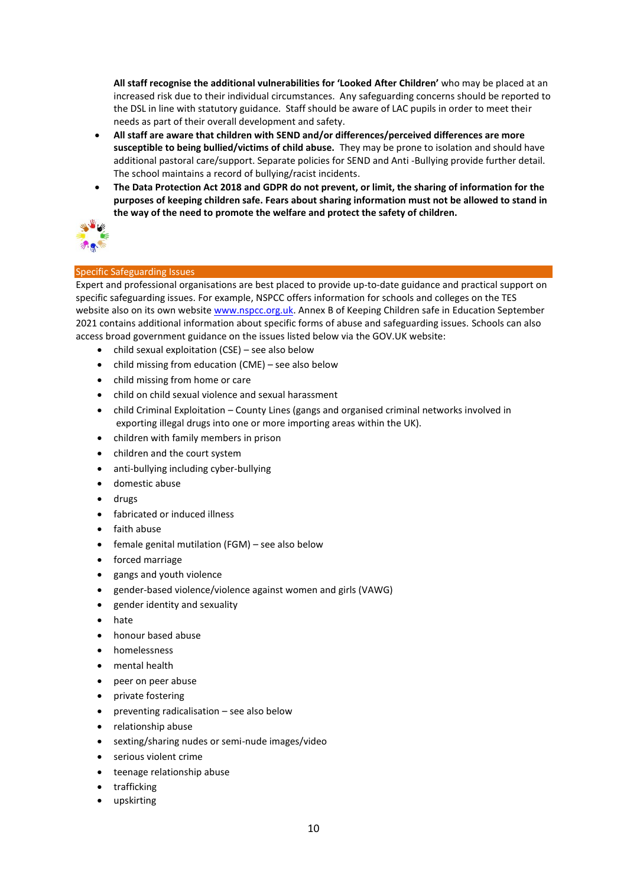**All staff recognise the additional vulnerabilities for 'Looked After Children'** who may be placed at an increased risk due to their individual circumstances. Any safeguarding concerns should be reported to the DSL in line with statutory guidance. Staff should be aware of LAC pupils in order to meet their needs as part of their overall development and safety.

- **All staff are aware that children with SEND and/or differences/perceived differences are more susceptible to being bullied/victims of child abuse.** They may be prone to isolation and should have additional pastoral care/support. Separate policies for SEND and Anti -Bullying provide further detail. The school maintains a record of bullying/racist incidents.
- **The Data Protection Act 2018 and GDPR do not prevent, or limit, the sharing of information for the purposes of keeping children safe. Fears about sharing information must not be allowed to stand in the way of the need to promote the welfare and protect the safety of children.**

## Specific Safeguarding Issues

Expert and professional organisations are best placed to provide up-to-date guidance and practical support on specific safeguarding issues. For example, NSPCC offers information for schools and colleges on the TES website also on its own website [www.nspcc.org.uk](http://www.nspcc.org.uk). Annex B of Keeping Children safe in Education September 2021 contains additional information about specific forms of abuse and safeguarding issues. Schools can also access broad government guidance on the issues listed below via the GOV.UK website:

- child sexual exploitation (CSE) – see also below
- child missing from education (CME) – see also below
- child missing from home or care
- child on child sexual violence and sexual harassment
- child Criminal Exploitation – County Lines (gangs and organised criminal networks involved in exporting illegal drugs into one or more importing areas within the UK).
- children with family members in prison
- children and the court system
- anti-bullying including cyber-bullying
- domestic abuse
- drugs
- fabricated or induced illness
- faith abuse
- female genital mutilation (FGM) – see also below
- forced marriage
- gangs and youth violence
- gender-based violence/violence against women and girls (VAWG)
- gender identity and sexuality
- hate
- honour based abuse
- homelessness
- mental health
- peer on peer abuse
- private fostering
- preventing radicalisation – see also below
- relationship abuse
- sexting/sharing nudes or semi-nude images/video
- serious violent crime
- teenage relationship abuse
- trafficking
- upskirting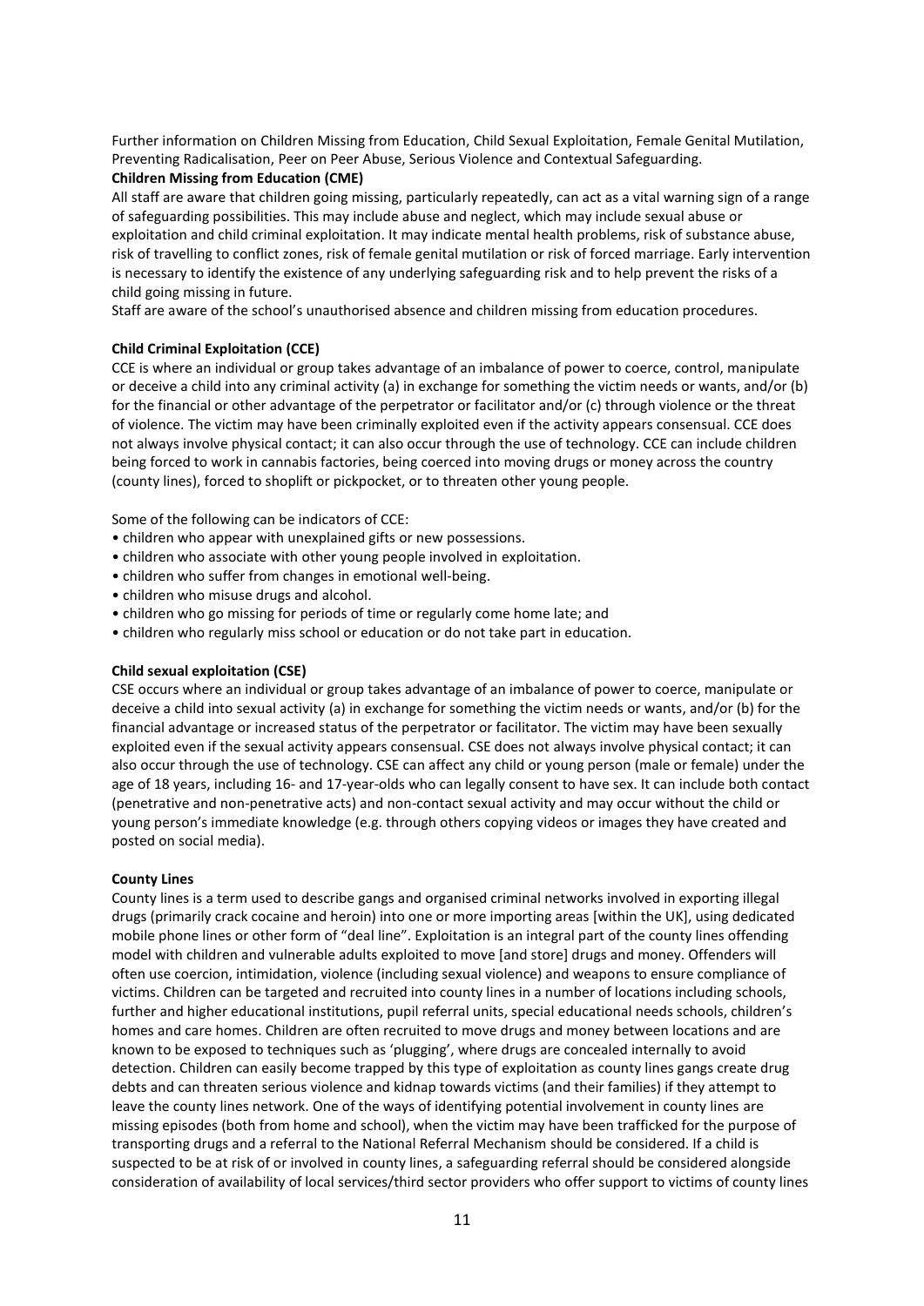Further information on Children Missing from Education, Child Sexual Exploitation, Female Genital Mutilation, Preventing Radicalisation, Peer on Peer Abuse, Serious Violence and Contextual Safeguarding.

**Children Missing from Education (CME)**

All staff are aware that children going missing, particularly repeatedly, can act as a vital warning sign of a range of safeguarding possibilities. This may include abuse and neglect, which may include sexual abuse or exploitation and child criminal exploitation. It may indicate mental health problems, risk of substance abuse, risk of travelling to conflict zones, risk of female genital mutilation or risk of forced marriage. Early intervention is necessary to identify the existence of any underlying safeguarding risk and to help prevent the risks of a child going missing in future.

Staff are aware of the school's unauthorised absence and children missing from education procedures.

**Child Criminal Exploitation (CCE)**

CCE is where an individual or group takes advantage of an imbalance of power to coerce, control, manipulate or deceive a child into any criminal activity (a) in exchange for something the victim needs or wants, and/or (b) for the financial or other advantage of the perpetrator or facilitator and/or (c) through violence or the threat of violence. The victim may have been criminally exploited even if the activity appears consensual. CCE does not always involve physical contact; it can also occur through the use of technology. CCE can include children being forced to work in cannabis factories, being coerced into moving drugs or money across the country (county lines), forced to shoplift or pickpocket, or to threaten other young people.

Some of the following can be indicators of CCE:

- children who appear with unexplained gifts or new possessions.
- children who associate with other young people involved in exploitation.
- children who suffer from changes in emotional well-being.
- children who misuse drugs and alcohol.
- children who go missing for periods of time or regularly come home late; and
- children who regularly miss school or education or do not take part in education.

**Child sexual exploitation (CSE)**

CSE occurs where an individual or group takes advantage of an imbalance of power to coerce, manipulate or deceive a child into sexual activity (a) in exchange for something the victim needs or wants, and/or (b) for the financial advantage or increased status of the perpetrator or facilitator. The victim may have been sexually exploited even if the sexual activity appears consensual. CSE does not always involve physical contact; it can also occur through the use of technology. CSE can affect any child or young person (male or female) under the age of 18 years, including 16- and 17-year-olds who can legally consent to have sex. It can include both contact (penetrative and non-penetrative acts) and non-contact sexual activity and may occur without the child or young person's immediate knowledge (e.g. through others copying videos or images they have created and posted on social media).

**County Lines**

County lines is a term used to describe gangs and organised criminal networks involved in exporting illegal drugs (primarily crack cocaine and heroin) into one or more importing areas [within the UK], using dedicated mobile phone lines or other form of "deal line". Exploitation is an integral part of the county lines offending model with children and vulnerable adults exploited to move [and store] drugs and money. Offenders will often use coercion, intimidation, violence (including sexual violence) and weapons to ensure compliance of victims. Children can be targeted and recruited into county lines in a number of locations including schools, further and higher educational institutions, pupil referral units, special educational needs schools, children's homes and care homes. Children are often recruited to move drugs and money between locations and are known to be exposed to techniques such as 'plugging', where drugs are concealed internally to avoid detection. Children can easily become trapped by this type of exploitation as county lines gangs create drug debts and can threaten serious violence and kidnap towards victims (and their families) if they attempt to leave the county lines network. One of the ways of identifying potential involvement in county lines are missing episodes (both from home and school), when the victim may have been trafficked for the purpose of transporting drugs and a referral to the National Referral Mechanism should be considered. If a child is suspected to be at risk of or involved in county lines, a safeguarding referral should be considered alongside consideration of availability of local services/third sector providers who offer support to victims of county lines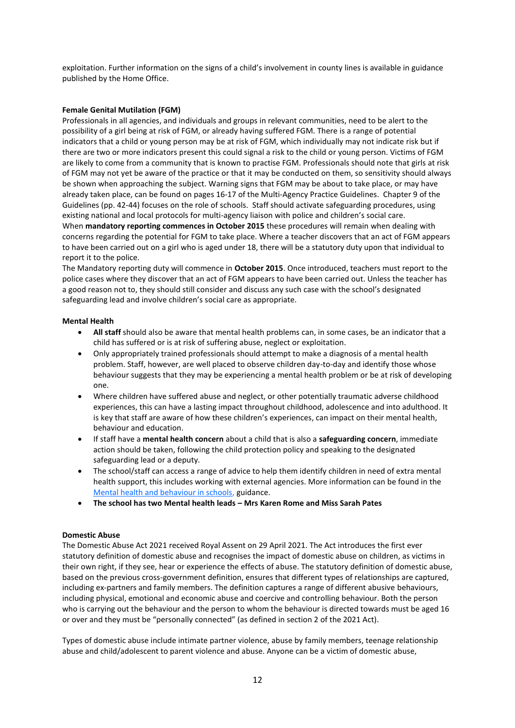exploitation. Further information on the signs of a child's involvement in county lines is available in guidance published by the Home Office.

**Female Genital Mutilation (FGM)**
Professionals in all agencies, and individuals and groups in relevant communities, need to be alert to the possibility of a girl being at risk of FGM, or already having suffered FGM. There is a range of potential indicators that a child or young person may be at risk of FGM, which individually may not indicate risk but if there are two or more indicators present this could signal a risk to the child or young person. Victims of FGM are likely to come from a community that is known to practise FGM. Professionals should note that girls at risk of FGM may not yet be aware of the practice or that it may be conducted on them, so sensitivity should always be shown when approaching the subject. Warning signs that FGM may be about to take place, or may have already taken place, can be found on pages 16-17 of the Multi-Agency Practice Guidelines. Chapter 9 of the Guidelines (pp. 42-44) focuses on the role of schools. Staff should activate safeguarding procedures, using existing national and local protocols for multi-agency liaison with police and children's social care.
When **mandatory reporting commences in October 2015** these procedures will remain when dealing with concerns regarding the potential for FGM to take place. Where a teacher discovers that an act of FGM appears to have been carried out on a girl who is aged under 18, there will be a statutory duty upon that individual to report it to the police.
The Mandatory reporting duty will commence in **October 2015**. Once introduced, teachers must report to the police cases where they discover that an act of FGM appears to have been carried out. Unless the teacher has a good reason not to, they should still consider and discuss any such case with the school's designated safeguarding lead and involve children's social care as appropriate.

**Mental Health**

- **All staff** should also be aware that mental health problems can, in some cases, be an indicator that a child has suffered or is at risk of suffering abuse, neglect or exploitation.
- Only appropriately trained professionals should attempt to make a diagnosis of a mental health problem. Staff, however, are well placed to observe children day-to-day and identify those whose behaviour suggests that they may be experiencing a mental health problem or be at risk of developing one.
- Where children have suffered abuse and neglect, or other potentially traumatic adverse childhood experiences, this can have a lasting impact throughout childhood, adolescence and into adulthood. It is key that staff are aware of how these children's experiences, can impact on their mental health, behaviour and education.
- If staff have a **mental health concern** about a child that is also a **safeguarding concern**, immediate action should be taken, following the child protection policy and speaking to the designated safeguarding lead or a deputy.
- The school/staff can access a range of advice to help them identify children in need of extra mental health support, this includes working with external agencies. More information can be found in the Mental health and behaviour in schools, guidance.
- **The school has two Mental health leads – Mrs Karen Rome and Miss Sarah Pates**

**Domestic Abuse**
The Domestic Abuse Act 2021 received Royal Assent on 29 April 2021. The Act introduces the first ever statutory definition of domestic abuse and recognises the impact of domestic abuse on children, as victims in their own right, if they see, hear or experience the effects of abuse. The statutory definition of domestic abuse, based on the previous cross-government definition, ensures that different types of relationships are captured, including ex-partners and family members. The definition captures a range of different abusive behaviours, including physical, emotional and economic abuse and coercive and controlling behaviour. Both the person who is carrying out the behaviour and the person to whom the behaviour is directed towards must be aged 16 or over and they must be "personally connected" (as defined in section 2 of the 2021 Act).

Types of domestic abuse include intimate partner violence, abuse by family members, teenage relationship abuse and child/adolescent to parent violence and abuse. Anyone can be a victim of domestic abuse,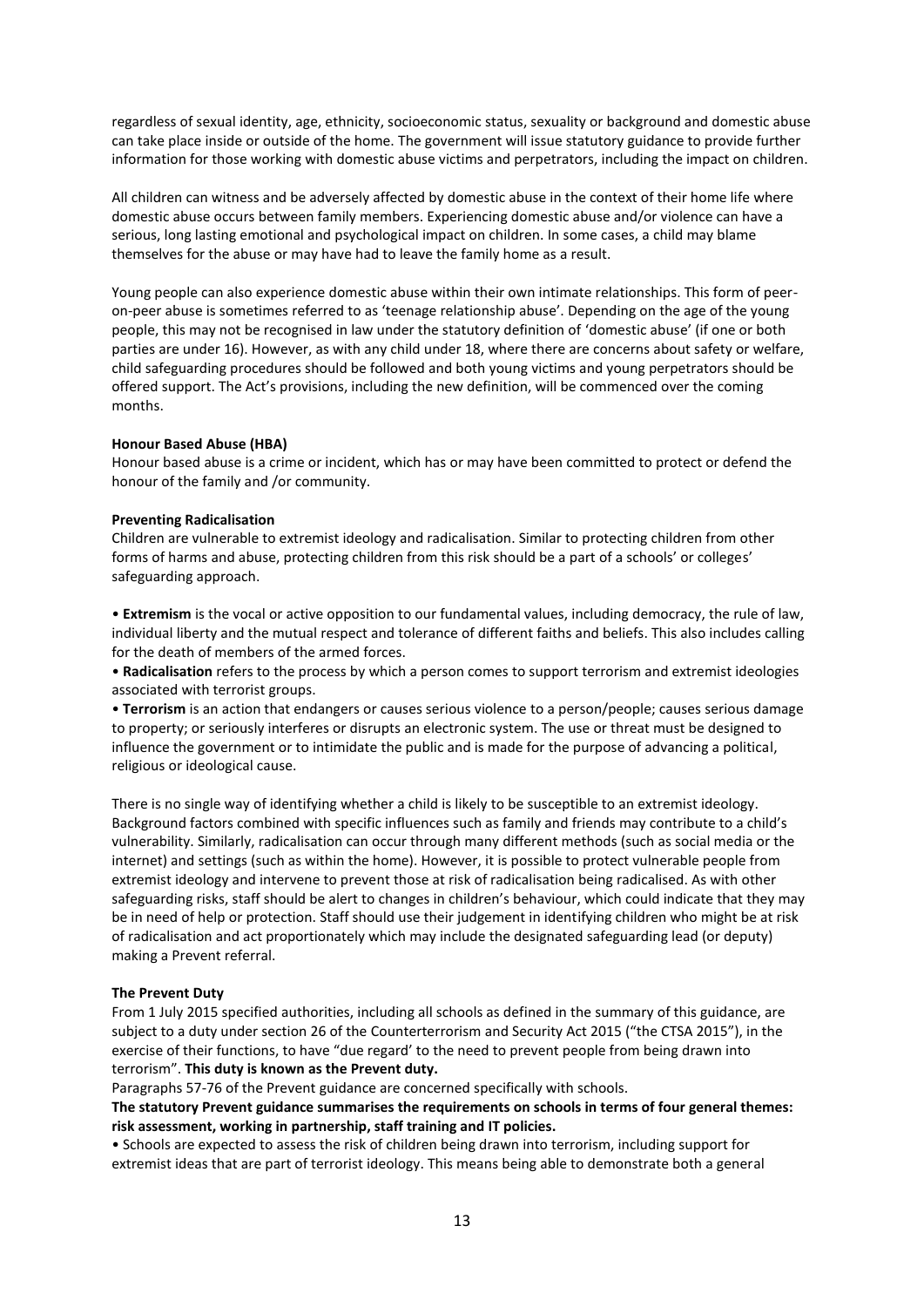regardless of sexual identity, age, ethnicity, socioeconomic status, sexuality or background and domestic abuse can take place inside or outside of the home. The government will issue statutory guidance to provide further information for those working with domestic abuse victims and perpetrators, including the impact on children.

All children can witness and be adversely affected by domestic abuse in the context of their home life where domestic abuse occurs between family members. Experiencing domestic abuse and/or violence can have a serious, long lasting emotional and psychological impact on children. In some cases, a child may blame themselves for the abuse or may have had to leave the family home as a result.

Young people can also experience domestic abuse within their own intimate relationships. This form of peer-on-peer abuse is sometimes referred to as 'teenage relationship abuse'. Depending on the age of the young people, this may not be recognised in law under the statutory definition of 'domestic abuse' (if one or both parties are under 16). However, as with any child under 18, where there are concerns about safety or welfare, child safeguarding procedures should be followed and both young victims and young perpetrators should be offered support. The Act's provisions, including the new definition, will be commenced over the coming months.

**Honour Based Abuse (HBA)**

Honour based abuse is a crime or incident, which has or may have been committed to protect or defend the honour of the family and /or community.

**Preventing Radicalisation**

Children are vulnerable to extremist ideology and radicalisation. Similar to protecting children from other forms of harms and abuse, protecting children from this risk should be a part of a schools' or colleges' safeguarding approach.

- **Extremism** is the vocal or active opposition to our fundamental values, including democracy, the rule of law, individual liberty and the mutual respect and tolerance of different faiths and beliefs. This also includes calling for the death of members of the armed forces.
- **Radicalisation** refers to the process by which a person comes to support terrorism and extremist ideologies associated with terrorist groups.
- **Terrorism** is an action that endangers or causes serious violence to a person/people; causes serious damage to property; or seriously interferes or disrupts an electronic system. The use or threat must be designed to influence the government or to intimidate the public and is made for the purpose of advancing a political, religious or ideological cause.

There is no single way of identifying whether a child is likely to be susceptible to an extremist ideology. Background factors combined with specific influences such as family and friends may contribute to a child's vulnerability. Similarly, radicalisation can occur through many different methods (such as social media or the internet) and settings (such as within the home). However, it is possible to protect vulnerable people from extremist ideology and intervene to prevent those at risk of radicalisation being radicalised. As with other safeguarding risks, staff should be alert to changes in children's behaviour, which could indicate that they may be in need of help or protection. Staff should use their judgement in identifying children who might be at risk of radicalisation and act proportionately which may include the designated safeguarding lead (or deputy) making a Prevent referral.

**The Prevent Duty**

From 1 July 2015 specified authorities, including all schools as defined in the summary of this guidance, are subject to a duty under section 26 of the Counterterrorism and Security Act 2015 ("the CTSA 2015"), in the exercise of their functions, to have "due regard' to the need to prevent people from being drawn into terrorism". **This duty is known as the Prevent duty.**

Paragraphs 57-76 of the Prevent guidance are concerned specifically with schools.

**The statutory Prevent guidance summarises the requirements on schools in terms of four general themes: risk assessment, working in partnership, staff training and IT policies.**

- Schools are expected to assess the risk of children being drawn into terrorism, including support for extremist ideas that are part of terrorist ideology. This means being able to demonstrate both a general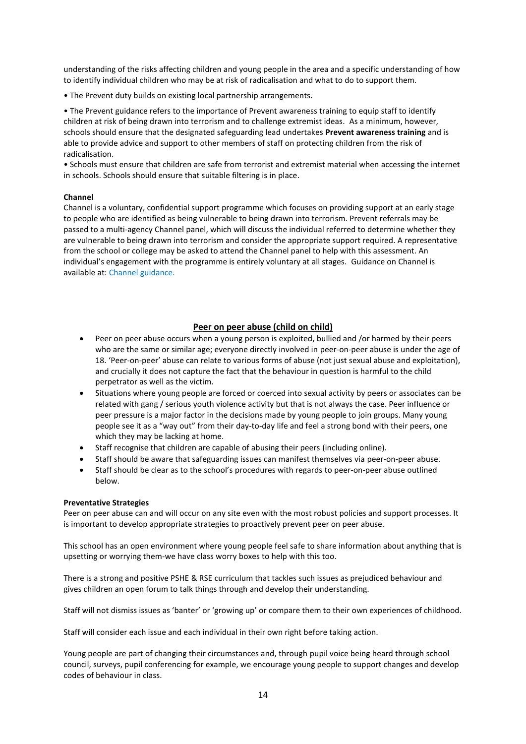understanding of the risks affecting children and young people in the area and a specific understanding of how to identify individual children who may be at risk of radicalisation and what to do to support them.

• The Prevent duty builds on existing local partnership arrangements.

• The Prevent guidance refers to the importance of Prevent awareness training to equip staff to identify children at risk of being drawn into terrorism and to challenge extremist ideas. As a minimum, however, schools should ensure that the designated safeguarding lead undertakes **Prevent awareness training** and is able to provide advice and support to other members of staff on protecting children from the risk of radicalisation.

• Schools must ensure that children are safe from terrorist and extremist material when accessing the internet in schools. Schools should ensure that suitable filtering is in place.

**Channel**
Channel is a voluntary, confidential support programme which focuses on providing support at an early stage to people who are identified as being vulnerable to being drawn into terrorism. Prevent referrals may be passed to a multi-agency Channel panel, which will discuss the individual referred to determine whether they are vulnerable to being drawn into terrorism and consider the appropriate support required. A representative from the school or college may be asked to attend the Channel panel to help with this assessment. An individual's engagement with the programme is entirely voluntary at all stages. Guidance on Channel is available at: Channel guidance.

## Peer on peer abuse (child on child)

- Peer on peer abuse occurs when a young person is exploited, bullied and /or harmed by their peers who are the same or similar age; everyone directly involved in peer-on-peer abuse is under the age of 18. 'Peer-on-peer' abuse can relate to various forms of abuse (not just sexual abuse and exploitation), and crucially it does not capture the fact that the behaviour in question is harmful to the child perpetrator as well as the victim.
- Situations where young people are forced or coerced into sexual activity by peers or associates can be related with gang / serious youth violence activity but that is not always the case. Peer influence or peer pressure is a major factor in the decisions made by young people to join groups. Many young people see it as a "way out" from their day-to-day life and feel a strong bond with their peers, one which they may be lacking at home.
- Staff recognise that children are capable of abusing their peers (including online).
- Staff should be aware that safeguarding issues can manifest themselves via peer-on-peer abuse.
- Staff should be clear as to the school's procedures with regards to peer-on-peer abuse outlined below.

**Preventative Strategies**
Peer on peer abuse can and will occur on any site even with the most robust policies and support processes. It is important to develop appropriate strategies to proactively prevent peer on peer abuse.

This school has an open environment where young people feel safe to share information about anything that is upsetting or worrying them-we have class worry boxes to help with this too.

There is a strong and positive PSHE & RSE curriculum that tackles such issues as prejudiced behaviour and gives children an open forum to talk things through and develop their understanding.

Staff will not dismiss issues as 'banter' or 'growing up' or compare them to their own experiences of childhood.

Staff will consider each issue and each individual in their own right before taking action.

Young people are part of changing their circumstances and, through pupil voice being heard through school council, surveys, pupil conferencing for example, we encourage young people to support changes and develop codes of behaviour in class.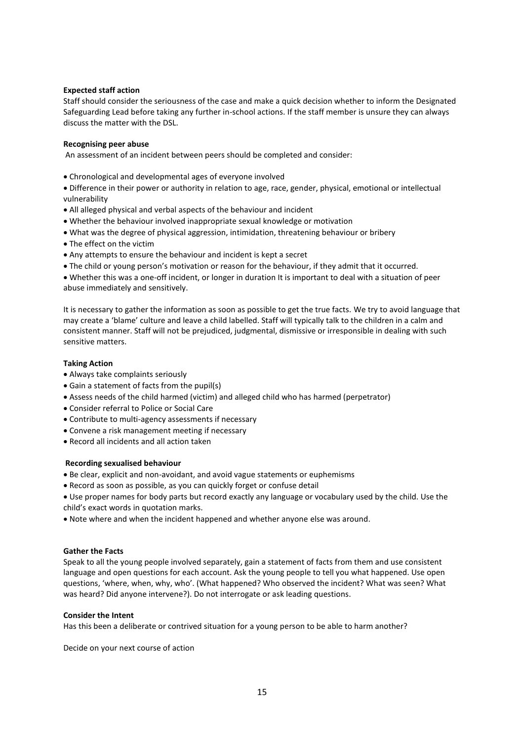**Expected staff action**

Staff should consider the seriousness of the case and make a quick decision whether to inform the Designated Safeguarding Lead before taking any further in-school actions. If the staff member is unsure they can always discuss the matter with the DSL.

**Recognising peer abuse**

An assessment of an incident between peers should be completed and consider:

- Chronological and developmental ages of everyone involved
- Difference in their power or authority in relation to age, race, gender, physical, emotional or intellectual vulnerability
- All alleged physical and verbal aspects of the behaviour and incident
- Whether the behaviour involved inappropriate sexual knowledge or motivation
- What was the degree of physical aggression, intimidation, threatening behaviour or bribery
- The effect on the victim
- Any attempts to ensure the behaviour and incident is kept a secret
- The child or young person's motivation or reason for the behaviour, if they admit that it occurred.
- Whether this was a one-off incident, or longer in duration It is important to deal with a situation of peer abuse immediately and sensitively.

It is necessary to gather the information as soon as possible to get the true facts. We try to avoid language that may create a 'blame' culture and leave a child labelled. Staff will typically talk to the children in a calm and consistent manner. Staff will not be prejudiced, judgmental, dismissive or irresponsible in dealing with such sensitive matters.

**Taking Action**

- Always take complaints seriously
- Gain a statement of facts from the pupil(s)
- Assess needs of the child harmed (victim) and alleged child who has harmed (perpetrator)
- Consider referral to Police or Social Care
- Contribute to multi-agency assessments if necessary
- Convene a risk management meeting if necessary
- Record all incidents and all action taken

**Recording sexualised behaviour**

- Be clear, explicit and non-avoidant, and avoid vague statements or euphemisms
- Record as soon as possible, as you can quickly forget or confuse detail
- Use proper names for body parts but record exactly any language or vocabulary used by the child. Use the child's exact words in quotation marks.
- Note where and when the incident happened and whether anyone else was around.

**Gather the Facts**

Speak to all the young people involved separately, gain a statement of facts from them and use consistent language and open questions for each account. Ask the young people to tell you what happened. Use open questions, 'where, when, why, who'. (What happened? Who observed the incident? What was seen? What was heard? Did anyone intervene?). Do not interrogate or ask leading questions.

**Consider the Intent**

Has this been a deliberate or contrived situation for a young person to be able to harm another?

Decide on your next course of action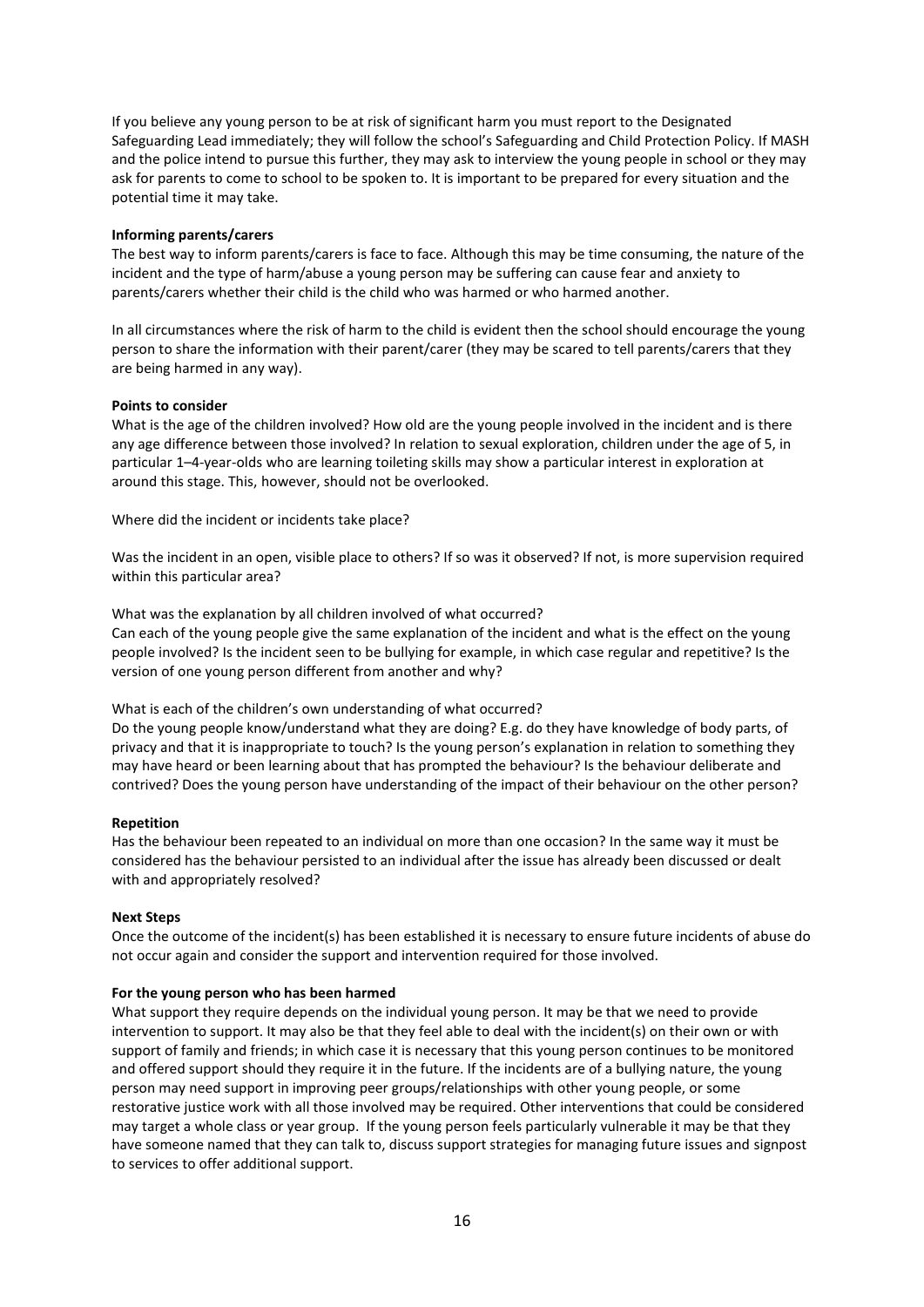If you believe any young person to be at risk of significant harm you must report to the Designated Safeguarding Lead immediately; they will follow the school's Safeguarding and Child Protection Policy. If MASH and the police intend to pursue this further, they may ask to interview the young people in school or they may ask for parents to come to school to be spoken to. It is important to be prepared for every situation and the potential time it may take.

**Informing parents/carers**

The best way to inform parents/carers is face to face. Although this may be time consuming, the nature of the incident and the type of harm/abuse a young person may be suffering can cause fear and anxiety to parents/carers whether their child is the child who was harmed or who harmed another.

In all circumstances where the risk of harm to the child is evident then the school should encourage the young person to share the information with their parent/carer (they may be scared to tell parents/carers that they are being harmed in any way).

**Points to consider**

What is the age of the children involved? How old are the young people involved in the incident and is there any age difference between those involved? In relation to sexual exploration, children under the age of 5, in particular 1–4-year-olds who are learning toileting skills may show a particular interest in exploration at around this stage. This, however, should not be overlooked.

Where did the incident or incidents take place?

Was the incident in an open, visible place to others? If so was it observed? If not, is more supervision required within this particular area?

What was the explanation by all children involved of what occurred?

Can each of the young people give the same explanation of the incident and what is the effect on the young people involved? Is the incident seen to be bullying for example, in which case regular and repetitive? Is the version of one young person different from another and why?

What is each of the children's own understanding of what occurred?

Do the young people know/understand what they are doing? E.g. do they have knowledge of body parts, of privacy and that it is inappropriate to touch? Is the young person's explanation in relation to something they may have heard or been learning about that has prompted the behaviour? Is the behaviour deliberate and contrived? Does the young person have understanding of the impact of their behaviour on the other person?

**Repetition**

Has the behaviour been repeated to an individual on more than one occasion? In the same way it must be considered has the behaviour persisted to an individual after the issue has already been discussed or dealt with and appropriately resolved?

**Next Steps**

Once the outcome of the incident(s) has been established it is necessary to ensure future incidents of abuse do not occur again and consider the support and intervention required for those involved.

**For the young person who has been harmed**

What support they require depends on the individual young person. It may be that we need to provide intervention to support. It may also be that they feel able to deal with the incident(s) on their own or with support of family and friends; in which case it is necessary that this young person continues to be monitored and offered support should they require it in the future. If the incidents are of a bullying nature, the young person may need support in improving peer groups/relationships with other young people, or some restorative justice work with all those involved may be required. Other interventions that could be considered may target a whole class or year group. If the young person feels particularly vulnerable it may be that they have someone named that they can talk to, discuss support strategies for managing future issues and signpost to services to offer additional support.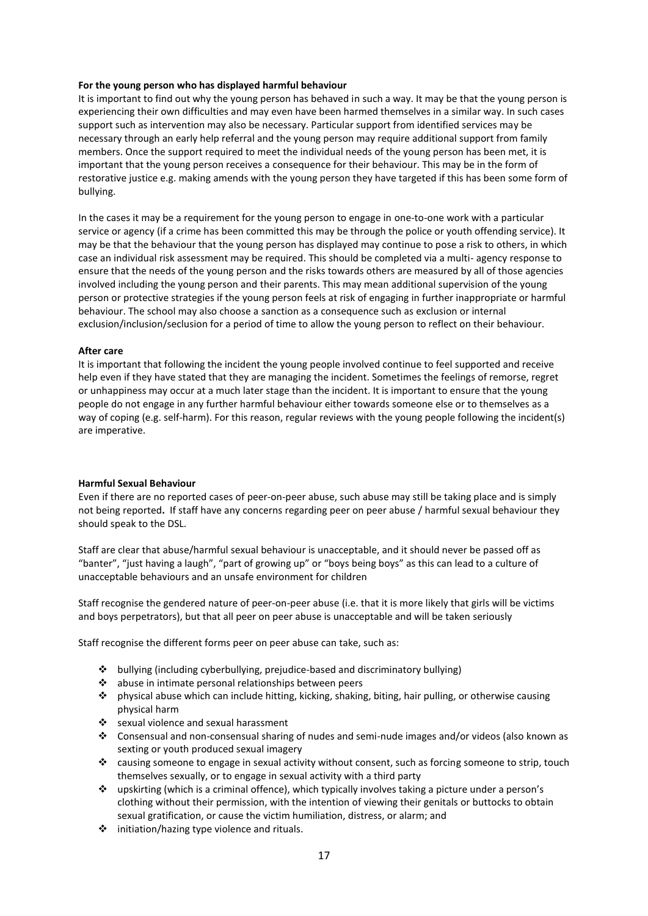**For the young person who has displayed harmful behaviour**

It is important to find out why the young person has behaved in such a way. It may be that the young person is experiencing their own difficulties and may even have been harmed themselves in a similar way. In such cases support such as intervention may also be necessary. Particular support from identified services may be necessary through an early help referral and the young person may require additional support from family members. Once the support required to meet the individual needs of the young person has been met, it is important that the young person receives a consequence for their behaviour. This may be in the form of restorative justice e.g. making amends with the young person they have targeted if this has been some form of bullying.

In the cases it may be a requirement for the young person to engage in one-to-one work with a particular service or agency (if a crime has been committed this may be through the police or youth offending service). It may be that the behaviour that the young person has displayed may continue to pose a risk to others, in which case an individual risk assessment may be required. This should be completed via a multi- agency response to ensure that the needs of the young person and the risks towards others are measured by all of those agencies involved including the young person and their parents. This may mean additional supervision of the young person or protective strategies if the young person feels at risk of engaging in further inappropriate or harmful behaviour. The school may also choose a sanction as a consequence such as exclusion or internal exclusion/inclusion/seclusion for a period of time to allow the young person to reflect on their behaviour.

**After care**

It is important that following the incident the young people involved continue to feel supported and receive help even if they have stated that they are managing the incident. Sometimes the feelings of remorse, regret or unhappiness may occur at a much later stage than the incident. It is important to ensure that the young people do not engage in any further harmful behaviour either towards someone else or to themselves as a way of coping (e.g. self-harm). For this reason, regular reviews with the young people following the incident(s) are imperative.

**Harmful Sexual Behaviour**

Even if there are no reported cases of peer-on-peer abuse, such abuse may still be taking place and is simply not being reported**.** If staff have any concerns regarding peer on peer abuse / harmful sexual behaviour they should speak to the DSL.

Staff are clear that abuse/harmful sexual behaviour is unacceptable, and it should never be passed off as "banter", "just having a laugh", "part of growing up" or "boys being boys" as this can lead to a culture of unacceptable behaviours and an unsafe environment for children

Staff recognise the gendered nature of peer-on-peer abuse (i.e. that it is more likely that girls will be victims and boys perpetrators), but that all peer on peer abuse is unacceptable and will be taken seriously

Staff recognise the different forms peer on peer abuse can take, such as:

- bullying (including cyberbullying, prejudice-based and discriminatory bullying)
- abuse in intimate personal relationships between peers
- physical abuse which can include hitting, kicking, shaking, biting, hair pulling, or otherwise causing physical harm
- sexual violence and sexual harassment
- Consensual and non-consensual sharing of nudes and semi-nude images and/or videos (also known as sexting or youth produced sexual imagery
- causing someone to engage in sexual activity without consent, such as forcing someone to strip, touch themselves sexually, or to engage in sexual activity with a third party
- upskirting (which is a criminal offence), which typically involves taking a picture under a person's clothing without their permission, with the intention of viewing their genitals or buttocks to obtain sexual gratification, or cause the victim humiliation, distress, or alarm; and
- initiation/hazing type violence and rituals.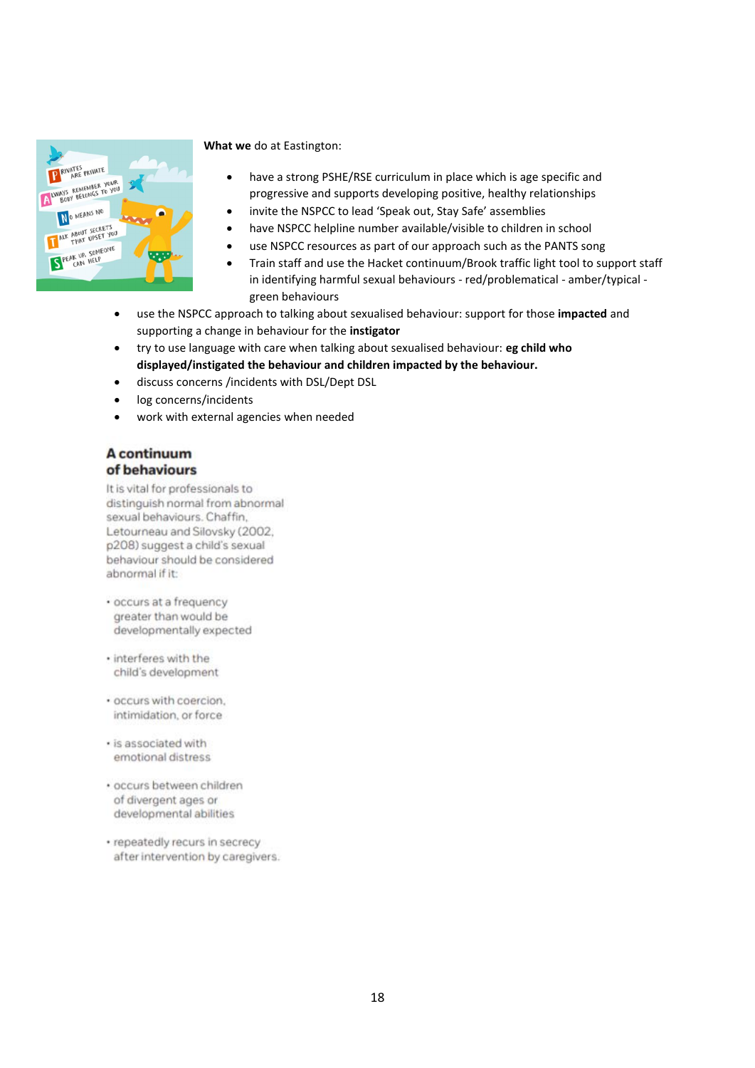**What we** do at Eastington:

- have a strong PSHE/RSE curriculum in place which is age specific and progressive and supports developing positive, healthy relationships
- invite the NSPCC to lead 'Speak out, Stay Safe' assemblies
- have NSPCC helpline number available/visible to children in school
- use NSPCC resources as part of our approach such as the PANTS song
- Train staff and use the Hacket continuum/Brook traffic light tool to support staff in identifying harmful sexual behaviours - red/problematical - amber/typical - green behaviours
- use the NSPCC approach to talking about sexualised behaviour: support for those **impacted** and supporting a change in behaviour for the **instigator**
- try to use language with care when talking about sexualised behaviour: **eg child who displayed/instigated the behaviour and children impacted by the behaviour.**
- discuss concerns /incidents with DSL/Dept DSL
- log concerns/incidents
- work with external agencies when needed

**A continuum of behaviours**

It is vital for professionals to distinguish normal from abnormal sexual behaviours. Chaffin, Letourneau and Silovsky (2002, p208) suggest a child's sexual behaviour should be considered abnormal if it:

- occurs at a frequency greater than would be developmentally expected
- interferes with the child's development
- occurs with coercion, intimidation, or force
- is associated with emotional distress
- occurs between children of divergent ages or developmental abilities
- repeatedly recurs in secrecy after intervention by caregivers.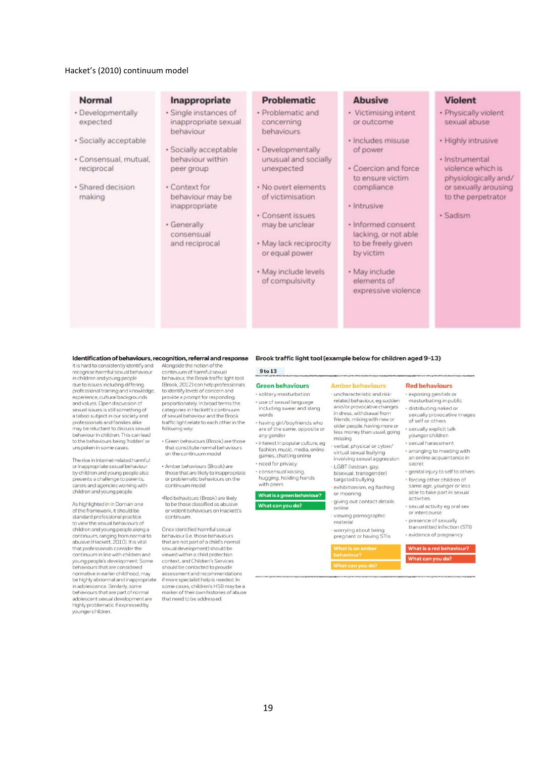Hacket's (2010) continuum model

| Normal | Inappropriate | Problematic | Abusive | Violent |
|---|---|---|---|---|
| • Developmentally expected<br>• Socially acceptable<br>• Consensual, mutual, reciprocal<br>• Shared decision making | • Single instances of inappropriate sexual behaviour<br>• Socially acceptable behaviour within peer group<br>• Context for behaviour may be inappropriate<br>• Generally consensual and reciprocal | • Problematic and concerning behaviours<br>• Developmentally unusual and socially unexpected<br>• No overt elements of victimisation<br>• Consent issues may be unclear<br>• May lack reciprocity or equal power<br>• May include levels of compulsivity | • Victimising intent or outcome<br>• Includes misuse of power<br>• Coercion and force to ensure victim compliance<br>• Intrusive<br>• Informed consent lacking, or not able to be freely given by victim<br>• May include elements of expressive violence | • Physically violent sexual abuse<br>• Highly intrusive<br>• Instrumental violence which is physiologically and/ or sexually arousing to the perpetrator<br>• Sadism |

**Identification of behaviours, recognition, referral and response**

It is hard to consistently identify and recognise harmful sexual behaviour in children and young people due to issues including differing professional training and knowledge, experience, cultural backgrounds and values. Open discussion of sexual issues is still something of a taboo subject in our society and professionals and families alike may be reluctant to discuss sexual behaviour in children. This can lead to the behaviours being 'hidden' or unspoken in some cases.

The rise in internet-related harmful or inappropriate sexual behaviour by children and young people also presents a challenge to parents, carers and agencies working with children and young people.

As highlighted in in Domain one of the framework, it should be standard professional practice to view the sexual behaviours of children and young people along a continuum, ranging from normal to abusive (Hackett, 2010). It is vital that professionals consider the continuum in line with children and young people's development. Some behaviours that are considered normative in earlier childhood, may be highly abnormal and inappropriate in adolescence. Similarly, some behaviours that are part of normal adolescent sexual development are highly problematic if expressed by younger children.

Alongside the notion of the continuum of harmful sexual behaviour, the Brook traffic light tool (Brook, 2012) can help professionals to identify levels of concern and provide a prompt for responding proportionately. In broad terms the categories in Hackett's continuum of sexual behaviour and the Brook traffic light relate to each other in the following way:

- Green behaviours (Brook) are those that constitute normal behaviours on the continuum model
- Amber behaviours (Brook) are those that are likely to inappropriate or problematic behaviours on the continuum model
- Red behaviours (Brook) are likely to be those classified as abusive or violent behaviours on Hackett's continuum.

Once identified harmful sexual behaviour (i.e. those behaviours that are not part of a child's normal sexual development) should be viewed within a child protection context, and Children's Services should be contacted to provide assessment and recommendations if more specialist help is needed. In some cases, children's HSB may be a marker of their own histories of abuse that need to be addressed.

**Brook traffic light tool (example below for children aged 9–13)**

**9 to 13**

| Green behaviours | Amber behaviours | Red behaviours |
|---|---|---|
| • solitary masturbation<br>• use of sexual language including swear and slang words<br>• having girl/boyfriends who are of the same, opposite or any gender<br>• interest in popular culture, eg fashion, music, media, online games, chatting online<br>• need for privacy<br>• consensual kissing, hugging, holding hands with peers | • uncharacteristic and risk-related behaviour, eg sudden and/or provocative changes in dress, withdrawal from friends, mixing with new or older people, having more or less money than usual, going missing<br>• verbal, physical or cyber/ virtual sexual bullying involving sexual aggression<br>• LGBT (lesbian, gay, bisexual, transgender) targeted bullying<br>• exhibitionism, eg flashing or mooning<br>• giving out contact details online<br>• viewing pornographic material<br>• worrying about being pregnant or having STIs | • exposing genitals or masturbating in public<br>• distributing naked or sexually provocative images of self or others<br>• sexually explicit talk younger children<br>• sexual harassment<br>• arranging to meeting with an online acquaintance in secret<br>• genital injury to self to others<br>• forcing other children of same age, younger or less able to take part in sexual activities<br>• sexual activity eg oral sex or intercourse<br>• presence of sexually transmitted infection (STI)<br>• evidence of pregnancy |
| What is a green behaviour? | What is an amber behaviour? | What is a red behaviour? |
| What can you do? | What can you do? | What can you do? |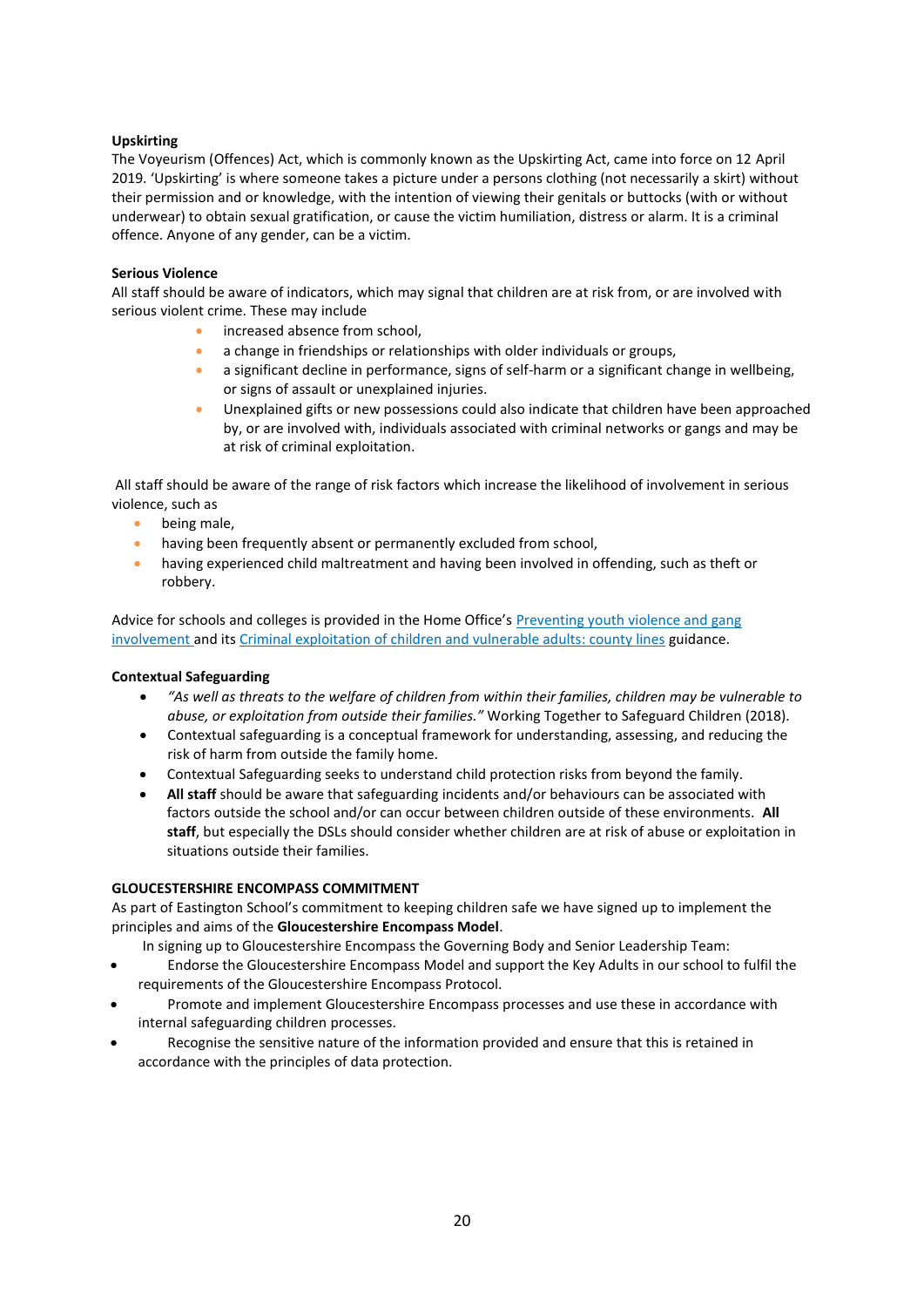**Upskirting**

The Voyeurism (Offences) Act, which is commonly known as the Upskirting Act, came into force on 12 April 2019. 'Upskirting' is where someone takes a picture under a persons clothing (not necessarily a skirt) without their permission and or knowledge, with the intention of viewing their genitals or buttocks (with or without underwear) to obtain sexual gratification, or cause the victim humiliation, distress or alarm. It is a criminal offence. Anyone of any gender, can be a victim.

**Serious Violence**

All staff should be aware of indicators, which may signal that children are at risk from, or are involved with serious violent crime. These may include

- increased absence from school,
- a change in friendships or relationships with older individuals or groups,
- a significant decline in performance, signs of self-harm or a significant change in wellbeing, or signs of assault or unexplained injuries.
- Unexplained gifts or new possessions could also indicate that children have been approached by, or are involved with, individuals associated with criminal networks or gangs and may be at risk of criminal exploitation.

All staff should be aware of the range of risk factors which increase the likelihood of involvement in serious violence, such as

- being male,
- having been frequently absent or permanently excluded from school,
- having experienced child maltreatment and having been involved in offending, such as theft or robbery.

Advice for schools and colleges is provided in the Home Office's Preventing youth violence and gang involvement and its Criminal exploitation of children and vulnerable adults: county lines guidance.

**Contextual Safeguarding**

- *"As well as threats to the welfare of children from within their families, children may be vulnerable to abuse, or exploitation from outside their families."* Working Together to Safeguard Children (2018).
- Contextual safeguarding is a conceptual framework for understanding, assessing, and reducing the risk of harm from outside the family home.
- Contextual Safeguarding seeks to understand child protection risks from beyond the family.
- **All staff** should be aware that safeguarding incidents and/or behaviours can be associated with factors outside the school and/or can occur between children outside of these environments. **All staff**, but especially the DSLs should consider whether children are at risk of abuse or exploitation in situations outside their families.

**GLOUCESTERSHIRE ENCOMPASS COMMITMENT**

As part of Eastington School's commitment to keeping children safe we have signed up to implement the principles and aims of the **Gloucestershire Encompass Model**.

In signing up to Gloucestershire Encompass the Governing Body and Senior Leadership Team:

- Endorse the Gloucestershire Encompass Model and support the Key Adults in our school to fulfil the requirements of the Gloucestershire Encompass Protocol.
- Promote and implement Gloucestershire Encompass processes and use these in accordance with internal safeguarding children processes.
- Recognise the sensitive nature of the information provided and ensure that this is retained in accordance with the principles of data protection.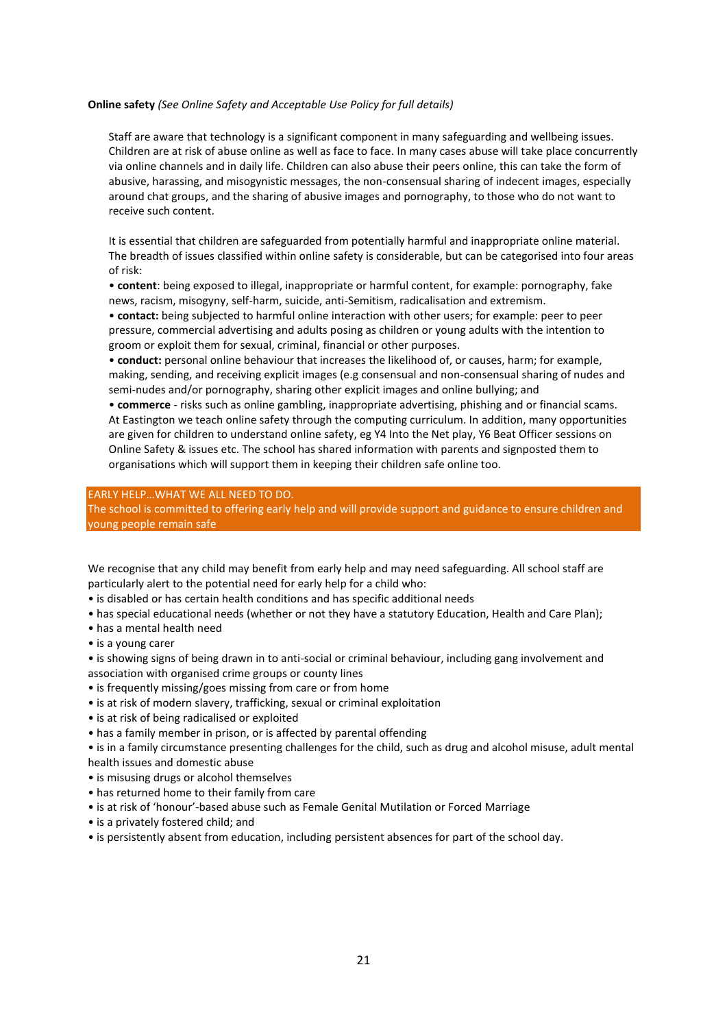**Online safety** *(See Online Safety and Acceptable Use Policy for full details)*

Staff are aware that technology is a significant component in many safeguarding and wellbeing issues. Children are at risk of abuse online as well as face to face. In many cases abuse will take place concurrently via online channels and in daily life. Children can also abuse their peers online, this can take the form of abusive, harassing, and misogynistic messages, the non-consensual sharing of indecent images, especially around chat groups, and the sharing of abusive images and pornography, to those who do not want to receive such content.

It is essential that children are safeguarded from potentially harmful and inappropriate online material. The breadth of issues classified within online safety is considerable, but can be categorised into four areas of risk:

- **content**: being exposed to illegal, inappropriate or harmful content, for example: pornography, fake news, racism, misogyny, self-harm, suicide, anti-Semitism, radicalisation and extremism.
- **contact:** being subjected to harmful online interaction with other users; for example: peer to peer pressure, commercial advertising and adults posing as children or young adults with the intention to groom or exploit them for sexual, criminal, financial or other purposes.
- **conduct:** personal online behaviour that increases the likelihood of, or causes, harm; for example, making, sending, and receiving explicit images (e.g consensual and non-consensual sharing of nudes and semi-nudes and/or pornography, sharing other explicit images and online bullying; and
- **commerce** - risks such as online gambling, inappropriate advertising, phishing and or financial scams.

At Eastington we teach online safety through the computing curriculum. In addition, many opportunities are given for children to understand online safety, eg Y4 Into the Net play, Y6 Beat Officer sessions on Online Safety & issues etc. The school has shared information with parents and signposted them to organisations which will support them in keeping their children safe online too.

## EARLY HELP…WHAT WE ALL NEED TO DO.

The school is committed to offering early help and will provide support and guidance to ensure children and young people remain safe

We recognise that any child may benefit from early help and may need safeguarding. All school staff are particularly alert to the potential need for early help for a child who:

- is disabled or has certain health conditions and has specific additional needs
- has special educational needs (whether or not they have a statutory Education, Health and Care Plan);
- has a mental health need
- is a young carer
- is showing signs of being drawn in to anti-social or criminal behaviour, including gang involvement and association with organised crime groups or county lines
- is frequently missing/goes missing from care or from home
- is at risk of modern slavery, trafficking, sexual or criminal exploitation
- is at risk of being radicalised or exploited
- has a family member in prison, or is affected by parental offending
- is in a family circumstance presenting challenges for the child, such as drug and alcohol misuse, adult mental health issues and domestic abuse
- is misusing drugs or alcohol themselves
- has returned home to their family from care
- is at risk of 'honour'-based abuse such as Female Genital Mutilation or Forced Marriage
- is a privately fostered child; and
- is persistently absent from education, including persistent absences for part of the school day.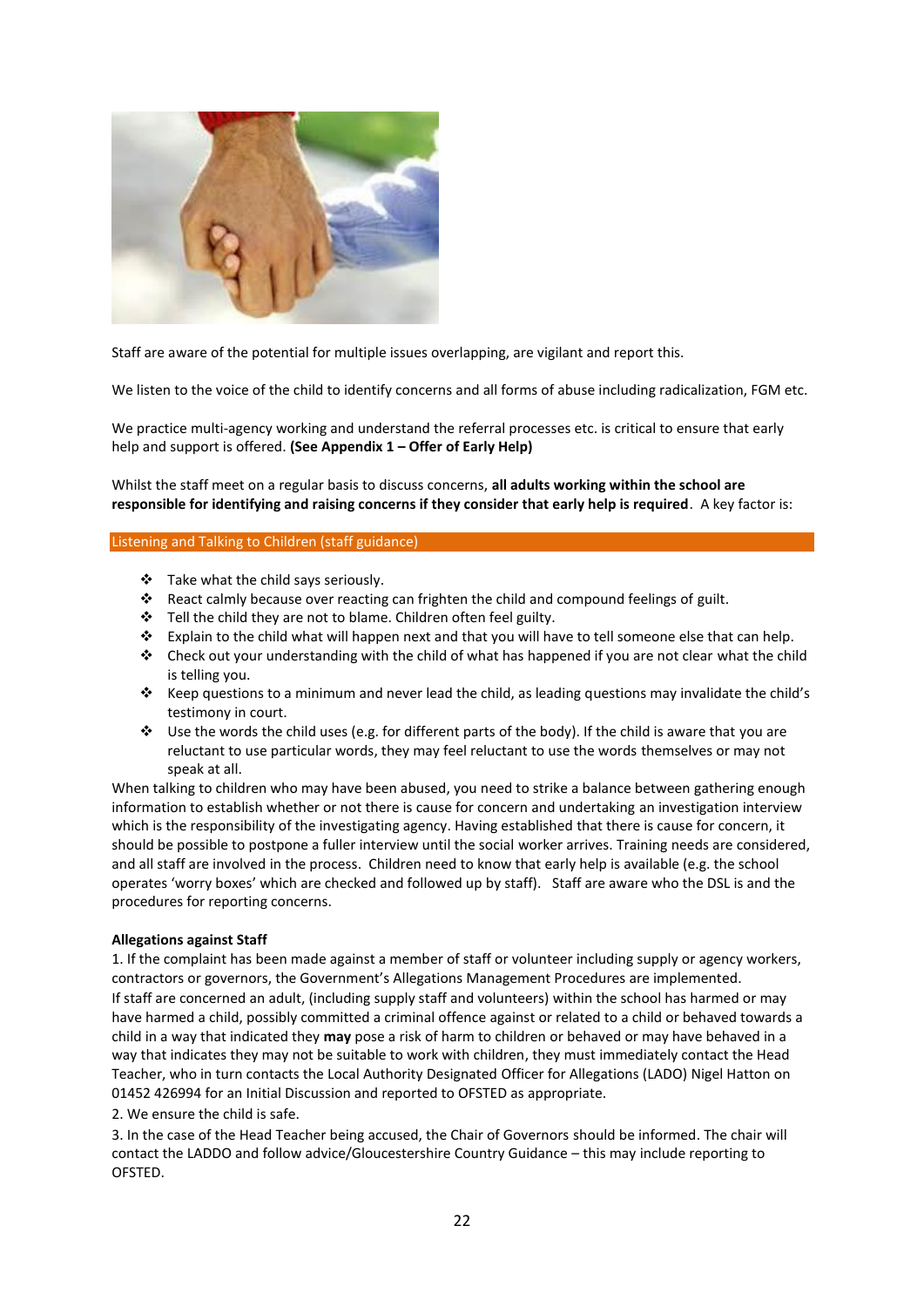Staff are aware of the potential for multiple issues overlapping, are vigilant and report this.

We listen to the voice of the child to identify concerns and all forms of abuse including radicalization, FGM etc.

We practice multi-agency working and understand the referral processes etc. is critical to ensure that early help and support is offered. **(See Appendix 1 – Offer of Early Help)**

Whilst the staff meet on a regular basis to discuss concerns, **all adults working within the school are responsible for identifying and raising concerns if they consider that early help is required**. A key factor is:

## Listening and Talking to Children (staff guidance)

- Take what the child says seriously.
- React calmly because over reacting can frighten the child and compound feelings of guilt.
- Tell the child they are not to blame. Children often feel guilty.
- Explain to the child what will happen next and that you will have to tell someone else that can help.
- Check out your understanding with the child of what has happened if you are not clear what the child is telling you.
- Keep questions to a minimum and never lead the child, as leading questions may invalidate the child's testimony in court.
- Use the words the child uses (e.g. for different parts of the body). If the child is aware that you are reluctant to use particular words, they may feel reluctant to use the words themselves or may not speak at all.

When talking to children who may have been abused, you need to strike a balance between gathering enough information to establish whether or not there is cause for concern and undertaking an investigation interview which is the responsibility of the investigating agency. Having established that there is cause for concern, it should be possible to postpone a fuller interview until the social worker arrives. Training needs are considered, and all staff are involved in the process. Children need to know that early help is available (e.g. the school operates 'worry boxes' which are checked and followed up by staff). Staff are aware who the DSL is and the procedures for reporting concerns.

**Allegations against Staff**

1. If the complaint has been made against a member of staff or volunteer including supply or agency workers, contractors or governors, the Government's Allegations Management Procedures are implemented.
If staff are concerned an adult, (including supply staff and volunteers) within the school has harmed or may have harmed a child, possibly committed a criminal offence against or related to a child or behaved towards a child in a way that indicated they **may** pose a risk of harm to children or behaved or may have behaved in a way that indicates they may not be suitable to work with children, they must immediately contact the Head Teacher, who in turn contacts the Local Authority Designated Officer for Allegations (LADO) Nigel Hatton on 01452 426994 for an Initial Discussion and reported to OFSTED as appropriate.
2. We ensure the child is safe.
3. In the case of the Head Teacher being accused, the Chair of Governors should be informed. The chair will contact the LADDO and follow advice/Gloucestershire Country Guidance – this may include reporting to OFSTED.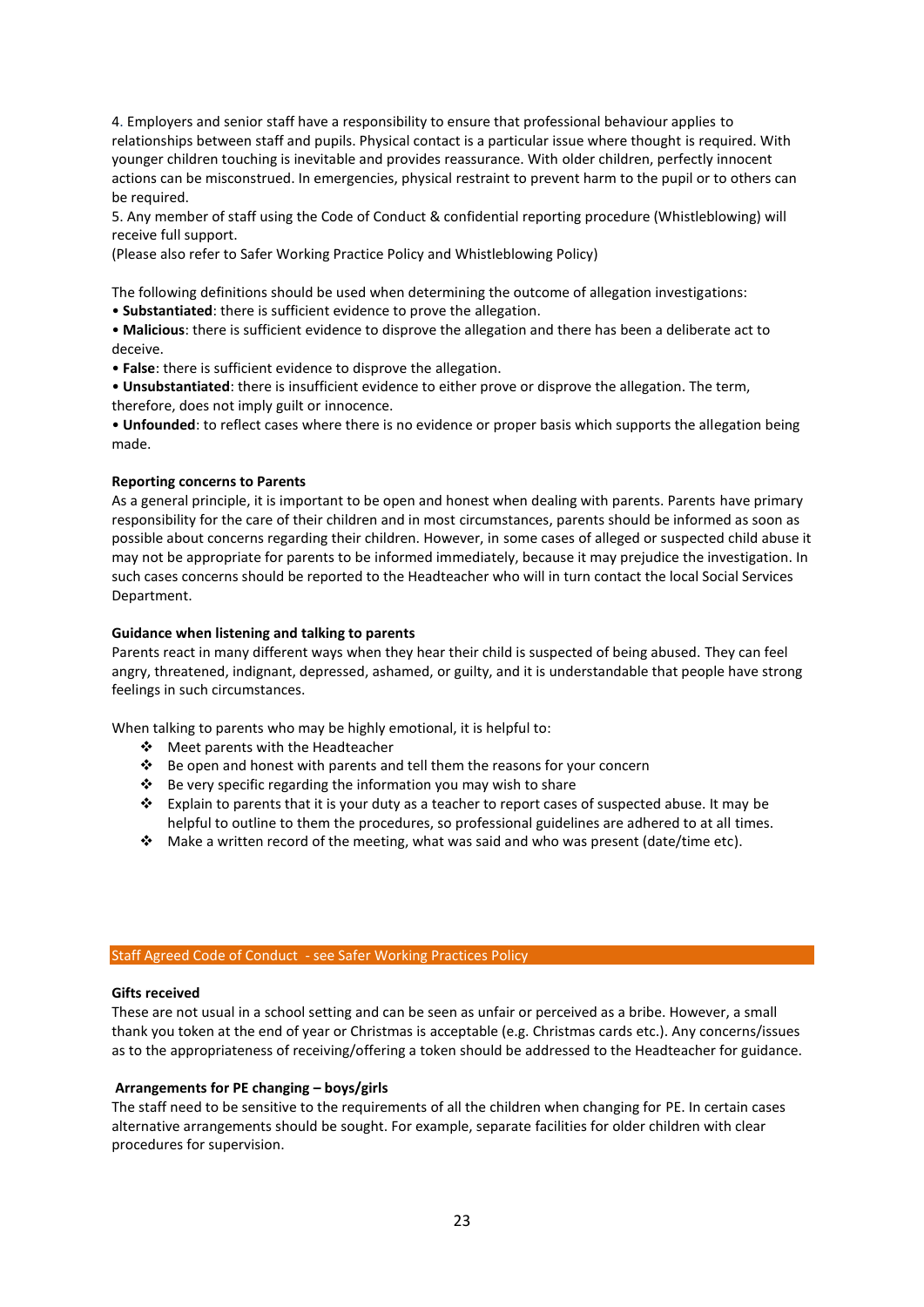4. Employers and senior staff have a responsibility to ensure that professional behaviour applies to relationships between staff and pupils. Physical contact is a particular issue where thought is required. With younger children touching is inevitable and provides reassurance. With older children, perfectly innocent actions can be misconstrued. In emergencies, physical restraint to prevent harm to the pupil or to others can be required.

5. Any member of staff using the Code of Conduct & confidential reporting procedure (Whistleblowing) will receive full support.

(Please also refer to Safer Working Practice Policy and Whistleblowing Policy)

The following definitions should be used when determining the outcome of allegation investigations:

- **Substantiated**: there is sufficient evidence to prove the allegation.
- **Malicious**: there is sufficient evidence to disprove the allegation and there has been a deliberate act to deceive.
- **False**: there is sufficient evidence to disprove the allegation.
- **Unsubstantiated**: there is insufficient evidence to either prove or disprove the allegation. The term, therefore, does not imply guilt or innocence.
- **Unfounded**: to reflect cases where there is no evidence or proper basis which supports the allegation being made.

**Reporting concerns to Parents**

As a general principle, it is important to be open and honest when dealing with parents. Parents have primary responsibility for the care of their children and in most circumstances, parents should be informed as soon as possible about concerns regarding their children. However, in some cases of alleged or suspected child abuse it may not be appropriate for parents to be informed immediately, because it may prejudice the investigation. In such cases concerns should be reported to the Headteacher who will in turn contact the local Social Services Department.

**Guidance when listening and talking to parents**

Parents react in many different ways when they hear their child is suspected of being abused. They can feel angry, threatened, indignant, depressed, ashamed, or guilty, and it is understandable that people have strong feelings in such circumstances.

When talking to parents who may be highly emotional, it is helpful to:

- Meet parents with the Headteacher
- Be open and honest with parents and tell them the reasons for your concern
- Be very specific regarding the information you may wish to share
- Explain to parents that it is your duty as a teacher to report cases of suspected abuse. It may be helpful to outline to them the procedures, so professional guidelines are adhered to at all times.
- Make a written record of the meeting, what was said and who was present (date/time etc).

## Staff Agreed Code of Conduct - see Safer Working Practices Policy

**Gifts received**

These are not usual in a school setting and can be seen as unfair or perceived as a bribe. However, a small thank you token at the end of year or Christmas is acceptable (e.g. Christmas cards etc.). Any concerns/issues as to the appropriateness of receiving/offering a token should be addressed to the Headteacher for guidance.

**Arrangements for PE changing – boys/girls**

The staff need to be sensitive to the requirements of all the children when changing for PE. In certain cases alternative arrangements should be sought. For example, separate facilities for older children with clear procedures for supervision.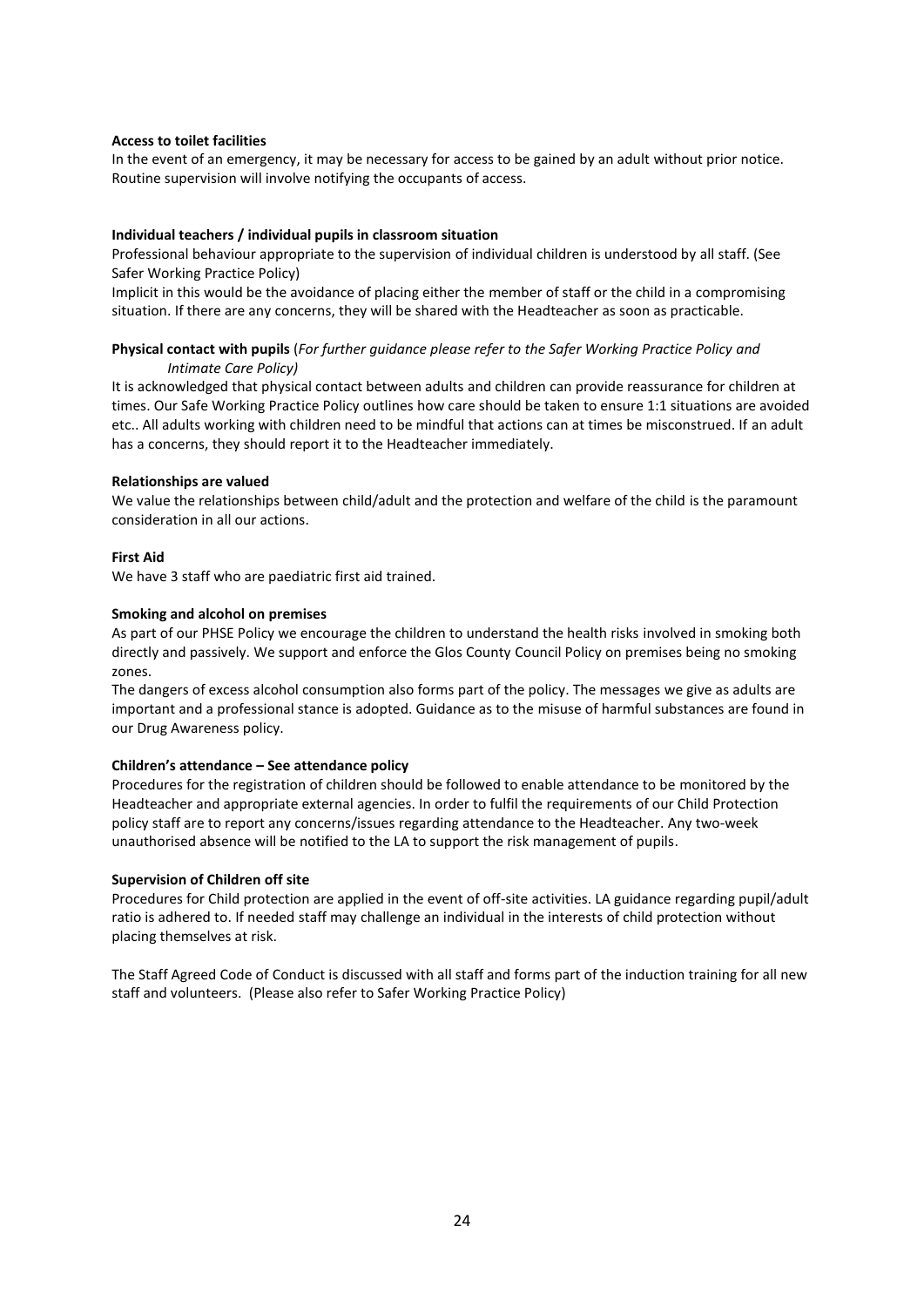**Access to toilet facilities**

In the event of an emergency, it may be necessary for access to be gained by an adult without prior notice. Routine supervision will involve notifying the occupants of access.

**Individual teachers / individual pupils in classroom situation**

Professional behaviour appropriate to the supervision of individual children is understood by all staff. (See Safer Working Practice Policy)

Implicit in this would be the avoidance of placing either the member of staff or the child in a compromising situation. If there are any concerns, they will be shared with the Headteacher as soon as practicable.

**Physical contact with pupils** (*For further guidance please refer to the Safer Working Practice Policy and Intimate Care Policy)*

It is acknowledged that physical contact between adults and children can provide reassurance for children at times. Our Safe Working Practice Policy outlines how care should be taken to ensure 1:1 situations are avoided etc.. All adults working with children need to be mindful that actions can at times be misconstrued. If an adult has a concerns, they should report it to the Headteacher immediately.

**Relationships are valued**

We value the relationships between child/adult and the protection and welfare of the child is the paramount consideration in all our actions.

**First Aid**

We have 3 staff who are paediatric first aid trained.

**Smoking and alcohol on premises**

As part of our PHSE Policy we encourage the children to understand the health risks involved in smoking both directly and passively. We support and enforce the Glos County Council Policy on premises being no smoking zones.

The dangers of excess alcohol consumption also forms part of the policy. The messages we give as adults are important and a professional stance is adopted. Guidance as to the misuse of harmful substances are found in our Drug Awareness policy.

**Children's attendance – See attendance policy**

Procedures for the registration of children should be followed to enable attendance to be monitored by the Headteacher and appropriate external agencies. In order to fulfil the requirements of our Child Protection policy staff are to report any concerns/issues regarding attendance to the Headteacher. Any two-week unauthorised absence will be notified to the LA to support the risk management of pupils.

**Supervision of Children off site**

Procedures for Child protection are applied in the event of off-site activities. LA guidance regarding pupil/adult ratio is adhered to. If needed staff may challenge an individual in the interests of child protection without placing themselves at risk.

The Staff Agreed Code of Conduct is discussed with all staff and forms part of the induction training for all new staff and volunteers. (Please also refer to Safer Working Practice Policy)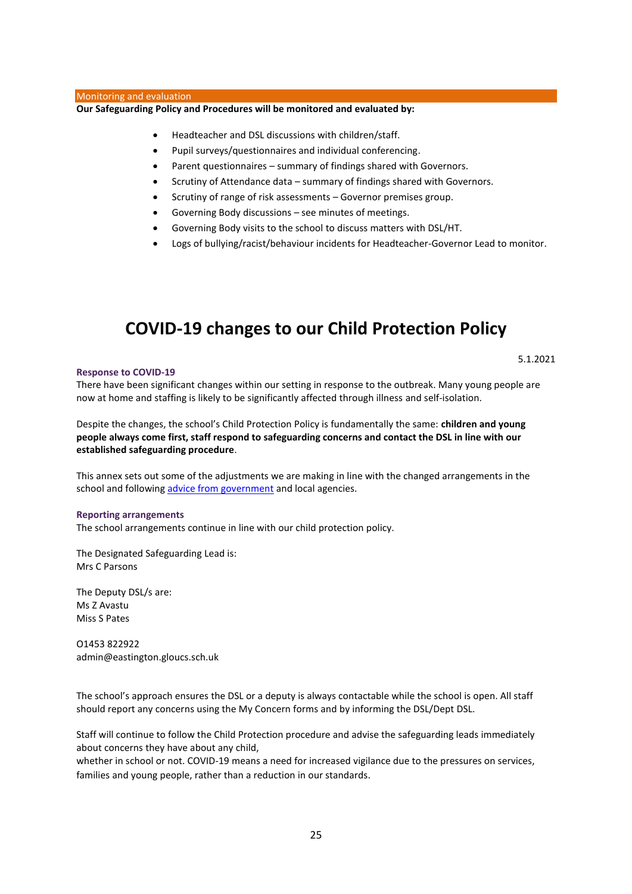## Monitoring and evaluation

**Our Safeguarding Policy and Procedures will be monitored and evaluated by:**

- Headteacher and DSL discussions with children/staff.
- Pupil surveys/questionnaires and individual conferencing.
- Parent questionnaires – summary of findings shared with Governors.
- Scrutiny of Attendance data – summary of findings shared with Governors.
- Scrutiny of range of risk assessments – Governor premises group.
- Governing Body discussions – see minutes of meetings.
- Governing Body visits to the school to discuss matters with DSL/HT.
- Logs of bullying/racist/behaviour incidents for Headteacher-Governor Lead to monitor.

# COVID-19 changes to our Child Protection Policy

5.1.2021

### Response to COVID-19

There have been significant changes within our setting in response to the outbreak. Many young people are now at home and staffing is likely to be significantly affected through illness and self-isolation.

Despite the changes, the school's Child Protection Policy is fundamentally the same: **children and young people always come first, staff respond to safeguarding concerns and contact the DSL in line with our established safeguarding procedure**.

This annex sets out some of the adjustments we are making in line with the changed arrangements in the school and following advice from government and local agencies.

### Reporting arrangements

The school arrangements continue in line with our child protection policy.

The Designated Safeguarding Lead is:
Mrs C Parsons

The Deputy DSL/s are:
Ms Z Avastu
Miss S Pates

01453 822922
admin@eastington.gloucs.sch.uk

The school's approach ensures the DSL or a deputy is always contactable while the school is open. All staff should report any concerns using the My Concern forms and by informing the DSL/Dept DSL.

Staff will continue to follow the Child Protection procedure and advise the safeguarding leads immediately about concerns they have about any child,
whether in school or not. COVID-19 means a need for increased vigilance due to the pressures on services, families and young people, rather than a reduction in our standards.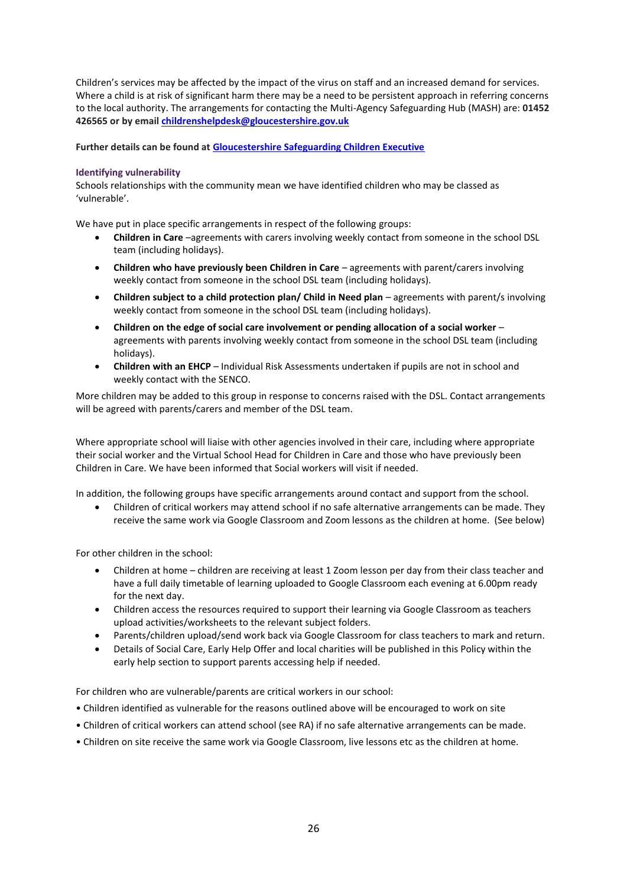Children's services may be affected by the impact of the virus on staff and an increased demand for services. Where a child is at risk of significant harm there may be a need to be persistent approach in referring concerns to the local authority. The arrangements for contacting the Multi-Agency Safeguarding Hub (MASH) are: **01452 426565 or by email [childrenshelpdesk@gloucestershire.gov.uk](mailto:childrenshelpdesk@gloucestershire.gov.uk)**

**Further details can be found at [Gloucestershire Safeguarding Children Executive]()**

### Identifying vulnerability

Schools relationships with the community mean we have identified children who may be classed as 'vulnerable'.

We have put in place specific arrangements in respect of the following groups:

- **Children in Care** –agreements with carers involving weekly contact from someone in the school DSL team (including holidays).
- **Children who have previously been Children in Care** – agreements with parent/carers involving weekly contact from someone in the school DSL team (including holidays).
- **Children subject to a child protection plan/ Child in Need plan** – agreements with parent/s involving weekly contact from someone in the school DSL team (including holidays).
- **Children on the edge of social care involvement or pending allocation of a social worker** – agreements with parents involving weekly contact from someone in the school DSL team (including holidays).
- **Children with an EHCP** – Individual Risk Assessments undertaken if pupils are not in school and weekly contact with the SENCO.

More children may be added to this group in response to concerns raised with the DSL. Contact arrangements will be agreed with parents/carers and member of the DSL team.

Where appropriate school will liaise with other agencies involved in their care, including where appropriate their social worker and the Virtual School Head for Children in Care and those who have previously been Children in Care. We have been informed that Social workers will visit if needed.

In addition, the following groups have specific arrangements around contact and support from the school.

- Children of critical workers may attend school if no safe alternative arrangements can be made. They receive the same work via Google Classroom and Zoom lessons as the children at home. (See below)

For other children in the school:

- Children at home – children are receiving at least 1 Zoom lesson per day from their class teacher and have a full daily timetable of learning uploaded to Google Classroom each evening at 6.00pm ready for the next day.
- Children access the resources required to support their learning via Google Classroom as teachers upload activities/worksheets to the relevant subject folders.
- Parents/children upload/send work back via Google Classroom for class teachers to mark and return.
- Details of Social Care, Early Help Offer and local charities will be published in this Policy within the early help section to support parents accessing help if needed.

For children who are vulnerable/parents are critical workers in our school:

- Children identified as vulnerable for the reasons outlined above will be encouraged to work on site
- Children of critical workers can attend school (see RA) if no safe alternative arrangements can be made.
- Children on site receive the same work via Google Classroom, live lessons etc as the children at home.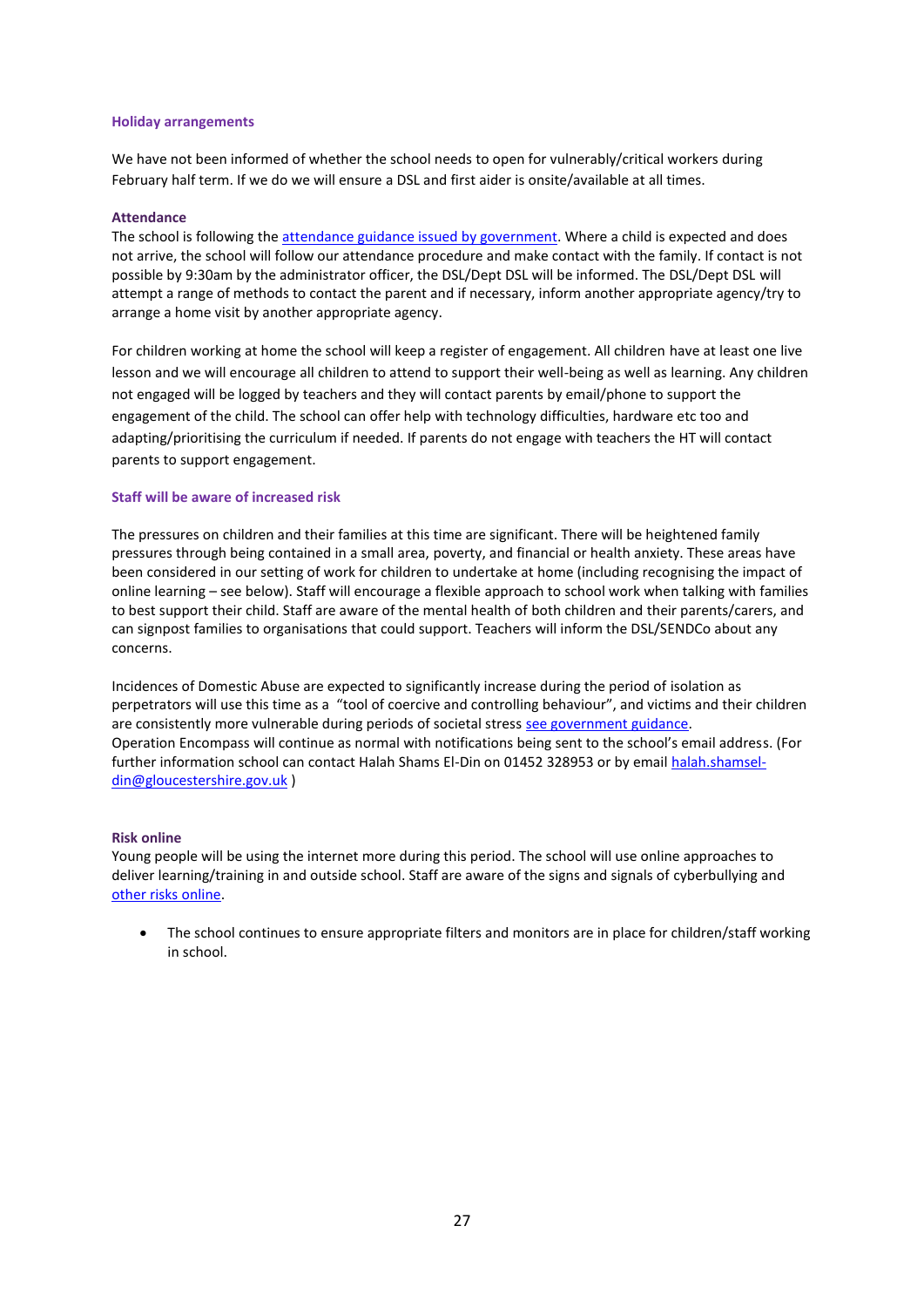### Holiday arrangements

We have not been informed of whether the school needs to open for vulnerably/critical workers during February half term. If we do we will ensure a DSL and first aider is onsite/available at all times.

### Attendance

The school is following the [attendance guidance issued by government](). Where a child is expected and does not arrive, the school will follow our attendance procedure and make contact with the family. If contact is not possible by 9:30am by the administrator officer, the DSL/Dept DSL will be informed. The DSL/Dept DSL will attempt a range of methods to contact the parent and if necessary, inform another appropriate agency/try to arrange a home visit by another appropriate agency.

For children working at home the school will keep a register of engagement. All children have at least one live lesson and we will encourage all children to attend to support their well-being as well as learning. Any children not engaged will be logged by teachers and they will contact parents by email/phone to support the engagement of the child. The school can offer help with technology difficulties, hardware etc too and adapting/prioritising the curriculum if needed. If parents do not engage with teachers the HT will contact parents to support engagement.

### Staff will be aware of increased risk

The pressures on children and their families at this time are significant. There will be heightened family pressures through being contained in a small area, poverty, and financial or health anxiety. These areas have been considered in our setting of work for children to undertake at home (including recognising the impact of online learning – see below). Staff will encourage a flexible approach to school work when talking with families to best support their child. Staff are aware of the mental health of both children and their parents/carers, and can signpost families to organisations that could support. Teachers will inform the DSL/SENDCo about any concerns.

Incidences of Domestic Abuse are expected to significantly increase during the period of isolation as perpetrators will use this time as a "tool of coercive and controlling behaviour", and victims and their children are consistently more vulnerable during periods of societal stress [see government guidance]().
Operation Encompass will continue as normal with notifications being sent to the school's email address. (For further information school can contact Halah Shams El-Din on 01452 328953 or by email [halah.shamsel-din@gloucestershire.gov.uk](mailto:halah.shamsel-din@gloucestershire.gov.uk) )

### Risk online

Young people will be using the internet more during this period. The school will use online approaches to deliver learning/training in and outside school. Staff are aware of the signs and signals of cyberbullying and [other risks online]().

- The school continues to ensure appropriate filters and monitors are in place for children/staff working in school.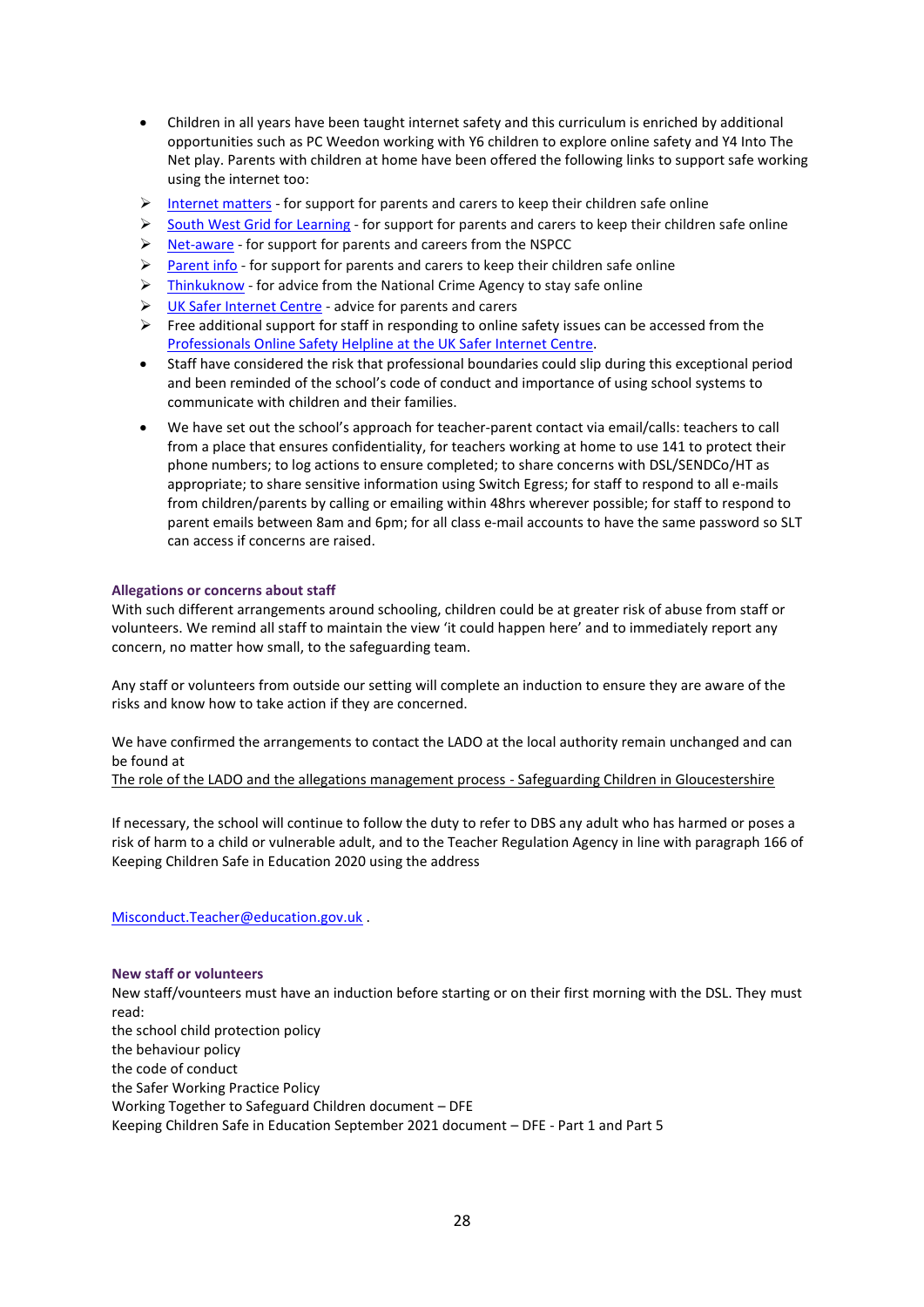- Children in all years have been taught internet safety and this curriculum is enriched by additional opportunities such as PC Weedon working with Y6 children to explore online safety and Y4 Into The Net play. Parents with children at home have been offered the following links to support safe working using the internet too:
  - Internet matters - for support for parents and carers to keep their children safe online
  - South West Grid for Learning - for support for parents and carers to keep their children safe online
  - Net-aware - for support for parents and careers from the NSPCC
  - Parent info - for support for parents and carers to keep their children safe online
  - Thinkuknow - for advice from the National Crime Agency to stay safe online
  - UK Safer Internet Centre - advice for parents and carers
  - Free additional support for staff in responding to online safety issues can be accessed from the Professionals Online Safety Helpline at the UK Safer Internet Centre.
- Staff have considered the risk that professional boundaries could slip during this exceptional period and been reminded of the school's code of conduct and importance of using school systems to communicate with children and their families.
- We have set out the school's approach for teacher-parent contact via email/calls: teachers to call from a place that ensures confidentiality, for teachers working at home to use 141 to protect their phone numbers; to log actions to ensure completed; to share concerns with DSL/SENDCo/HT as appropriate; to share sensitive information using Switch Egress; for staff to respond to all e-mails from children/parents by calling or emailing within 48hrs wherever possible; for staff to respond to parent emails between 8am and 6pm; for all class e-mail accounts to have the same password so SLT can access if concerns are raised.

### Allegations or concerns about staff

With such different arrangements around schooling, children could be at greater risk of abuse from staff or volunteers. We remind all staff to maintain the view 'it could happen here' and to immediately report any concern, no matter how small, to the safeguarding team.

Any staff or volunteers from outside our setting will complete an induction to ensure they are aware of the risks and know how to take action if they are concerned.

We have confirmed the arrangements to contact the LADO at the local authority remain unchanged and can be found at
The role of the LADO and the allegations management process - Safeguarding Children in Gloucestershire

If necessary, the school will continue to follow the duty to refer to DBS any adult who has harmed or poses a risk of harm to a child or vulnerable adult, and to the Teacher Regulation Agency in line with paragraph 166 of Keeping Children Safe in Education 2020 using the address

Misconduct.Teacher@education.gov.uk .

### New staff or volunteers

New staff/vounteers must have an induction before starting or on their first morning with the DSL. They must read:
the school child protection policy
the behaviour policy
the code of conduct
the Safer Working Practice Policy
Working Together to Safeguard Children document – DFE
Keeping Children Safe in Education September 2021 document – DFE - Part 1 and Part 5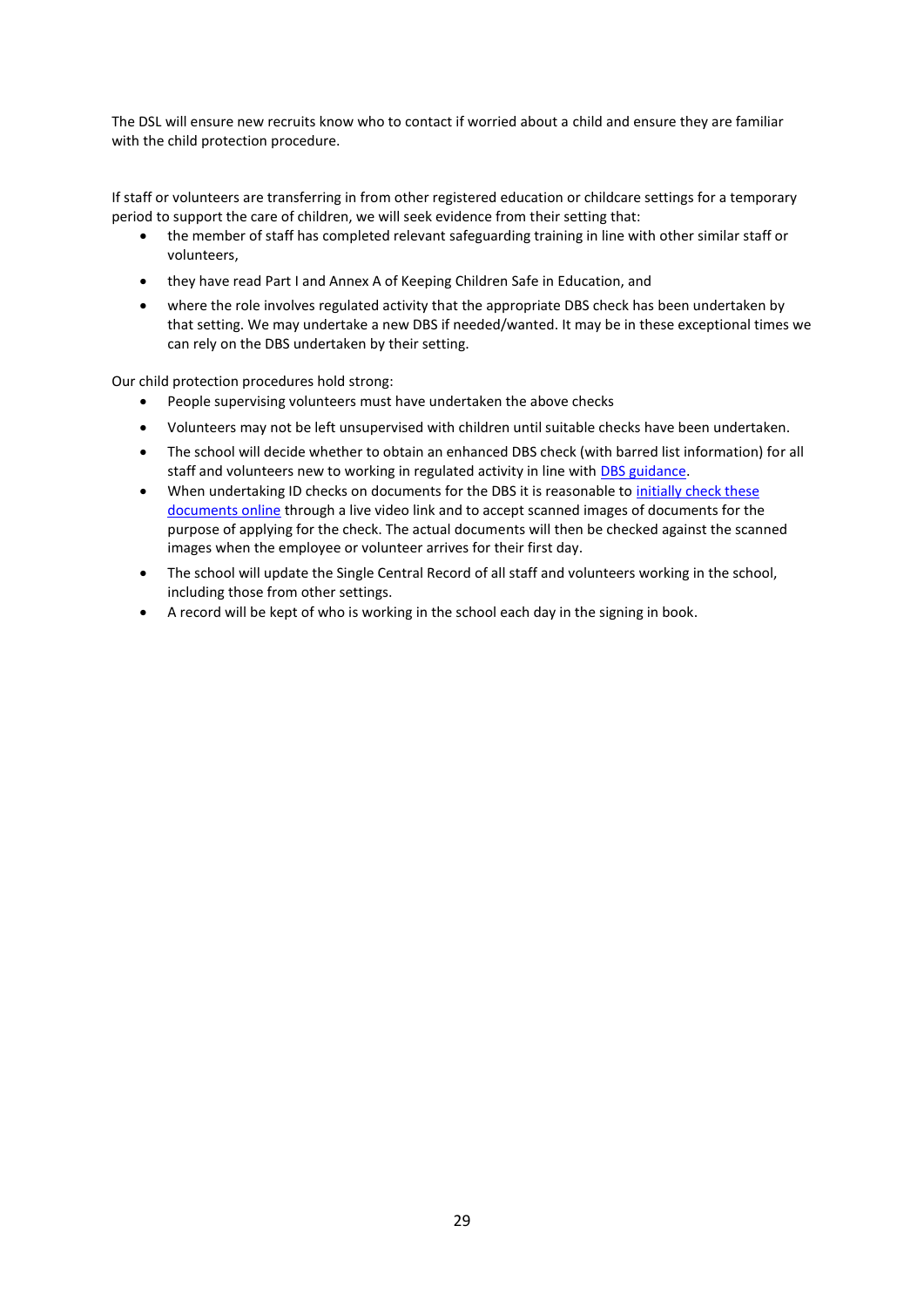The DSL will ensure new recruits know who to contact if worried about a child and ensure they are familiar with the child protection procedure.

If staff or volunteers are transferring in from other registered education or childcare settings for a temporary period to support the care of children, we will seek evidence from their setting that:

- the member of staff has completed relevant safeguarding training in line with other similar staff or volunteers,
- they have read Part I and Annex A of Keeping Children Safe in Education, and
- where the role involves regulated activity that the appropriate DBS check has been undertaken by that setting. We may undertake a new DBS if needed/wanted. It may be in these exceptional times we can rely on the DBS undertaken by their setting.

Our child protection procedures hold strong:

- People supervising volunteers must have undertaken the above checks
- Volunteers may not be left unsupervised with children until suitable checks have been undertaken.
- The school will decide whether to obtain an enhanced DBS check (with barred list information) for all staff and volunteers new to working in regulated activity in line with DBS guidance.
- When undertaking ID checks on documents for the DBS it is reasonable to initially check these documents online through a live video link and to accept scanned images of documents for the purpose of applying for the check. The actual documents will then be checked against the scanned images when the employee or volunteer arrives for their first day.
- The school will update the Single Central Record of all staff and volunteers working in the school, including those from other settings.
- A record will be kept of who is working in the school each day in the signing in book.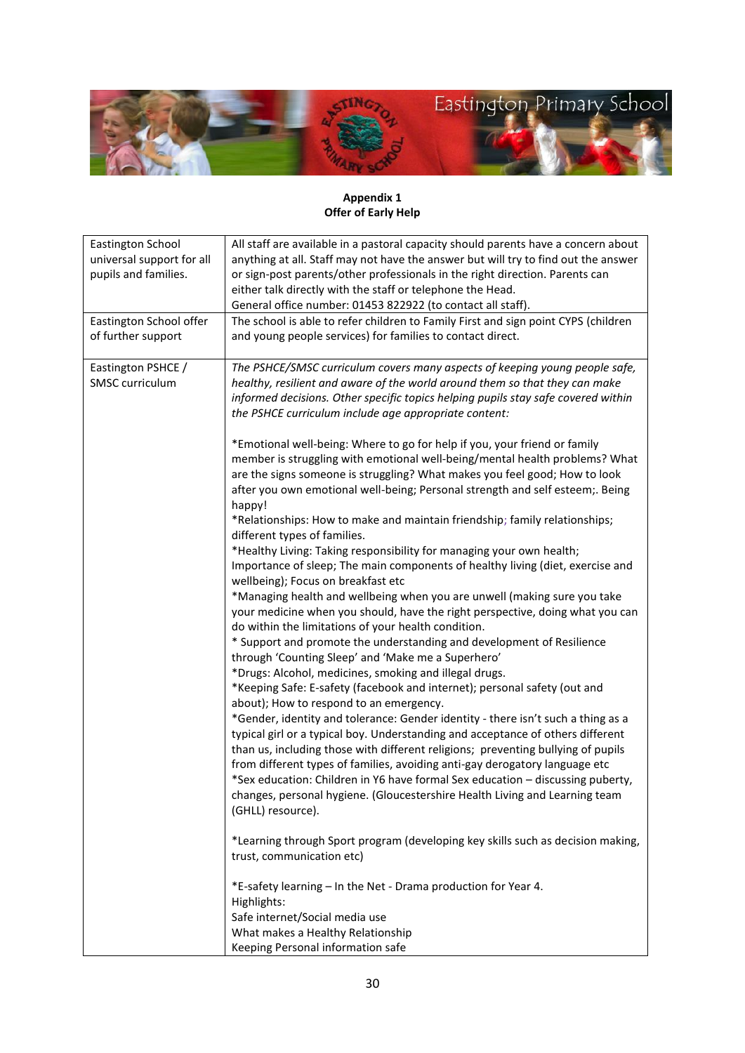**Appendix 1**
**Offer of Early Help**

| | |
|---|---|
| Eastington School universal support for all pupils and families. | All staff are available in a pastoral capacity should parents have a concern about anything at all. Staff may not have the answer but will try to find out the answer or sign-post parents/other professionals in the right direction. Parents can either talk directly with the staff or telephone the Head.<br>General office number: 01453 822922 (to contact all staff). |
| Eastington School offer of further support | The school is able to refer children to Family First and sign point CYPS (children and young people services) for families to contact direct. |
| Eastington PSHCE / SMSC curriculum | *The PSHCE/SMSC curriculum covers many aspects of keeping young people safe, healthy, resilient and aware of the world around them so that they can make informed decisions. Other specific topics helping pupils stay safe covered within the PSHCE curriculum include age appropriate content:*<br><br>*Emotional well-being: Where to go for help if you, your friend or family member is struggling with emotional well-being/mental health problems? What are the signs someone is struggling? What makes you feel good; How to look after you own emotional well-being; Personal strength and self esteem;. Being happy!<br>*Relationships: How to make and maintain friendship; family relationships; different types of families.<br>*Healthy Living: Taking responsibility for managing your own health; Importance of sleep; The main components of healthy living (diet, exercise and wellbeing); Focus on breakfast etc<br>*Managing health and wellbeing when you are unwell (making sure you take your medicine when you should, have the right perspective, doing what you can do within the limitations of your health condition.<br>* Support and promote the understanding and development of Resilience through 'Counting Sleep' and 'Make me a Superhero'<br>*Drugs: Alcohol, medicines, smoking and illegal drugs.<br>*Keeping Safe: E-safety (facebook and internet); personal safety (out and about); How to respond to an emergency.<br>*Gender, identity and tolerance: Gender identity - there isn't such a thing as a typical girl or a typical boy. Understanding and acceptance of others different than us, including those with different religions; preventing bullying of pupils from different types of families, avoiding anti-gay derogatory language etc<br>*Sex education: Children in Y6 have formal Sex education – discussing puberty, changes, personal hygiene. (Gloucestershire Health Living and Learning team (GHLL) resource).<br><br>*Learning through Sport program (developing key skills such as decision making, trust, communication etc)<br><br>*E-safety learning – In the Net - Drama production for Year 4.<br>Highlights:<br>Safe internet/Social media use<br>What makes a Healthy Relationship<br>Keeping Personal information safe |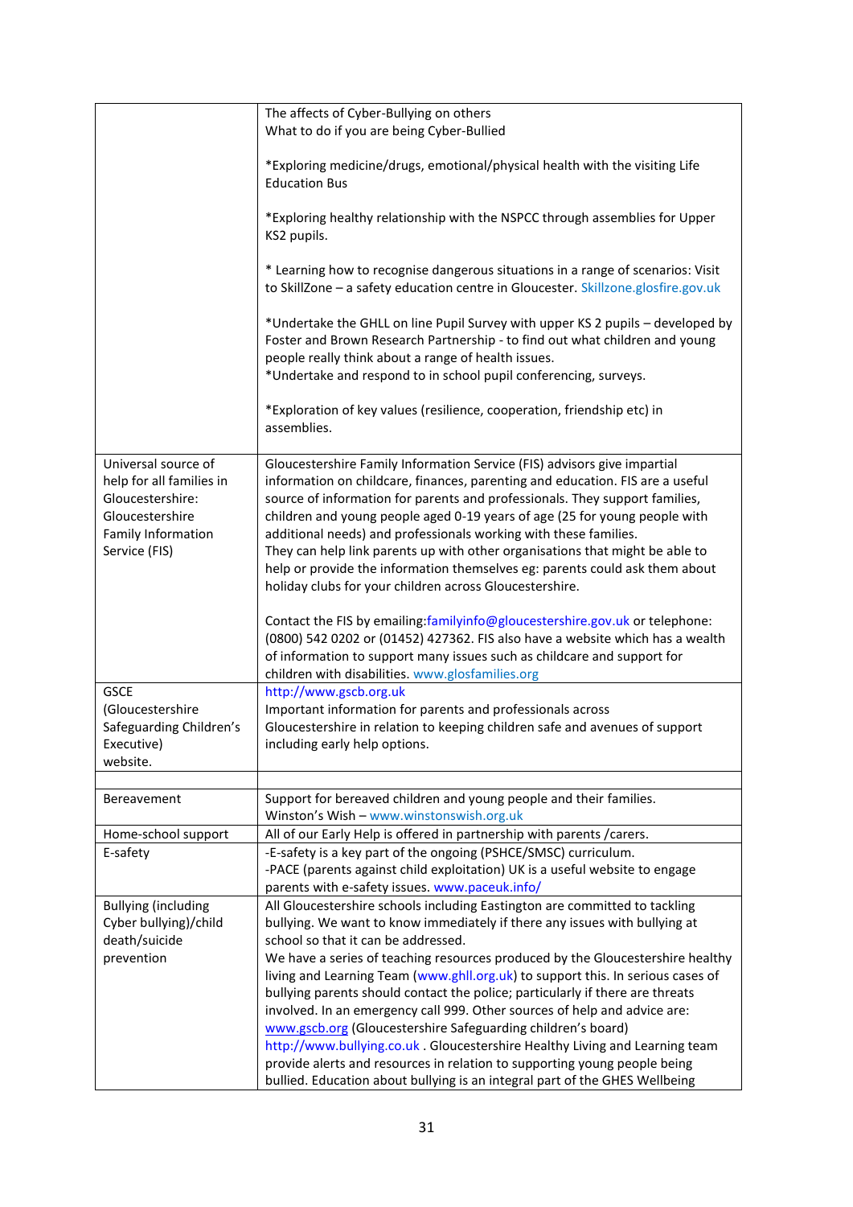| | |
|---|---|
| | The affects of Cyber-Bullying on others<br>What to do if you are being Cyber-Bullied<br><br>*Exploring medicine/drugs, emotional/physical health with the visiting Life Education Bus<br><br>*Exploring healthy relationship with the NSPCC through assemblies for Upper KS2 pupils.<br><br>* Learning how to recognise dangerous situations in a range of scenarios: Visit to SkillZone – a safety education centre in Gloucester. Skillzone.glosfire.gov.uk<br><br>*Undertake the GHLL on line Pupil Survey with upper KS 2 pupils – developed by Foster and Brown Research Partnership - to find out what children and young people really think about a range of health issues.<br>*Undertake and respond to in school pupil conferencing, surveys.<br><br>*Exploration of key values (resilience, cooperation, friendship etc) in assemblies. |
| Universal source of help for all families in Gloucestershire: Gloucestershire Family Information Service (FIS) | Gloucestershire Family Information Service (FIS) advisors give impartial information on childcare, finances, parenting and education. FIS are a useful source of information for parents and professionals. They support families, children and young people aged 0-19 years of age (25 for young people with additional needs) and professionals working with these families.<br>They can help link parents up with other organisations that might be able to help or provide the information themselves eg: parents could ask them about holiday clubs for your children across Gloucestershire.<br><br>Contact the FIS by emailing:familyinfo@gloucestershire.gov.uk or telephone: (0800) 542 0202 or (01452) 427362. FIS also have a website which has a wealth of information to support many issues such as childcare and support for children with disabilities. www.glosfamilies.org |
| GSCE (Gloucestershire Safeguarding Children's Executive) website. | http://www.gscb.org.uk<br>Important information for parents and professionals across Gloucestershire in relation to keeping children safe and avenues of support including early help options. |
| | |
| Bereavement | Support for bereaved children and young people and their families.<br>Winston's Wish – www.winstonswish.org.uk |
| Home-school support | All of our Early Help is offered in partnership with parents /carers. |
| E-safety | -E-safety is a key part of the ongoing (PSHCE/SMSC) curriculum.<br>-PACE (parents against child exploitation) UK is a useful website to engage parents with e-safety issues. www.paceuk.info/ |
| Bullying (including Cyber bullying)/child death/suicide prevention | All Gloucestershire schools including Eastington are committed to tackling bullying. We want to know immediately if there any issues with bullying at school so that it can be addressed.<br>We have a series of teaching resources produced by the Gloucestershire healthy living and Learning Team (www.ghll.org.uk) to support this. In serious cases of bullying parents should contact the police; particularly if there are threats involved. In an emergency call 999. Other sources of help and advice are: www.gscb.org (Gloucestershire Safeguarding children's board)<br>http://www.bullying.co.uk . Gloucestershire Healthy Living and Learning team provide alerts and resources in relation to supporting young people being bullied. Education about bullying is an integral part of the GHES Wellbeing |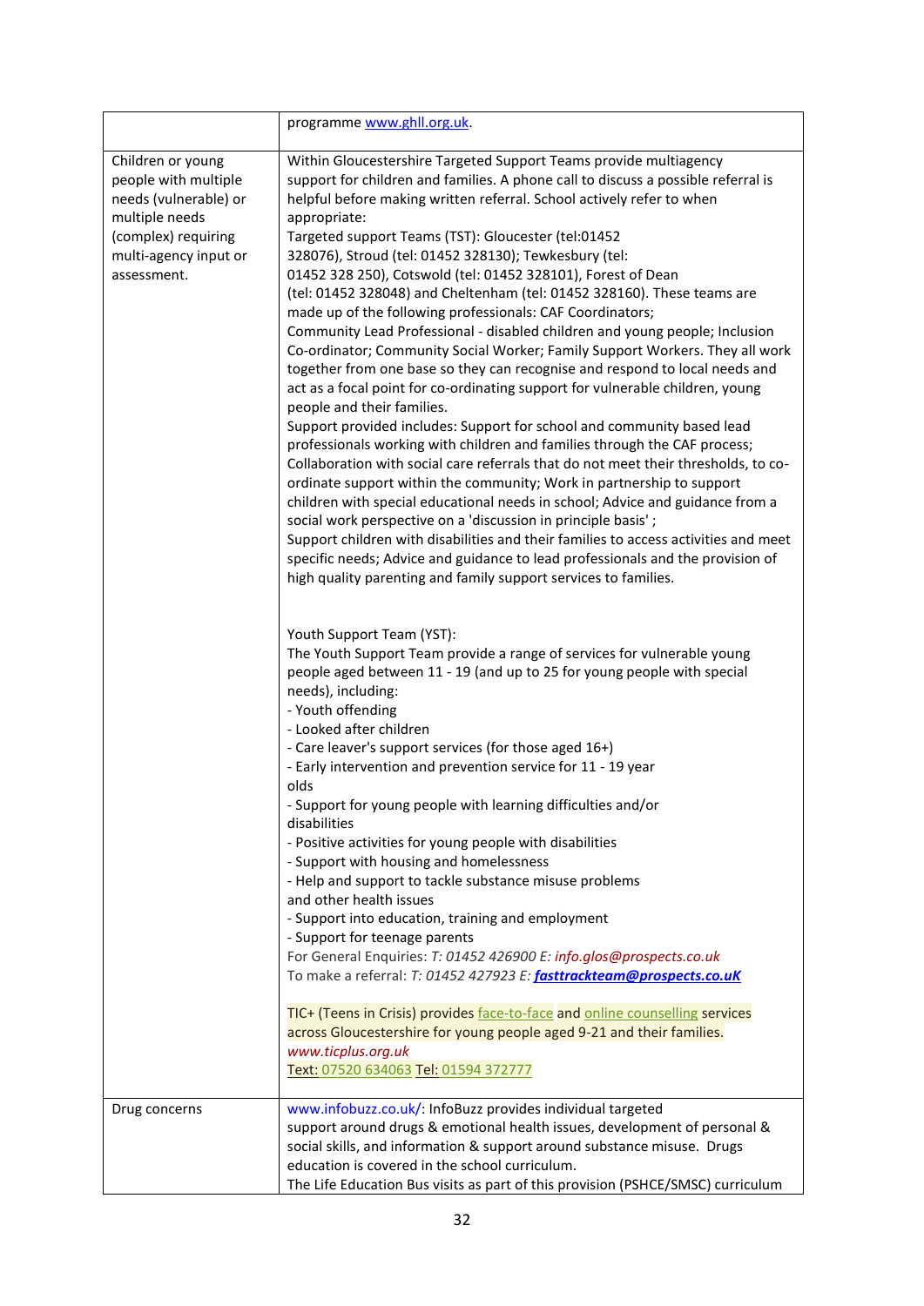| | |
|---|---|
| | programme [www.ghll.org.uk](http://www.ghll.org.uk). |
| Children or young people with multiple needs (vulnerable) or multiple needs (complex) requiring multi-agency input or assessment. | Within Gloucestershire Targeted Support Teams provide multiagency support for children and families. A phone call to discuss a possible referral is helpful before making written referral. School actively refer to when appropriate:<br>Targeted support Teams (TST): Gloucester (tel:01452 328076), Stroud (tel: 01452 328130); Tewkesbury (tel: 01452 328 250), Cotswold (tel: 01452 328101), Forest of Dean (tel: 01452 328048) and Cheltenham (tel: 01452 328160). These teams are made up of the following professionals: CAF Coordinators; Community Lead Professional - disabled children and young people; Inclusion Co-ordinator; Community Social Worker; Family Support Workers. They all work together from one base so they can recognise and respond to local needs and act as a focal point for co-ordinating support for vulnerable children, young people and their families.<br>Support provided includes: Support for school and community based lead professionals working with children and families through the CAF process; Collaboration with social care referrals that do not meet their thresholds, to co-ordinate support within the community; Work in partnership to support children with special educational needs in school; Advice and guidance from a social work perspective on a 'discussion in principle basis' ;<br>Support children with disabilities and their families to access activities and meet specific needs; Advice and guidance to lead professionals and the provision of high quality parenting and family support services to families.<br><br>Youth Support Team (YST):<br>The Youth Support Team provide a range of services for vulnerable young people aged between 11 - 19 (and up to 25 for young people with special needs), including:<br>- Youth offending<br>- Looked after children<br>- Care leaver's support services (for those aged 16+)<br>- Early intervention and prevention service for 11 - 19 year olds<br>- Support for young people with learning difficulties and/or disabilities<br>- Positive activities for young people with disabilities<br>- Support with housing and homelessness<br>- Help and support to tackle substance misuse problems and other health issues<br>- Support into education, training and employment<br>- Support for teenage parents<br>For General Enquiries: *T: 01452 426900 E: info.glos@prospects.co.uk*<br>To make a referral: *T: 01452 427923 E:* ***fasttrackteam@prospects.co.uK***<br><br>TIC+ (Teens in Crisis) provides face-to-face and online counselling services across Gloucestershire for young people aged 9-21 and their families.<br>*www.ticplus.org.uk*<br>Text: 07520 634063 Tel: 01594 372777 |
| Drug concerns | [www.infobuzz.co.uk/](http://www.infobuzz.co.uk/): InfoBuzz provides individual targeted support around drugs & emotional health issues, development of personal & social skills, and information & support around substance misuse. Drugs education is covered in the school curriculum.<br>The Life Education Bus visits as part of this provision (PSHCE/SMSC) curriculum |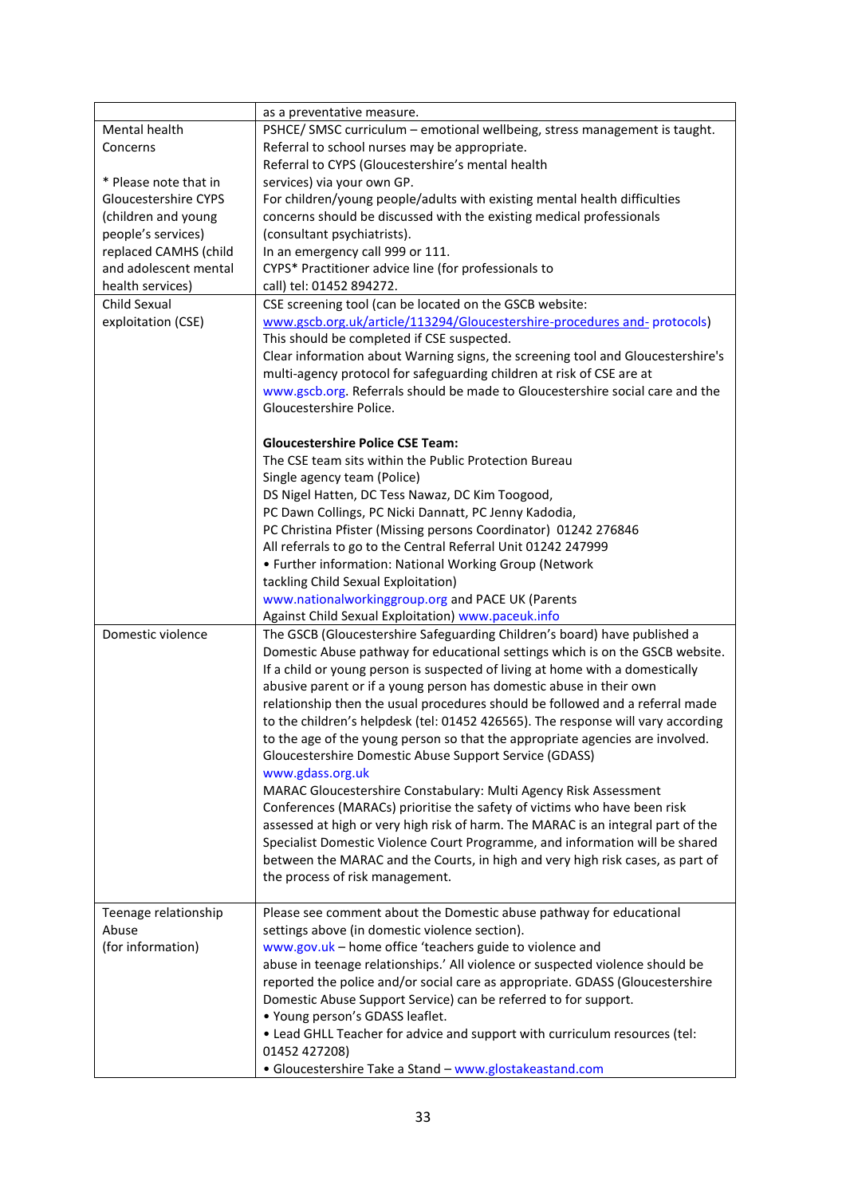| | |
|---|---|
| | as a preventative measure. |
| Mental health Concerns<br><br>* Please note that in Gloucestershire CYPS (children and young people's services) replaced CAMHS (child and adolescent mental health services) | PSHCE/ SMSC curriculum – emotional wellbeing, stress management is taught.<br>Referral to school nurses may be appropriate.<br>Referral to CYPS (Gloucestershire's mental health services) via your own GP.<br>For children/young people/adults with existing mental health difficulties concerns should be discussed with the existing medical professionals (consultant psychiatrists).<br>In an emergency call 999 or 111.<br>CYPS* Practitioner advice line (for professionals to call) tel: 01452 894272. |
| Child Sexual exploitation (CSE) | CSE screening tool (can be located on the GSCB website: www.gscb.org.uk/article/113294/Gloucestershire-procedures and- protocols)<br>This should be completed if CSE suspected.<br>Clear information about Warning signs, the screening tool and Gloucestershire's multi-agency protocol for safeguarding children at risk of CSE are at www.gscb.org. Referrals should be made to Gloucestershire social care and the Gloucestershire Police.<br><br>**Gloucestershire Police CSE Team:**<br>The CSE team sits within the Public Protection Bureau<br>Single agency team (Police)<br>DS Nigel Hatten, DC Tess Nawaz, DC Kim Toogood,<br>PC Dawn Collings, PC Nicki Dannatt, PC Jenny Kadodia,<br>PC Christina Pfister (Missing persons Coordinator) 01242 276846<br>All referrals to go to the Central Referral Unit 01242 247999<br>• Further information: National Working Group (Network tackling Child Sexual Exploitation) www.nationalworkinggroup.org and PACE UK (Parents Against Child Sexual Exploitation) www.paceuk.info |
| Domestic violence | The GSCB (Gloucestershire Safeguarding Children's board) have published a Domestic Abuse pathway for educational settings which is on the GSCB website. If a child or young person is suspected of living at home with a domestically abusive parent or if a young person has domestic abuse in their own relationship then the usual procedures should be followed and a referral made to the children's helpdesk (tel: 01452 426565). The response will vary according to the age of the young person so that the appropriate agencies are involved.<br>Gloucestershire Domestic Abuse Support Service (GDASS)<br>www.gdass.org.uk<br>MARAC Gloucestershire Constabulary: Multi Agency Risk Assessment Conferences (MARACs) prioritise the safety of victims who have been risk assessed at high or very high risk of harm. The MARAC is an integral part of the Specialist Domestic Violence Court Programme, and information will be shared between the MARAC and the Courts, in high and very high risk cases, as part of the process of risk management. |
| Teenage relationship Abuse<br>(for information) | Please see comment about the Domestic abuse pathway for educational settings above (in domestic violence section).<br>www.gov.uk – home office 'teachers guide to violence and abuse in teenage relationships.' All violence or suspected violence should be reported the police and/or social care as appropriate. GDASS (Gloucestershire Domestic Abuse Support Service) can be referred to for support.<br>• Young person's GDASS leaflet.<br>• Lead GHLL Teacher for advice and support with curriculum resources (tel: 01452 427208)<br>• Gloucestershire Take a Stand – www.glostakeastand.com |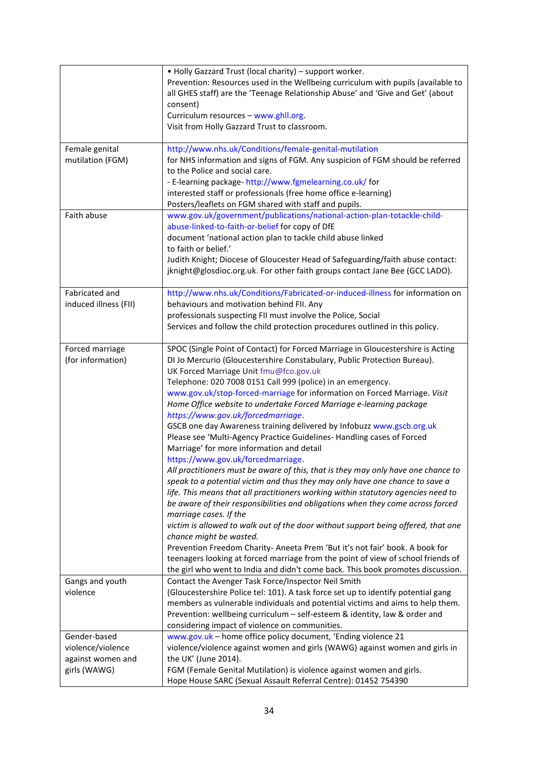| | |
|---|---|
| | • Holly Gazzard Trust (local charity) – support worker.<br>Prevention: Resources used in the Wellbeing curriculum with pupils (available to all GHES staff) are the 'Teenage Relationship Abuse' and 'Give and Get' (about consent)<br>Curriculum resources – www.ghll.org.<br>Visit from Holly Gazzard Trust to classroom. |
| Female genital mutilation (FGM) | http://www.nhs.uk/Conditions/female-genital-mutilation<br>for NHS information and signs of FGM. Any suspicion of FGM should be referred to the Police and social care.<br>- E-learning package- http://www.fgmelearning.co.uk/ for interested staff or professionals (free home office e-learning)<br>Posters/leaflets on FGM shared with staff and pupils. |
| Faith abuse | www.gov.uk/government/publications/national-action-plan-totackle-child-abuse-linked-to-faith-or-belief for copy of DfE document 'national action plan to tackle child abuse linked to faith or belief.'<br>Judith Knight; Diocese of Gloucester Head of Safeguarding/faith abuse contact: jknight@glosdioc.org.uk. For other faith groups contact Jane Bee (GCC LADO). |
| Fabricated and induced illness (FII) | http://www.nhs.uk/Conditions/Fabricated-or-induced-illness for information on behaviours and motivation behind FII. Any professionals suspecting FII must involve the Police, Social Services and follow the child protection procedures outlined in this policy. |
| Forced marriage (for information) | SPOC (Single Point of Contact) for Forced Marriage in Gloucestershire is Acting DI Jo Mercurio (Gloucestershire Constabulary, Public Protection Bureau).<br>UK Forced Marriage Unit fmu@fco.gov.uk<br>Telephone: 020 7008 0151 Call 999 (police) in an emergency.<br>www.gov.uk/stop-forced-marriage for information on Forced Marriage. *Visit Home Office website to undertake Forced Marriage e-learning package https://www.gov.uk/forcedmarriage*.<br>GSCB one day Awareness training delivered by Infobuzz www.gscb.org.uk<br>Please see 'Multi-Agency Practice Guidelines- Handling cases of Forced Marriage' for more information and detail<br>https://www.gov.uk/forcedmarriage.<br>*All practitioners must be aware of this, that is they may only have one chance to speak to a potential victim and thus they may only have one chance to save a life. This means that all practitioners working within statutory agencies need to be aware of their responsibilities and obligations when they come across forced marriage cases. If the victim is allowed to walk out of the door without support being offered, that one chance might be wasted.*<br>Prevention Freedom Charity- Aneeta Prem 'But it's not fair' book. A book for teenagers looking at forced marriage from the point of view of school friends of the girl who went to India and didn't come back. This book promotes discussion. |
| Gangs and youth violence | Contact the Avenger Task Force/Inspector Neil Smith (Gloucestershire Police tel: 101). A task force set up to identify potential gang members as vulnerable individuals and potential victims and aims to help them.<br>Prevention: wellbeing curriculum – self-esteem & identity, law & order and considering impact of violence on communities. |
| Gender-based violence/violence against women and girls (WAWG) | www.gov.uk – home office policy document, 'Ending violence 21 violence/violence against women and girls (WAWG) against women and girls in the UK' (June 2014).<br>FGM (Female Genital Mutilation) is violence against women and girls.<br>Hope House SARC (Sexual Assault Referral Centre): 01452 754390 |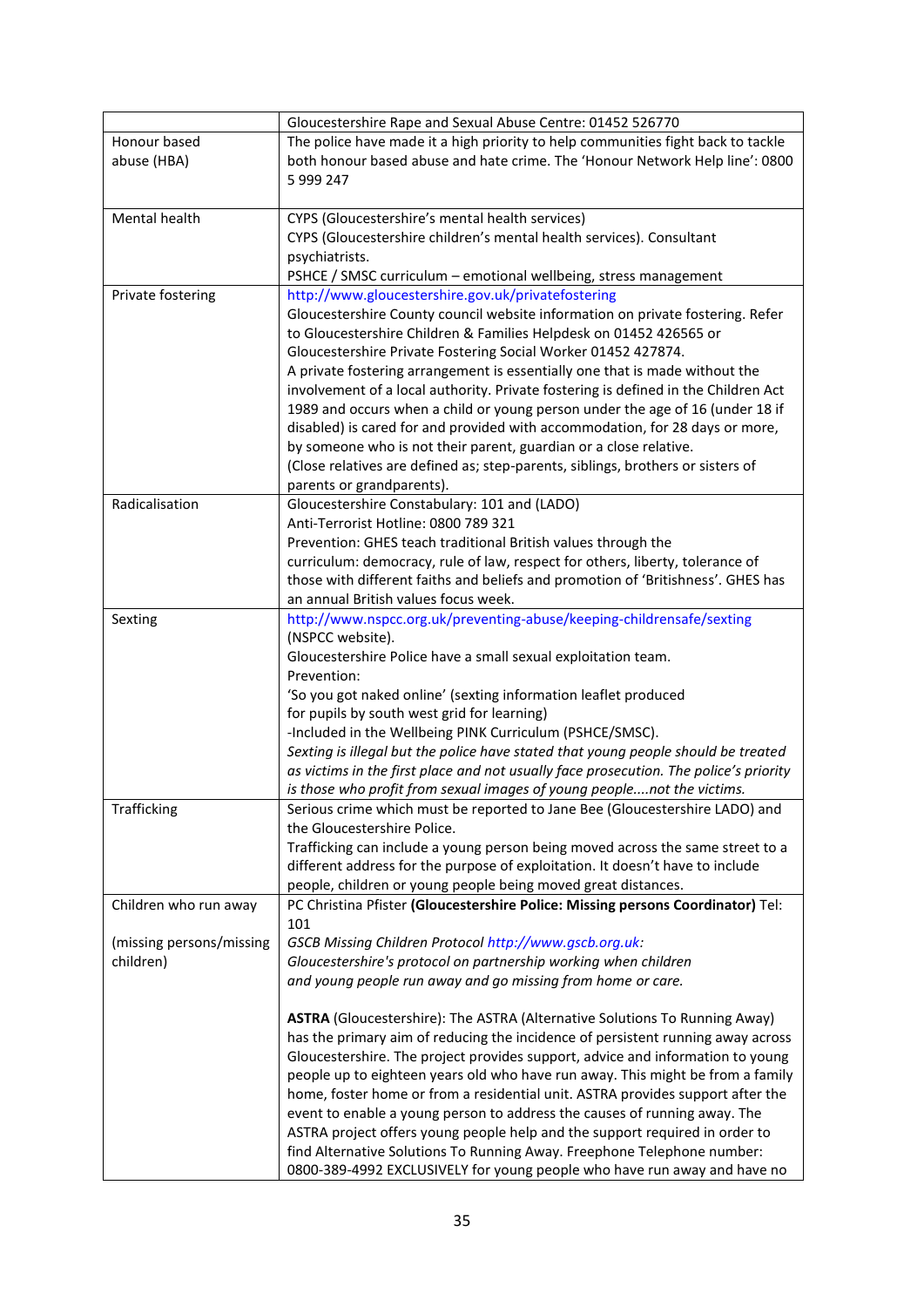| | |
|---|---|
| | Gloucestershire Rape and Sexual Abuse Centre: 01452 526770 |
| Honour based abuse (HBA) | The police have made it a high priority to help communities fight back to tackle both honour based abuse and hate crime. The 'Honour Network Help line': 0800 5 999 247 |
| Mental health | CYPS (Gloucestershire's mental health services)<br>CYPS (Gloucestershire children's mental health services). Consultant psychiatrists.<br>PSHCE / SMSC curriculum – emotional wellbeing, stress management |
| Private fostering | http://www.gloucestershire.gov.uk/privatefostering<br>Gloucestershire County council website information on private fostering. Refer to Gloucestershire Children & Families Helpdesk on 01452 426565 or Gloucestershire Private Fostering Social Worker 01452 427874.<br>A private fostering arrangement is essentially one that is made without the involvement of a local authority. Private fostering is defined in the Children Act 1989 and occurs when a child or young person under the age of 16 (under 18 if disabled) is cared for and provided with accommodation, for 28 days or more, by someone who is not their parent, guardian or a close relative.<br>(Close relatives are defined as; step-parents, siblings, brothers or sisters of parents or grandparents). |
| Radicalisation | Gloucestershire Constabulary: 101 and (LADO)<br>Anti-Terrorist Hotline: 0800 789 321<br>Prevention: GHES teach traditional British values through the curriculum: democracy, rule of law, respect for others, liberty, tolerance of those with different faiths and beliefs and promotion of 'Britishness'. GHES has an annual British values focus week. |
| Sexting | http://www.nspcc.org.uk/preventing-abuse/keeping-childrensafe/sexting<br>(NSPCC website).<br>Gloucestershire Police have a small sexual exploitation team.<br>Prevention:<br>'So you got naked online' (sexting information leaflet produced for pupils by south west grid for learning)<br>-Included in the Wellbeing PINK Curriculum (PSHCE/SMSC).<br>*Sexting is illegal but the police have stated that young people should be treated as victims in the first place and not usually face prosecution. The police's priority is those who profit from sexual images of young people....not the victims.* |
| Trafficking | Serious crime which must be reported to Jane Bee (Gloucestershire LADO) and the Gloucestershire Police.<br>Trafficking can include a young person being moved across the same street to a different address for the purpose of exploitation. It doesn't have to include people, children or young people being moved great distances. |
| Children who run away<br><br>(missing persons/missing children) | PC Christina Pfister **(Gloucestershire Police: Missing persons Coordinator)** Tel: 101<br>*GSCB Missing Children Protocol http://www.gscb.org.uk: Gloucestershire's protocol on partnership working when children and young people run away and go missing from home or care.*<br><br>**ASTRA** (Gloucestershire): The ASTRA (Alternative Solutions To Running Away) has the primary aim of reducing the incidence of persistent running away across Gloucestershire. The project provides support, advice and information to young people up to eighteen years old who have run away. This might be from a family home, foster home or from a residential unit. ASTRA provides support after the event to enable a young person to address the causes of running away. The ASTRA project offers young people help and the support required in order to find Alternative Solutions To Running Away. Freephone Telephone number: 0800-389-4992 EXCLUSIVELY for young people who have run away and have no |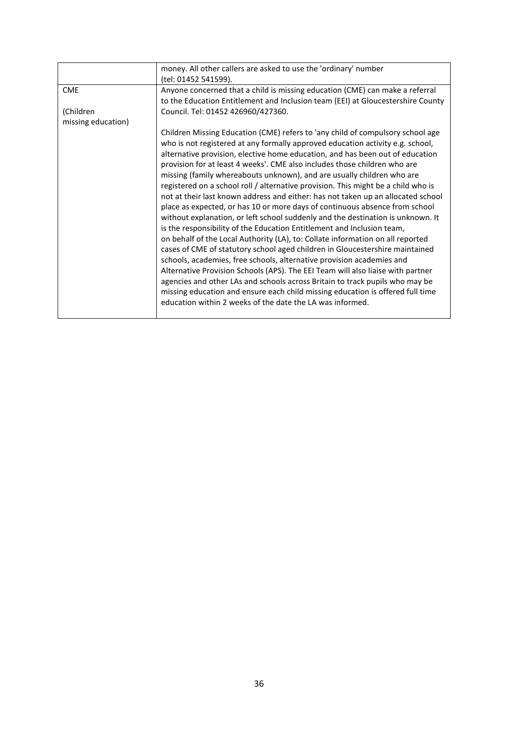| | |
|---|---|
| | money. All other callers are asked to use the 'ordinary' number (tel: 01452 541599). |
| CME<br><br>(Children missing education) | Anyone concerned that a child is missing education (CME) can make a referral to the Education Entitlement and Inclusion team (EEI) at Gloucestershire County Council. Tel: 01452 426960/427360.<br><br>Children Missing Education (CME) refers to 'any child of compulsory school age who is not registered at any formally approved education activity e.g. school, alternative provision, elective home education, and has been out of education provision for at least 4 weeks'. CME also includes those children who are missing (family whereabouts unknown), and are usually children who are registered on a school roll / alternative provision. This might be a child who is not at their last known address and either: has not taken up an allocated school place as expected, or has 10 or more days of continuous absence from school without explanation, or left school suddenly and the destination is unknown. It is the responsibility of the Education Entitlement and Inclusion team, on behalf of the Local Authority (LA), to: Collate information on all reported cases of CME of statutory school aged children in Gloucestershire maintained schools, academies, free schools, alternative provision academies and Alternative Provision Schools (APS). The EEI Team will also liaise with partner agencies and other LAs and schools across Britain to track pupils who may be missing education and ensure each child missing education is offered full time education within 2 weeks of the date the LA was informed. |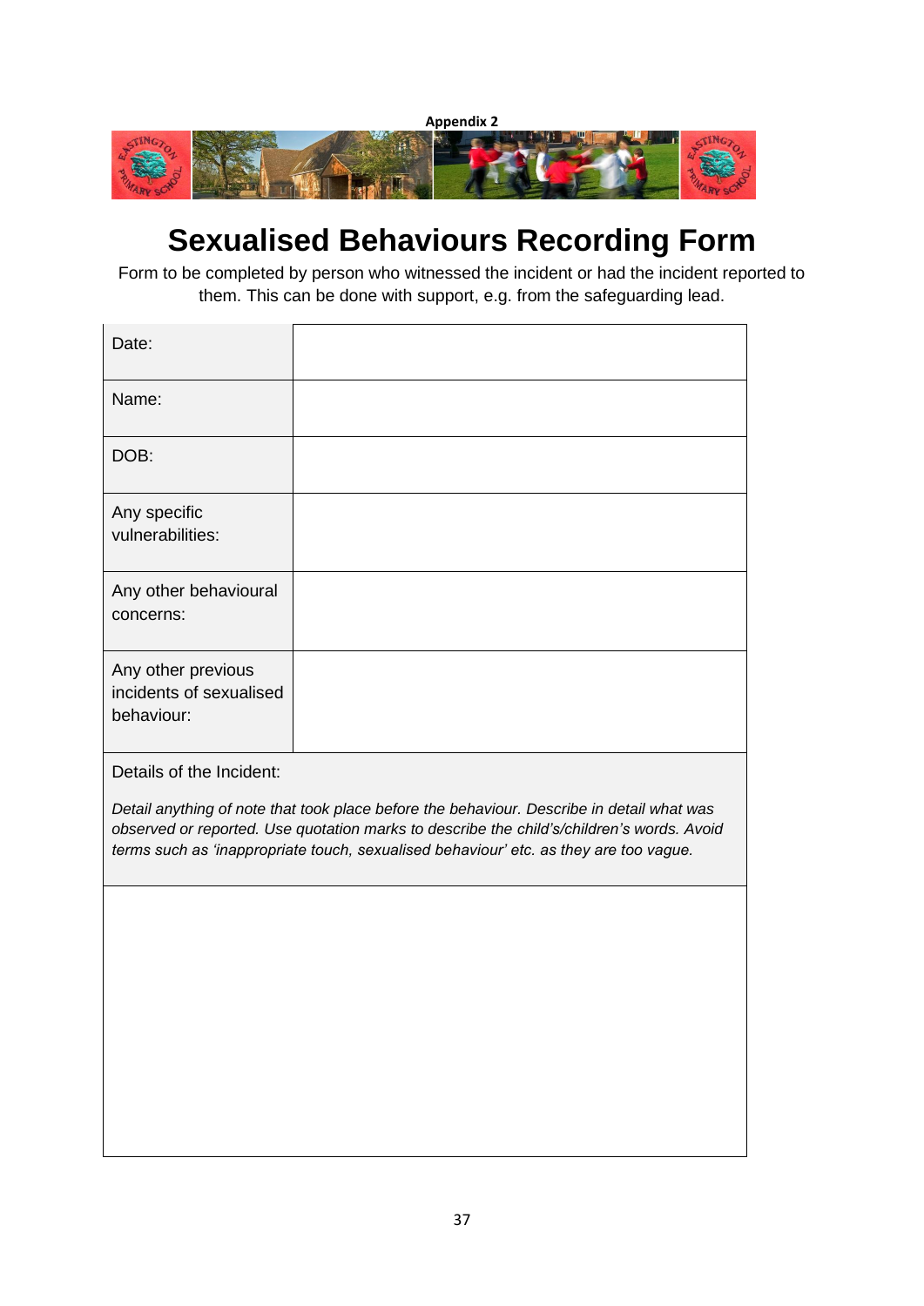**Appendix 2**

# Sexualised Behaviours Recording Form

Form to be completed by person who witnessed the incident or had the incident reported to them. This can be done with support, e.g. from the safeguarding lead.

| | |
|---|---|
| Date: | |
| Name: | |
| DOB: | |
| Any specific vulnerabilities: | |
| Any other behavioural concerns: | |
| Any other previous incidents of sexualised behaviour: | |

| Details of the Incident:<br><br>*Detail anything of note that took place before the behaviour. Describe in detail what was observed or reported. Use quotation marks to describe the child's/children's words. Avoid terms such as 'inappropriate touch, sexualised behaviour' etc. as they are too vague.* |
|---|
| |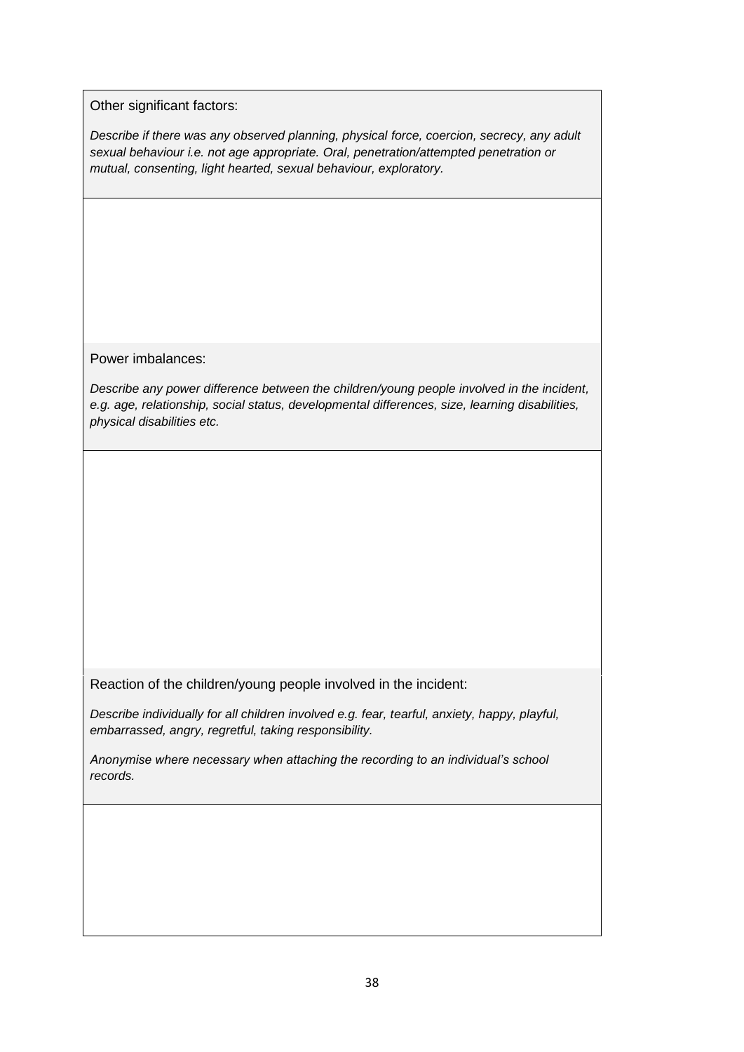Other significant factors:

*Describe if there was any observed planning, physical force, coercion, secrecy, any adult sexual behaviour i.e. not age appropriate. Oral, penetration/attempted penetration or mutual, consenting, light hearted, sexual behaviour, exploratory.*

Power imbalances:

*Describe any power difference between the children/young people involved in the incident, e.g. age, relationship, social status, developmental differences, size, learning disabilities, physical disabilities etc.*

Reaction of the children/young people involved in the incident:

*Describe individually for all children involved e.g. fear, tearful, anxiety, happy, playful, embarrassed, angry, regretful, taking responsibility.*

*Anonymise where necessary when attaching the recording to an individual's school records.*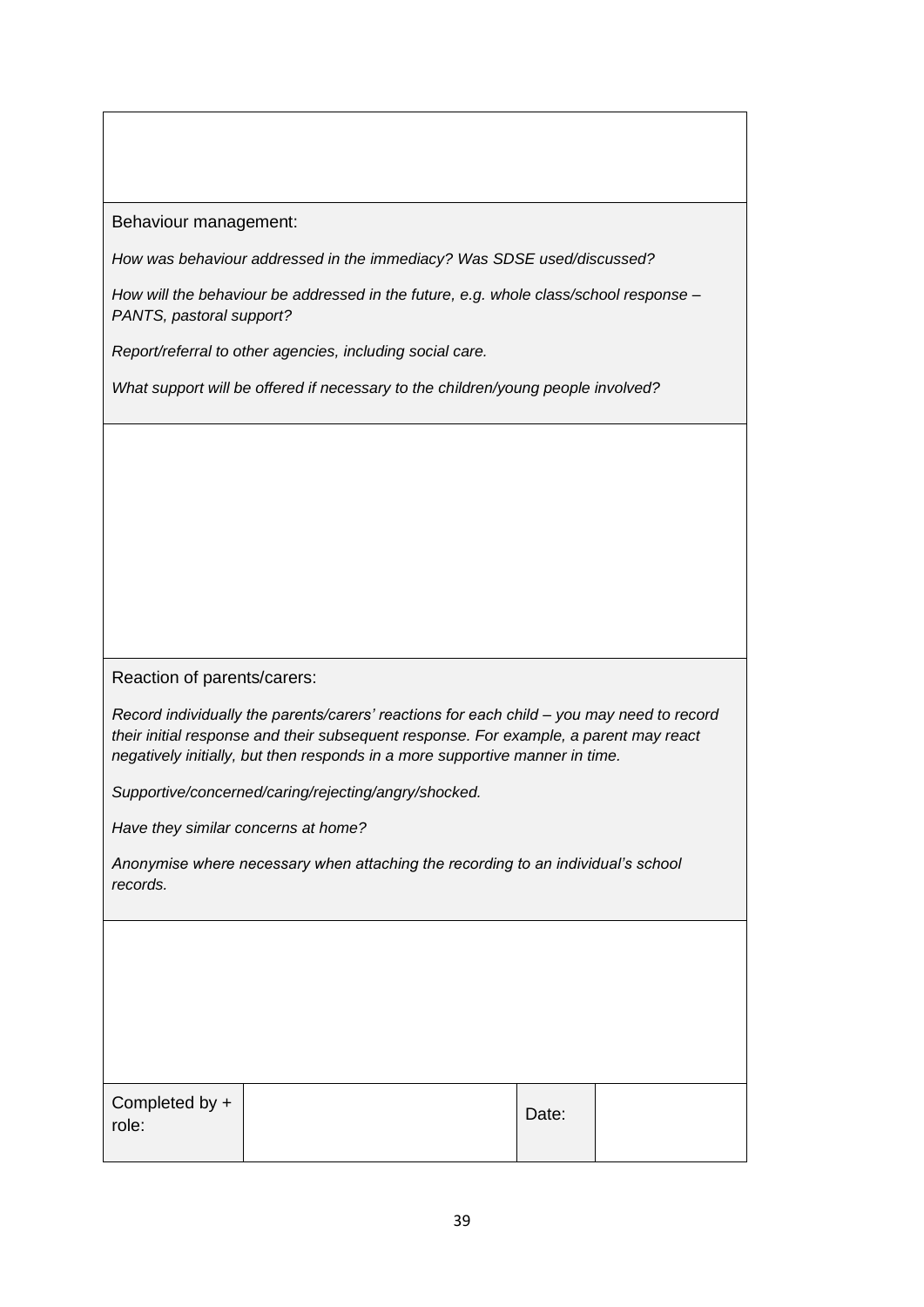| |
|---|
| |
| Behaviour management:<br><br>*How was behaviour addressed in the immediacy? Was SDSE used/discussed?*<br><br>*How will the behaviour be addressed in the future, e.g. whole class/school response – PANTS, pastoral support?*<br><br>*Report/referral to other agencies, including social care.*<br><br>*What support will be offered if necessary to the children/young people involved?* |
| |
| Reaction of parents/carers:<br><br>*Record individually the parents/carers' reactions for each child – you may need to record their initial response and their subsequent response. For example, a parent may react negatively initially, but then responds in a more supportive manner in time.*<br><br>*Supportive/concerned/caring/rejecting/angry/shocked.*<br><br>*Have they similar concerns at home?*<br><br>*Anonymise where necessary when attaching the recording to an individual's school records.* |
| |

| Completed by + role: | | Date: | |
|---|---|---|---|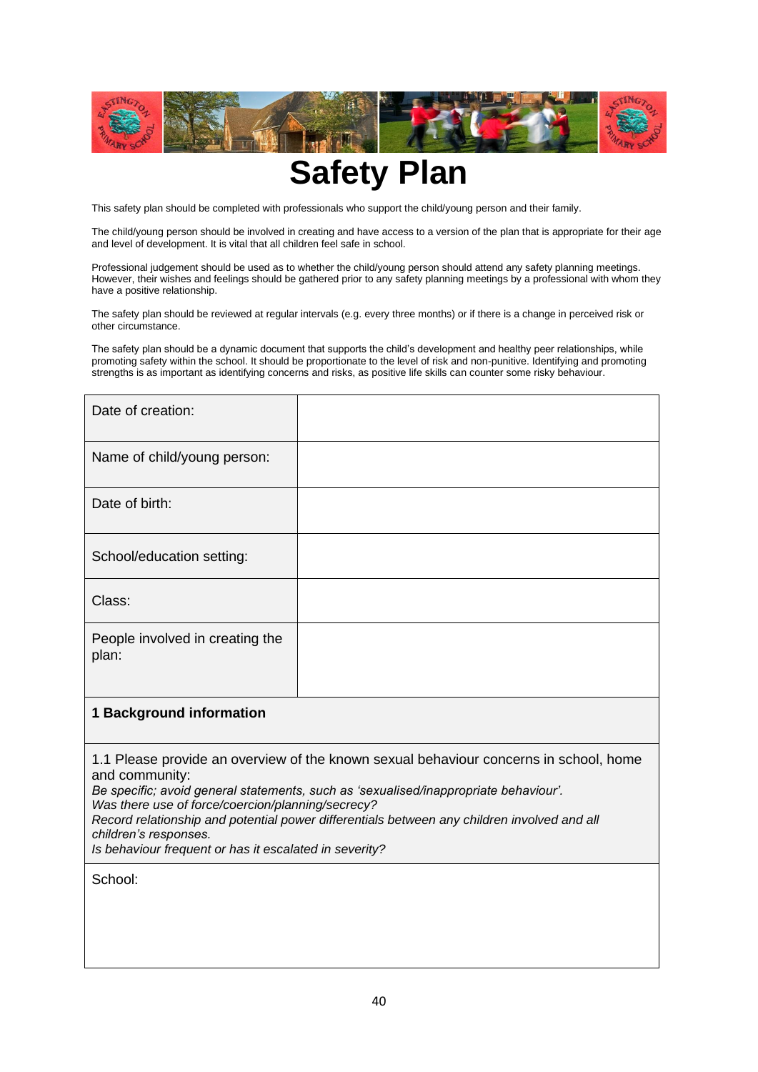# Safety Plan

This safety plan should be completed with professionals who support the child/young person and their family.

The child/young person should be involved in creating and have access to a version of the plan that is appropriate for their age and level of development. It is vital that all children feel safe in school.

Professional judgement should be used as to whether the child/young person should attend any safety planning meetings. However, their wishes and feelings should be gathered prior to any safety planning meetings by a professional with whom they have a positive relationship.

The safety plan should be reviewed at regular intervals (e.g. every three months) or if there is a change in perceived risk or other circumstance.

The safety plan should be a dynamic document that supports the child's development and healthy peer relationships, while promoting safety within the school. It should be proportionate to the level of risk and non-punitive. Identifying and promoting strengths is as important as identifying concerns and risks, as positive life skills can counter some risky behaviour.

| | |
|---|---|
| Date of creation: | |
| Name of child/young person: | |
| Date of birth: | |
| School/education setting: | |
| Class: | |
| People involved in creating the plan: | |
| **1 Background information** | |
| 1.1 Please provide an overview of the known sexual behaviour concerns in school, home and community:<br>*Be specific; avoid general statements, such as 'sexualised/inappropriate behaviour'.*<br>*Was there use of force/coercion/planning/secrecy?*<br>*Record relationship and potential power differentials between any children involved and all children's responses.*<br>*Is behaviour frequent or has it escalated in severity?* | |
| School: | |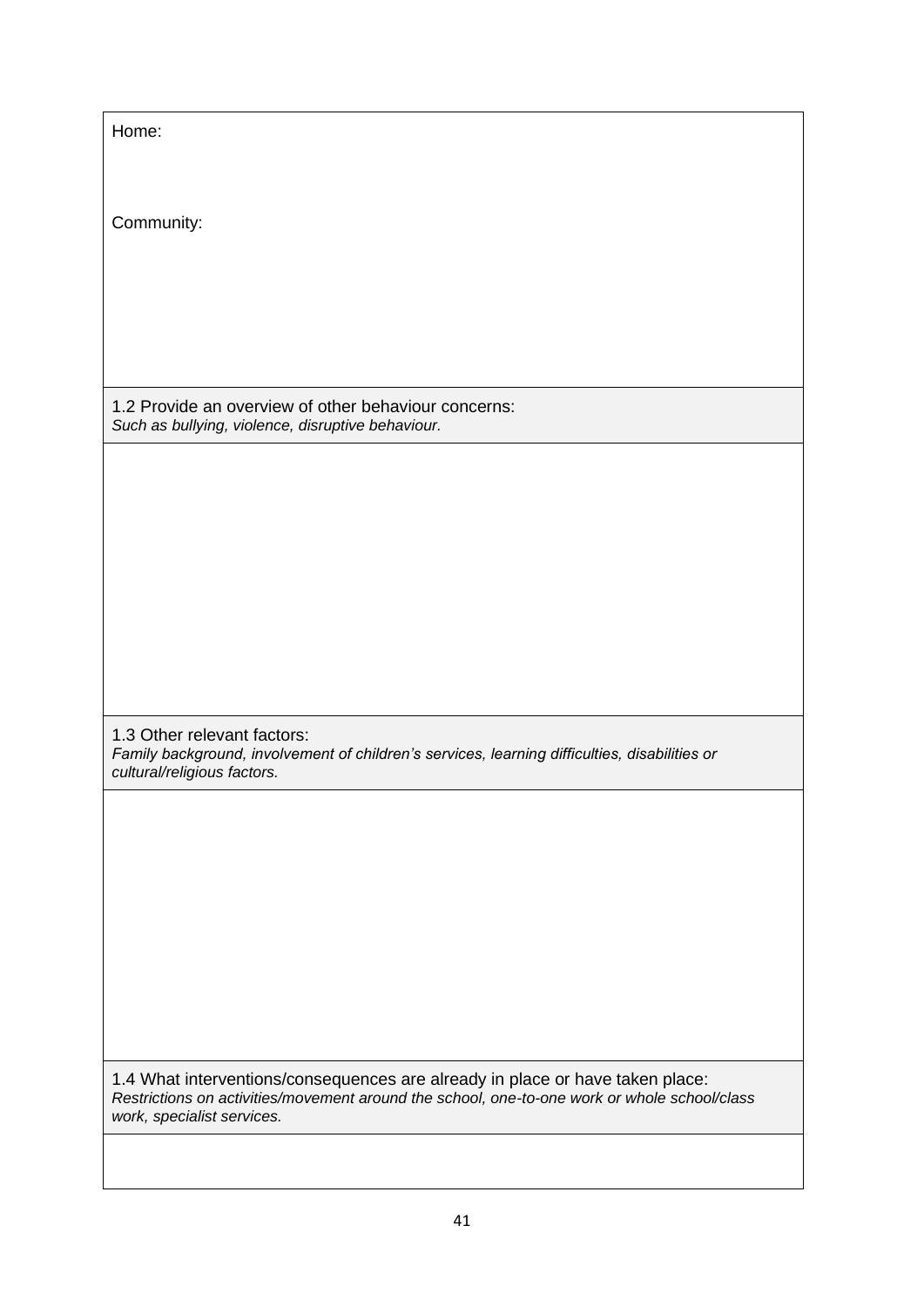Home:

Community:

**1.2 Provide an overview of other behaviour concerns:**
*Such as bullying, violence, disruptive behaviour.*

**1.3 Other relevant factors:**
*Family background, involvement of children's services, learning difficulties, disabilities or cultural/religious factors.*

**1.4 What interventions/consequences are already in place or have taken place:**
*Restrictions on activities/movement around the school, one-to-one work or whole school/class work, specialist services.*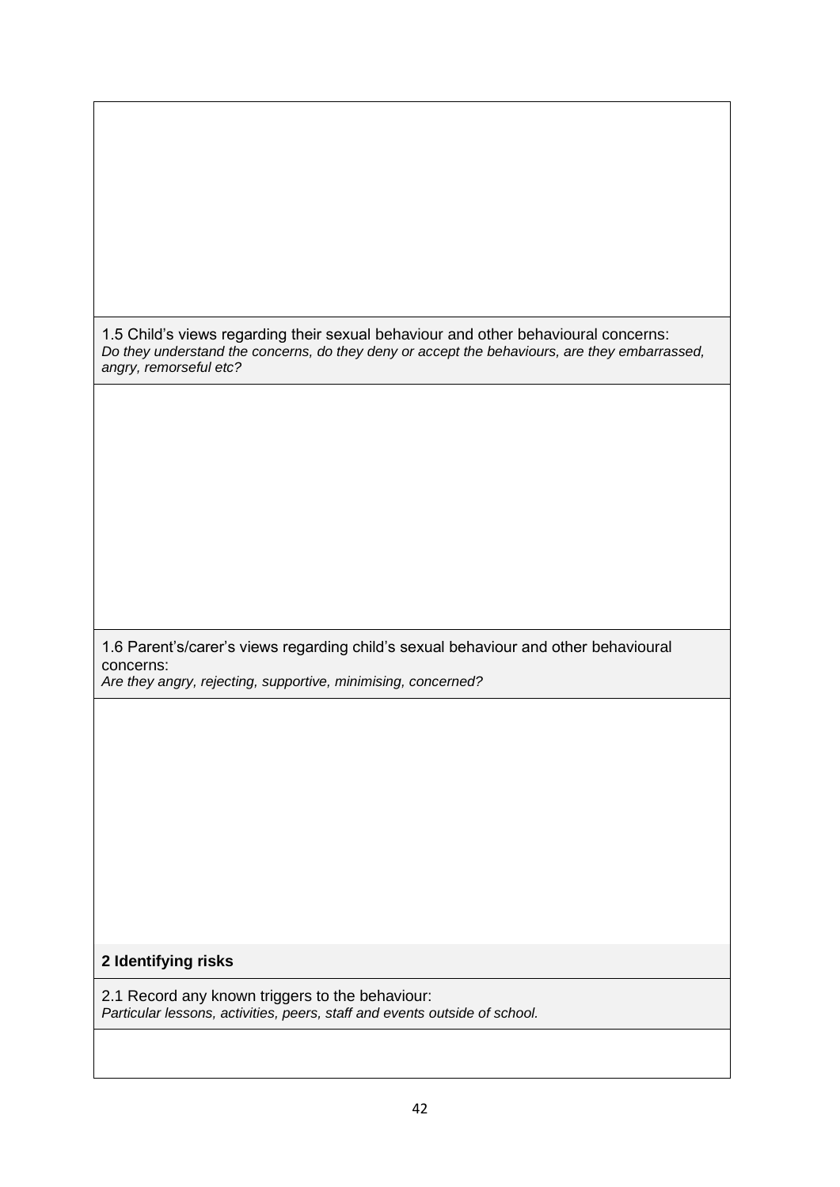1.5 Child’s views regarding their sexual behaviour and other behavioural concerns:
*Do they understand the concerns, do they deny or accept the behaviours, are they embarrassed, angry, remorseful etc?*

1.6 Parent’s/carer’s views regarding child’s sexual behaviour and other behavioural concerns:
*Are they angry, rejecting, supportive, minimising, concerned?*

**2 Identifying risks**

2.1 Record any known triggers to the behaviour:
*Particular lessons, activities, peers, staff and events outside of school.*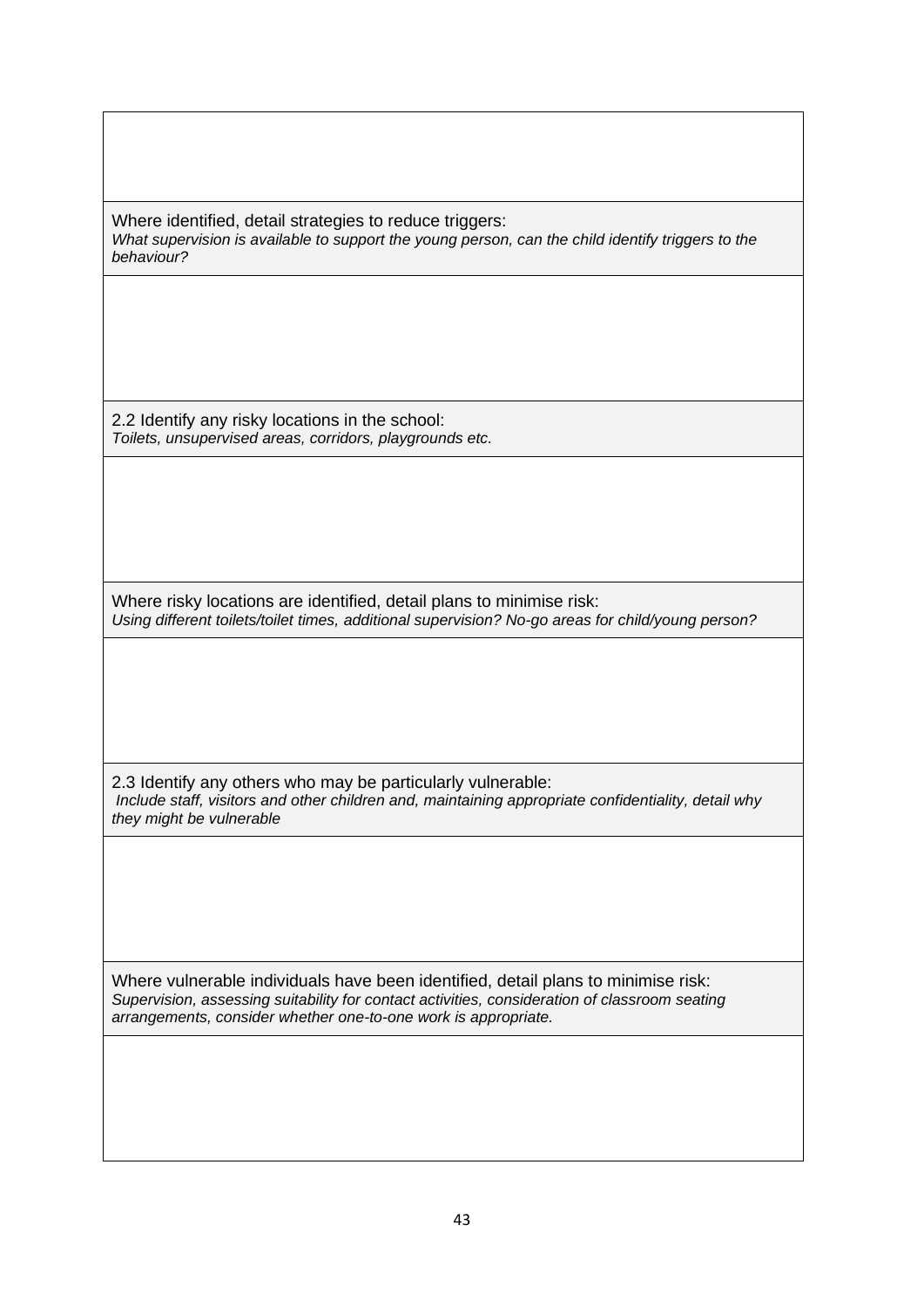| |
|---|
| |
| Where identified, detail strategies to reduce triggers:<br>*What supervision is available to support the young person, can the child identify triggers to the behaviour?* |
| |
| 2.2 Identify any risky locations in the school:<br>*Toilets, unsupervised areas, corridors, playgrounds etc.* |
| |
| Where risky locations are identified, detail plans to minimise risk:<br>*Using different toilets/toilet times, additional supervision? No-go areas for child/young person?* |
| |
| 2.3 Identify any others who may be particularly vulnerable:<br>*Include staff, visitors and other children and, maintaining appropriate confidentiality, detail why they might be vulnerable* |
| |
| Where vulnerable individuals have been identified, detail plans to minimise risk:<br>*Supervision, assessing suitability for contact activities, consideration of classroom seating arrangements, consider whether one-to-one work is appropriate.* |
| |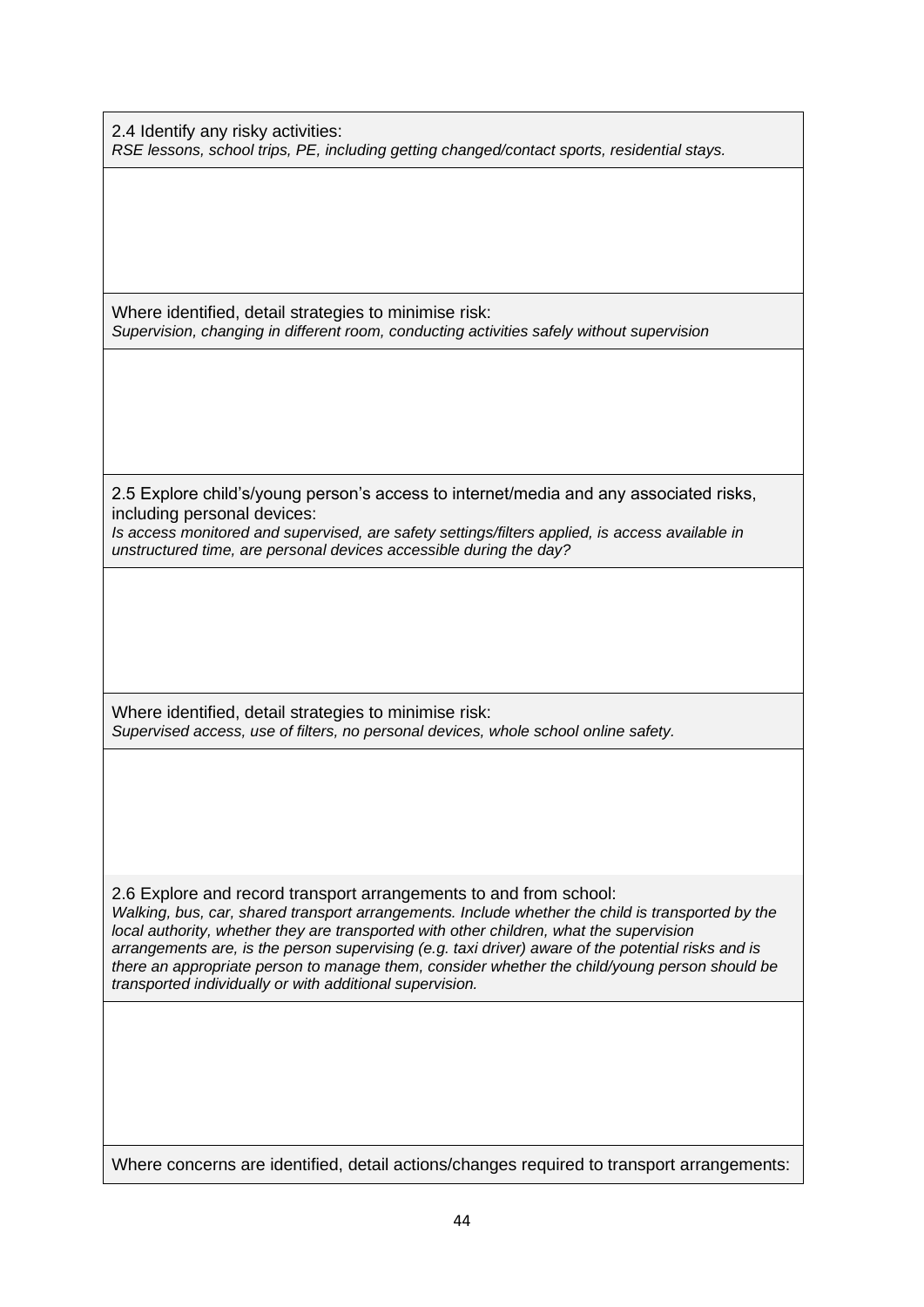| 2.4 Identify any risky activities:<br>*RSE lessons, school trips, PE, including getting changed/contact sports, residential stays.* |
|---|
| |
| Where identified, detail strategies to minimise risk:<br>*Supervision, changing in different room, conducting activities safely without supervision* |
| |
| 2.5 Explore child's/young person's access to internet/media and any associated risks, including personal devices:<br>*Is access monitored and supervised, are safety settings/filters applied, is access available in unstructured time, are personal devices accessible during the day?* |
| |
| Where identified, detail strategies to minimise risk:<br>*Supervised access, use of filters, no personal devices, whole school online safety.* |
| |
| 2.6 Explore and record transport arrangements to and from school:<br>*Walking, bus, car, shared transport arrangements. Include whether the child is transported by the local authority, whether they are transported with other children, what the supervision arrangements are, is the person supervising (e.g. taxi driver) aware of the potential risks and is there an appropriate person to manage them, consider whether the child/young person should be transported individually or with additional supervision.* |
| |
| Where concerns are identified, detail actions/changes required to transport arrangements: |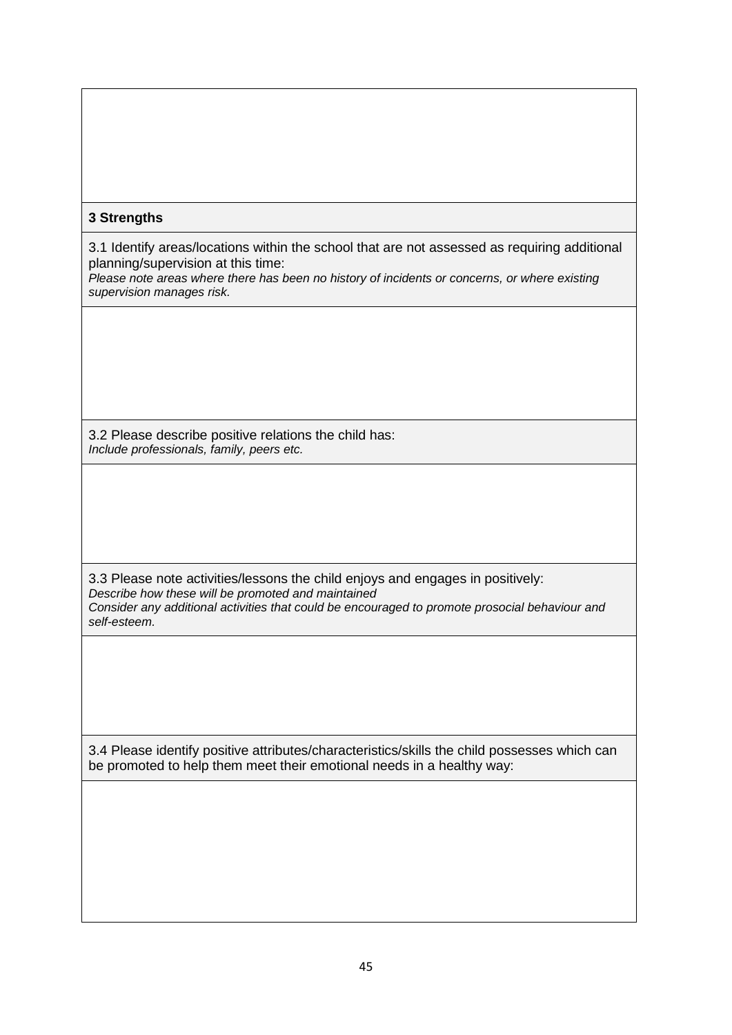**3 Strengths**

3.1 Identify areas/locations within the school that are not assessed as requiring additional planning/supervision at this time:
*Please note areas where there has been no history of incidents or concerns, or where existing supervision manages risk.*

3.2 Please describe positive relations the child has:
*Include professionals, family, peers etc.*

3.3 Please note activities/lessons the child enjoys and engages in positively:
*Describe how these will be promoted and maintained*
*Consider any additional activities that could be encouraged to promote prosocial behaviour and self-esteem.*

3.4 Please identify positive attributes/characteristics/skills the child possesses which can be promoted to help them meet their emotional needs in a healthy way: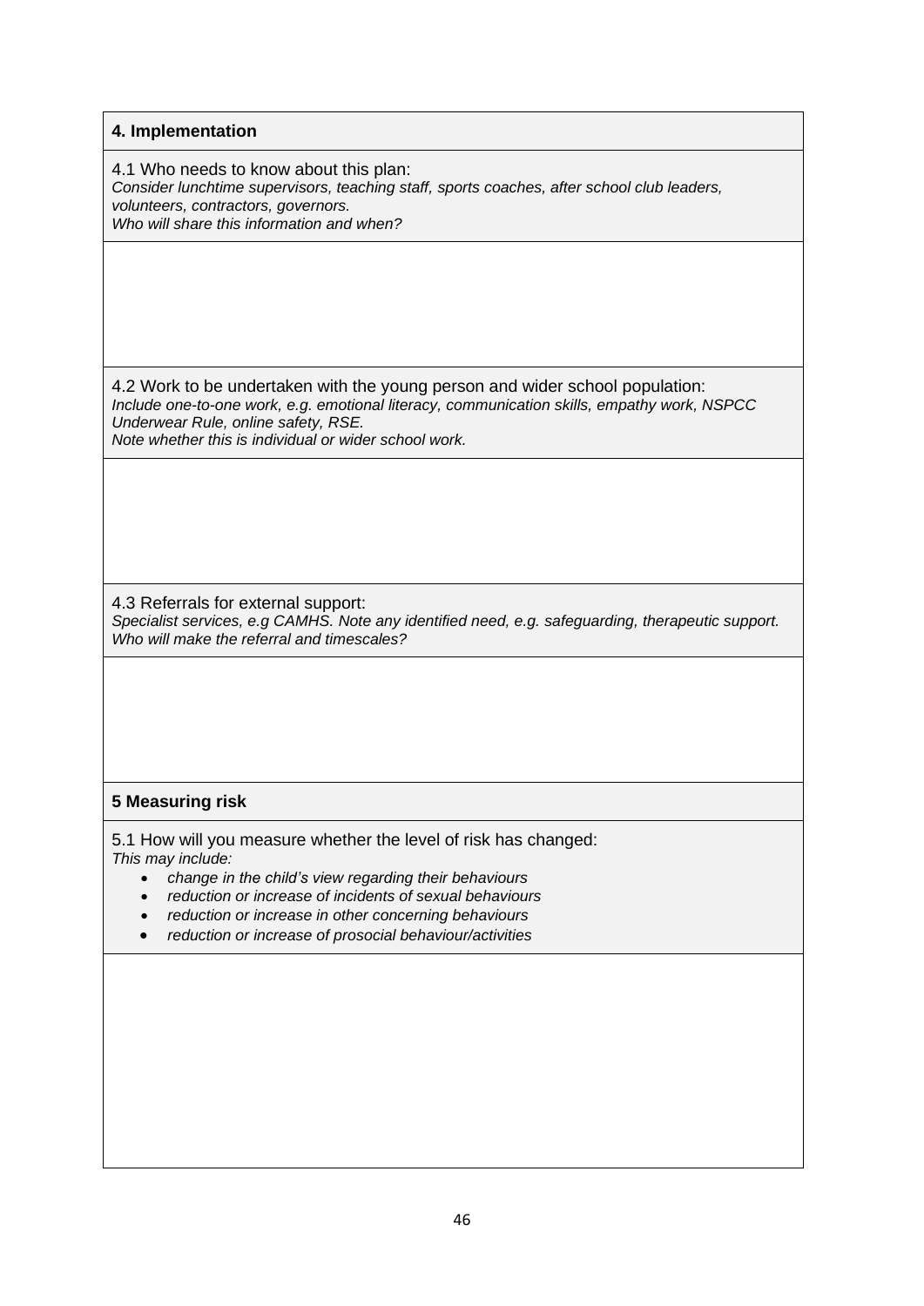## 4. Implementation

4.1 Who needs to know about this plan:
*Consider lunchtime supervisors, teaching staff, sports coaches, after school club leaders, volunteers, contractors, governors.*
*Who will share this information and when?*

4.2 Work to be undertaken with the young person and wider school population:
*Include one-to-one work, e.g. emotional literacy, communication skills, empathy work, NSPCC Underwear Rule, online safety, RSE.*
*Note whether this is individual or wider school work.*

4.3 Referrals for external support:
*Specialist services, e.g CAMHS. Note any identified need, e.g. safeguarding, therapeutic support.*
*Who will make the referral and timescales?*

## 5 Measuring risk

5.1 How will you measure whether the level of risk has changed:
*This may include:*

- *change in the child's view regarding their behaviours*
- *reduction or increase of incidents of sexual behaviours*
- *reduction or increase in other concerning behaviours*
- *reduction or increase of prosocial behaviour/activities*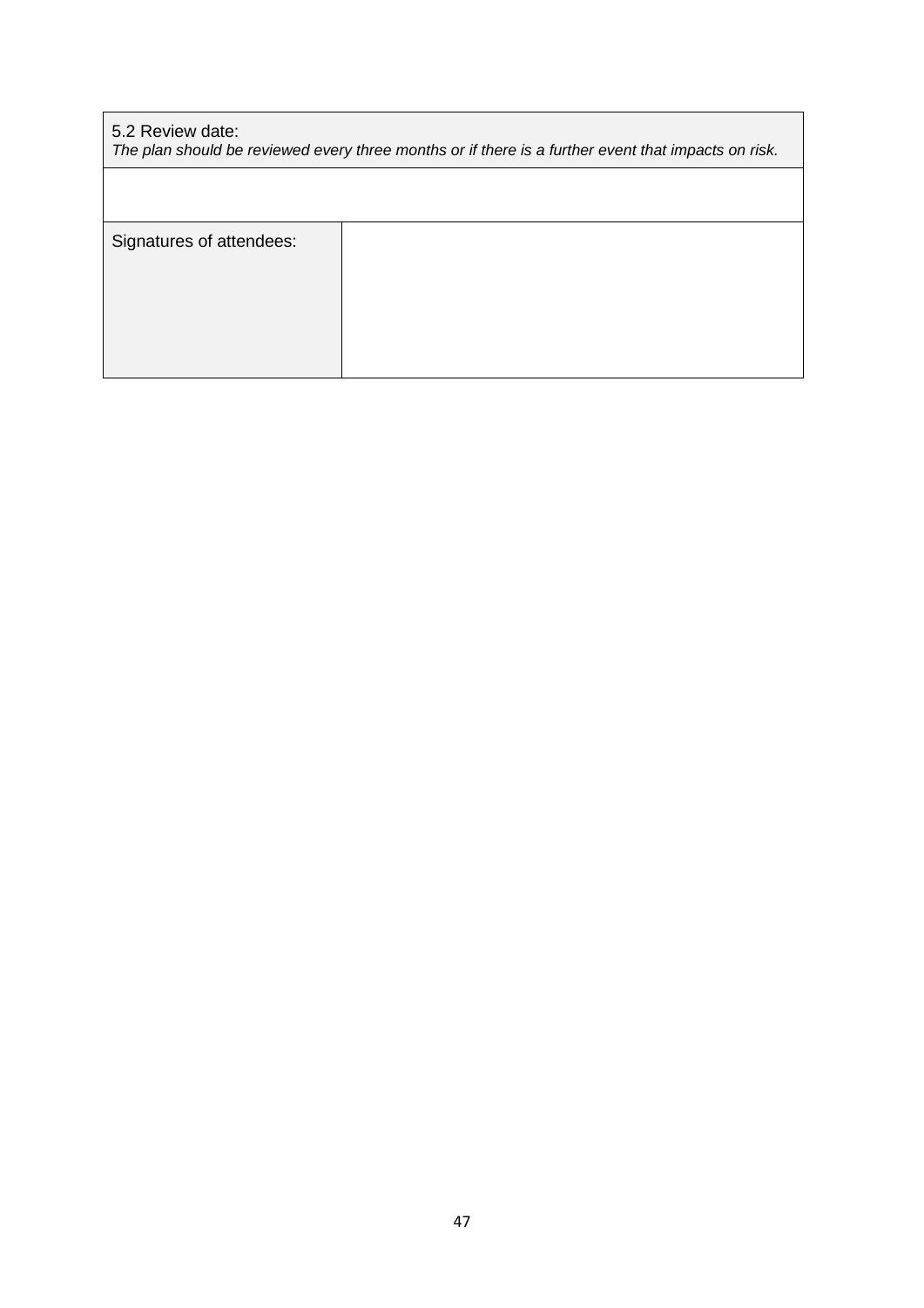| | |
|---|---|
| 5.2 Review date:<br>*The plan should be reviewed every three months or if there is a further event that impacts on risk.* | |
| | |
| Signatures of attendees: | |